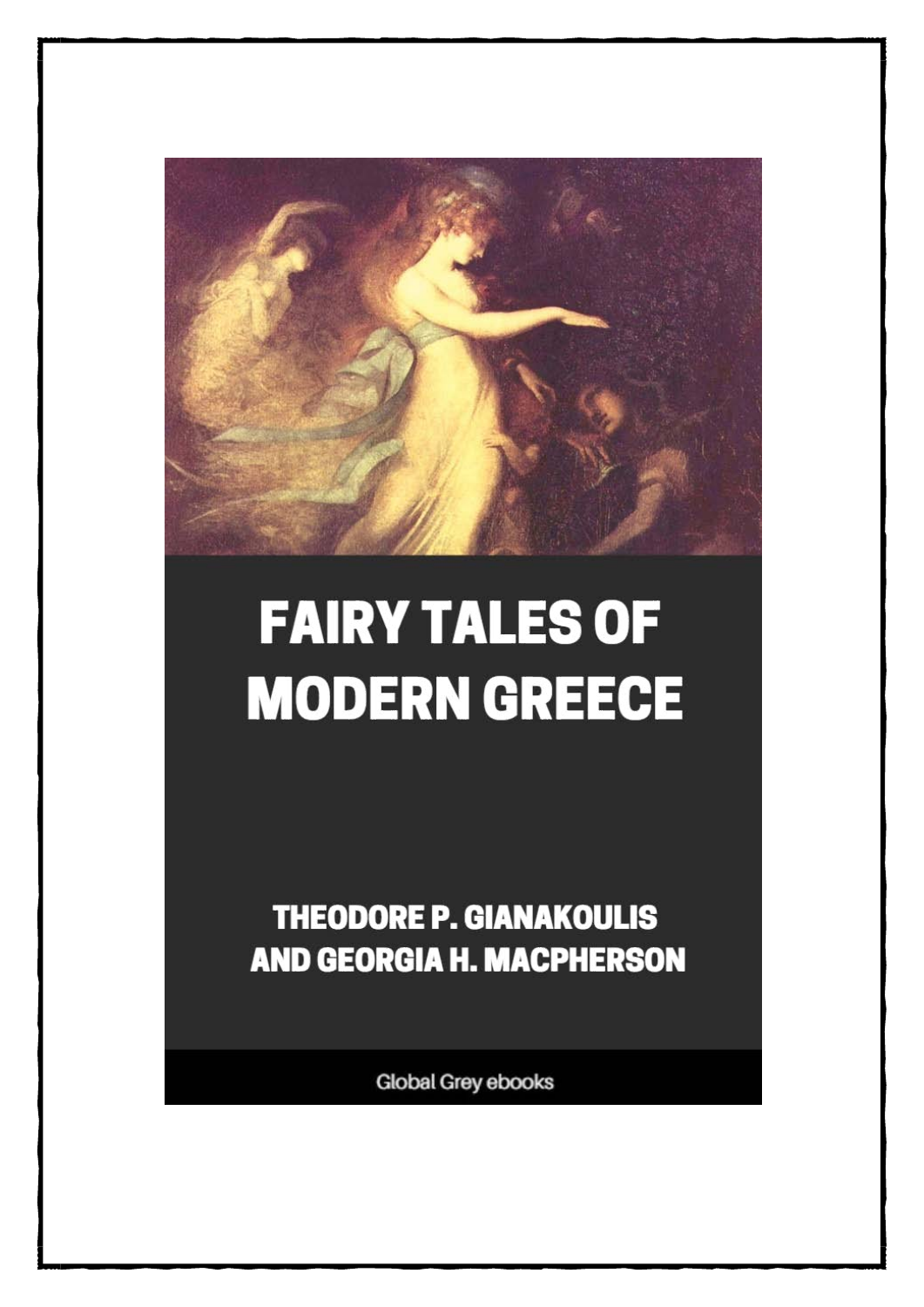# FAIRY TALES OF MODERN GREECE

THEODORE P. GIANAKOULIS AND GEORGIA H. MACPHERSON

Global Grey ebooks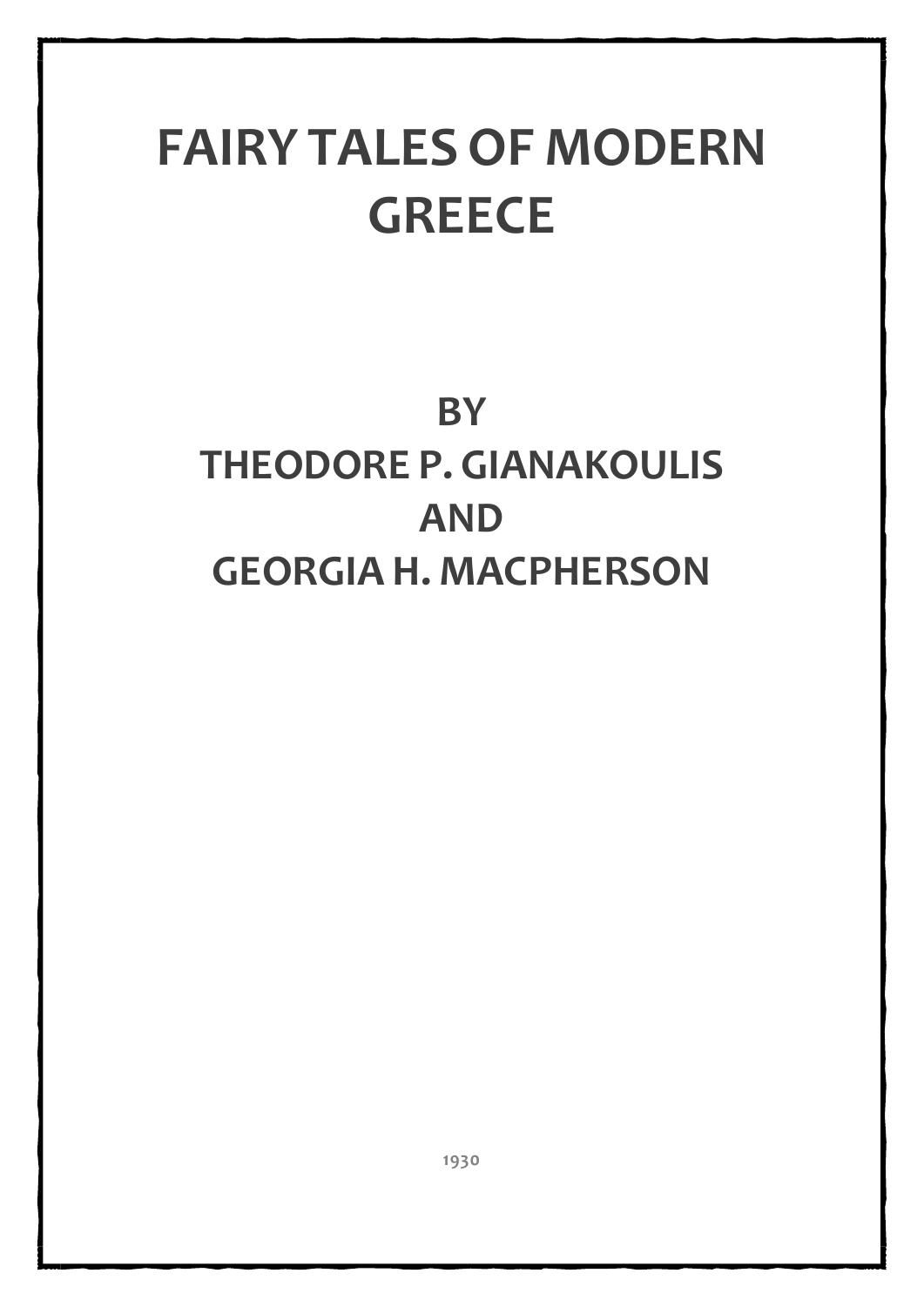# FAIRY TALES OF MODERN GREECE

## BY
## THEODORE P. GIANAKOULIS
## AND
## GEORGIA H. MACPHERSON

1930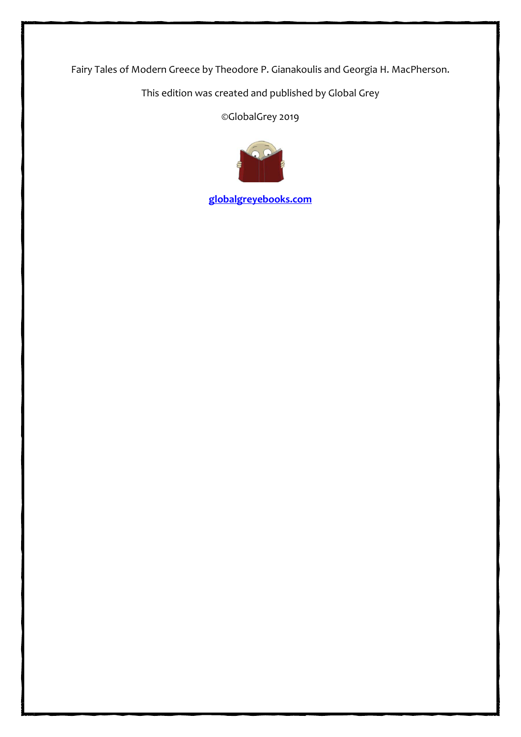Fairy Tales of Modern Greece by Theodore P. Gianakoulis and Georgia H. MacPherson.

This edition was created and published by Global Grey

©GlobalGrey 2019

**[globalgreyebooks.com](https://globalgreyebooks.com)**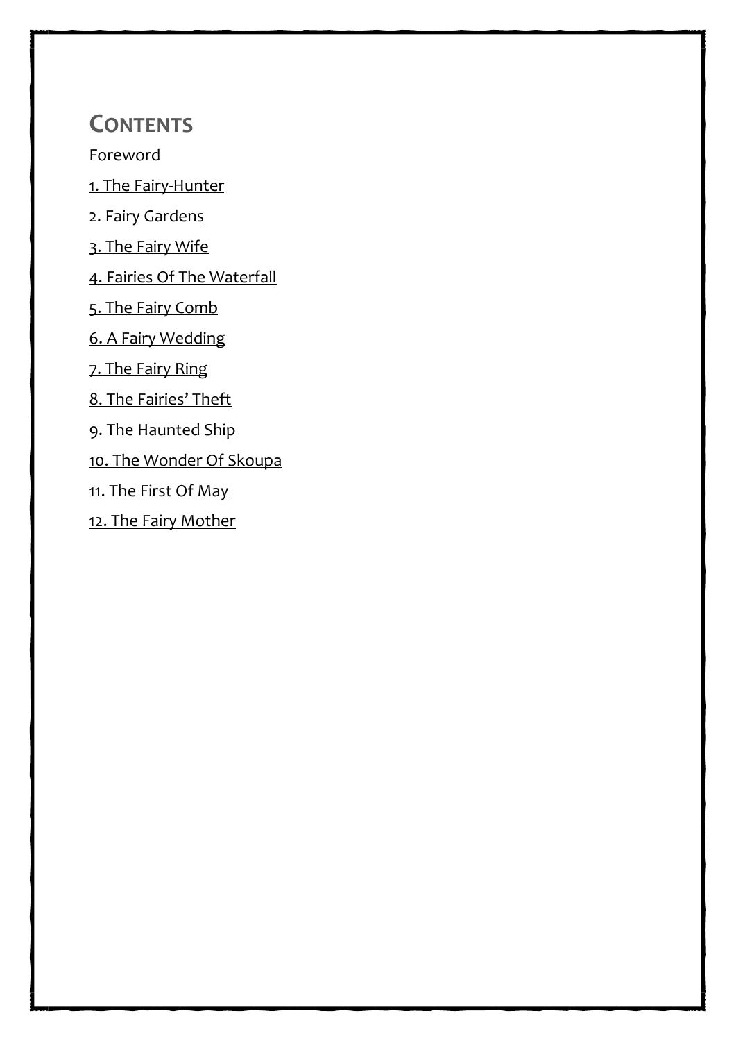# Contents

Foreword

1. The Fairy-Hunter

2. Fairy Gardens

3. The Fairy Wife

4. Fairies Of The Waterfall

5. The Fairy Comb

6. A Fairy Wedding

7. The Fairy Ring

8. The Fairies' Theft

9. The Haunted Ship

10. The Wonder Of Skoupa

11. The First Of May

12. The Fairy Mother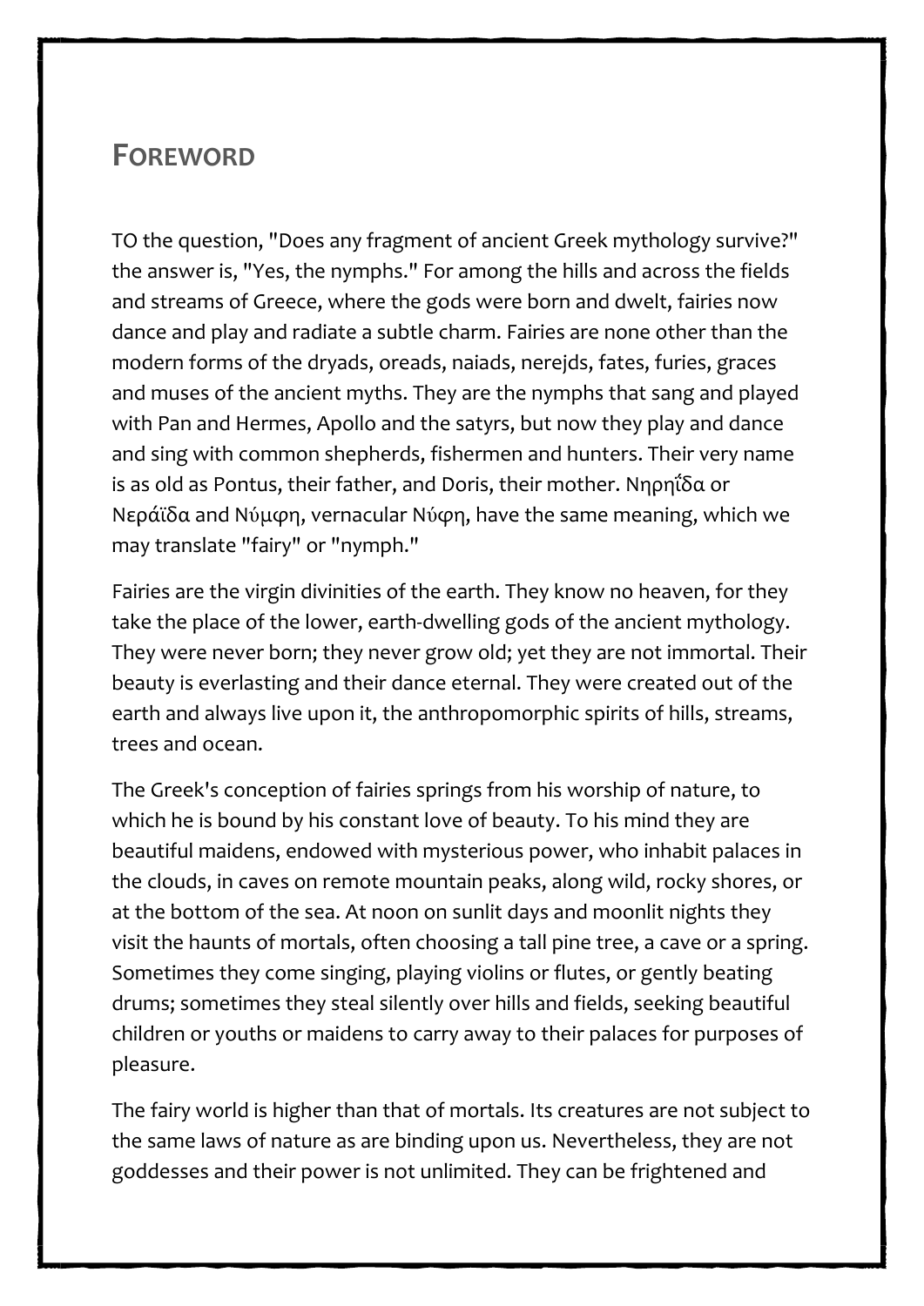## FOREWORD

TO the question, "Does any fragment of ancient Greek mythology survive?" the answer is, "Yes, the nymphs." For among the hills and across the fields and streams of Greece, where the gods were born and dwelt, fairies now dance and play and radiate a subtle charm. Fairies are none other than the modern forms of the dryads, oreads, naiads, nerejds, fates, furies, graces and muses of the ancient myths. They are the nymphs that sang and played with Pan and Hermes, Apollo and the satyrs, but now they play and dance and sing with common shepherds, fishermen and hunters. Their very name is as old as Pontus, their father, and Doris, their mother. Νηρηΐδα or Νεράϊδα and Νύμφη, vernacular Νύφη, have the same meaning, which we may translate "fairy" or "nymph."

Fairies are the virgin divinities of the earth. They know no heaven, for they take the place of the lower, earth-dwelling gods of the ancient mythology. They were never born; they never grow old; yet they are not immortal. Their beauty is everlasting and their dance eternal. They were created out of the earth and always live upon it, the anthropomorphic spirits of hills, streams, trees and ocean.

The Greek's conception of fairies springs from his worship of nature, to which he is bound by his constant love of beauty. To his mind they are beautiful maidens, endowed with mysterious power, who inhabit palaces in the clouds, in caves on remote mountain peaks, along wild, rocky shores, or at the bottom of the sea. At noon on sunlit days and moonlit nights they visit the haunts of mortals, often choosing a tall pine tree, a cave or a spring. Sometimes they come singing, playing violins or flutes, or gently beating drums; sometimes they steal silently over hills and fields, seeking beautiful children or youths or maidens to carry away to their palaces for purposes of pleasure.

The fairy world is higher than that of mortals. Its creatures are not subject to the same laws of nature as are binding upon us. Nevertheless, they are not goddesses and their power is not unlimited. They can be frightened and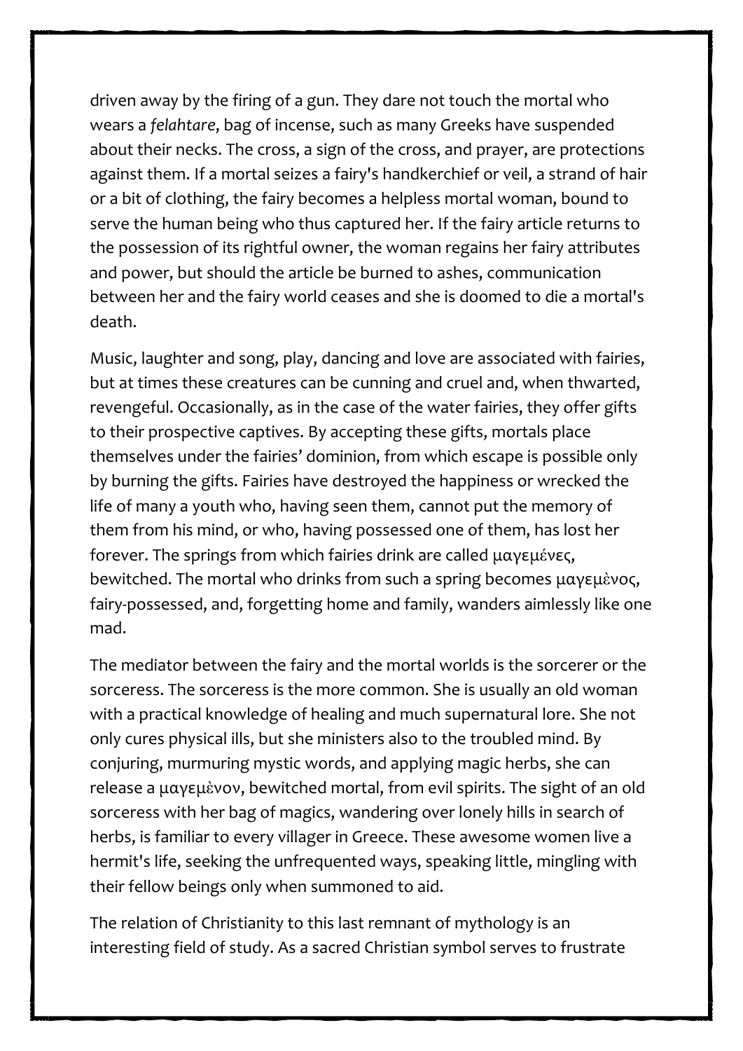driven away by the firing of a gun. They dare not touch the mortal who wears a *felahtare*, bag of incense, such as many Greeks have suspended about their necks. The cross, a sign of the cross, and prayer, are protections against them. If a mortal seizes a fairy's handkerchief or veil, a strand of hair or a bit of clothing, the fairy becomes a helpless mortal woman, bound to serve the human being who thus captured her. If the fairy article returns to the possession of its rightful owner, the woman regains her fairy attributes and power, but should the article be burned to ashes, communication between her and the fairy world ceases and she is doomed to die a mortal's death.

Music, laughter and song, play, dancing and love are associated with fairies, but at times these creatures can be cunning and cruel and, when thwarted, revengeful. Occasionally, as in the case of the water fairies, they offer gifts to their prospective captives. By accepting these gifts, mortals place themselves under the fairies' dominion, from which escape is possible only by burning the gifts. Fairies have destroyed the happiness or wrecked the life of many a youth who, having seen them, cannot put the memory of them from his mind, or who, having possessed one of them, has lost her forever. The springs from which fairies drink are called μαγεμένες, bewitched. The mortal who drinks from such a spring becomes μαγεμὲνος, fairy-possessed, and, forgetting home and family, wanders aimlessly like one mad.

The mediator between the fairy and the mortal worlds is the sorcerer or the sorceress. The sorceress is the more common. She is usually an old woman with a practical knowledge of healing and much supernatural lore. She not only cures physical ills, but she ministers also to the troubled mind. By conjuring, murmuring mystic words, and applying magic herbs, she can release a μαγεμὲνον, bewitched mortal, from evil spirits. The sight of an old sorceress with her bag of magics, wandering over lonely hills in search of herbs, is familiar to every villager in Greece. These awesome women live a hermit's life, seeking the unfrequented ways, speaking little, mingling with their fellow beings only when summoned to aid.

The relation of Christianity to this last remnant of mythology is an interesting field of study. As a sacred Christian symbol serves to frustrate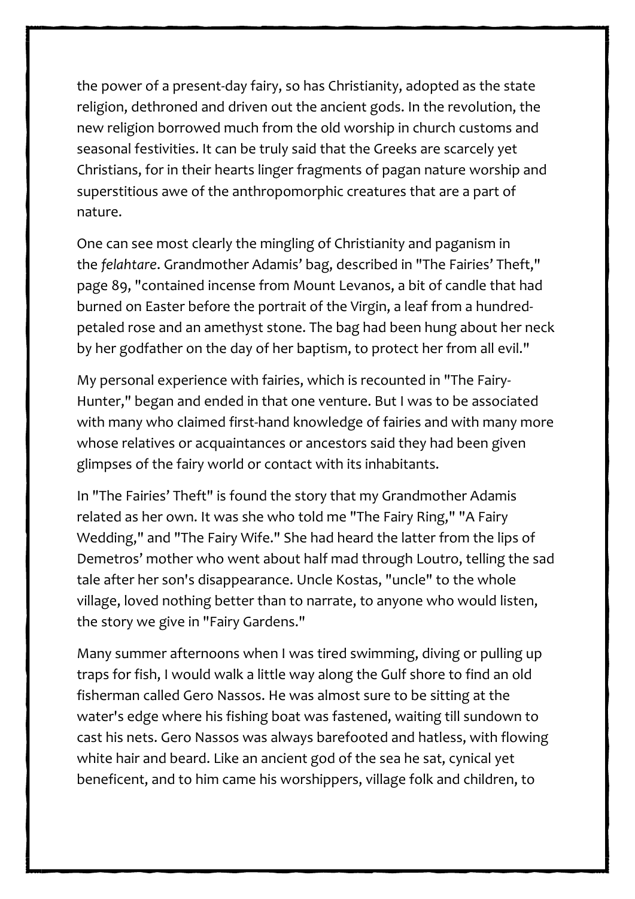the power of a present-day fairy, so has Christianity, adopted as the state religion, dethroned and driven out the ancient gods. In the revolution, the new religion borrowed much from the old worship in church customs and seasonal festivities. It can be truly said that the Greeks are scarcely yet Christians, for in their hearts linger fragments of pagan nature worship and superstitious awe of the anthropomorphic creatures that are a part of nature.

One can see most clearly the mingling of Christianity and paganism in the *felahtare*. Grandmother Adamis' bag, described in "The Fairies' Theft," page 89, "contained incense from Mount Levanos, a bit of candle that had burned on Easter before the portrait of the Virgin, a leaf from a hundred-petaled rose and an amethyst stone. The bag had been hung about her neck by her godfather on the day of her baptism, to protect her from all evil."

My personal experience with fairies, which is recounted in "The Fairy-Hunter," began and ended in that one venture. But I was to be associated with many who claimed first-hand knowledge of fairies and with many more whose relatives or acquaintances or ancestors said they had been given glimpses of the fairy world or contact with its inhabitants.

In "The Fairies' Theft" is found the story that my Grandmother Adamis related as her own. It was she who told me "The Fairy Ring," "A Fairy Wedding," and "The Fairy Wife." She had heard the latter from the lips of Demetros' mother who went about half mad through Loutro, telling the sad tale after her son's disappearance. Uncle Kostas, "uncle" to the whole village, loved nothing better than to narrate, to anyone who would listen, the story we give in "Fairy Gardens."

Many summer afternoons when I was tired swimming, diving or pulling up traps for fish, I would walk a little way along the Gulf shore to find an old fisherman called Gero Nassos. He was almost sure to be sitting at the water's edge where his fishing boat was fastened, waiting till sundown to cast his nets. Gero Nassos was always barefooted and hatless, with flowing white hair and beard. Like an ancient god of the sea he sat, cynical yet beneficent, and to him came his worshippers, village folk and children, to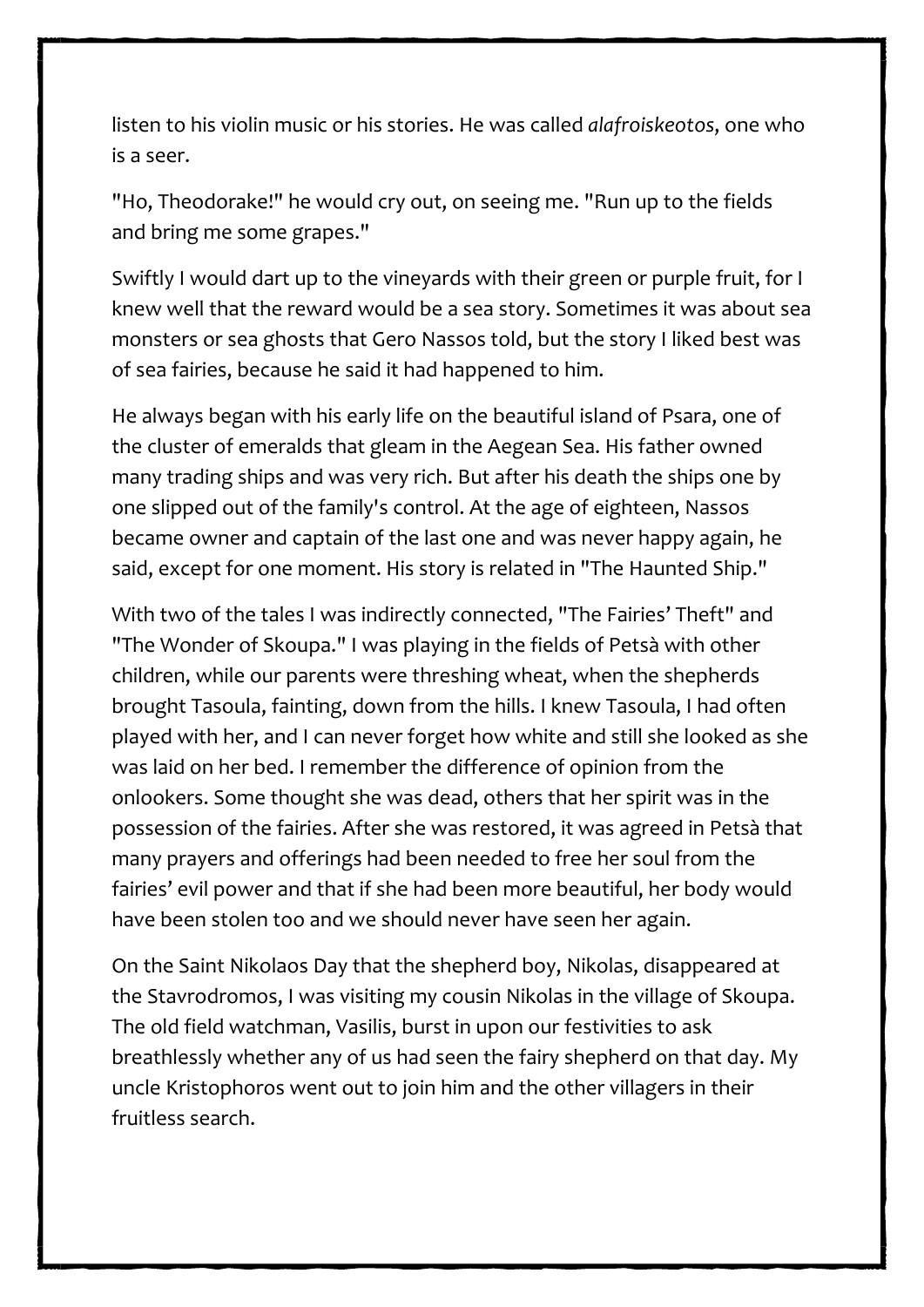listen to his violin music or his stories. He was called *alafroiskeotos*, one who is a seer.

"Ho, Theodorake!" he would cry out, on seeing me. "Run up to the fields and bring me some grapes."

Swiftly I would dart up to the vineyards with their green or purple fruit, for I knew well that the reward would be a sea story. Sometimes it was about sea monsters or sea ghosts that Gero Nassos told, but the story I liked best was of sea fairies, because he said it had happened to him.

He always began with his early life on the beautiful island of Psara, one of the cluster of emeralds that gleam in the Aegean Sea. His father owned many trading ships and was very rich. But after his death the ships one by one slipped out of the family's control. At the age of eighteen, Nassos became owner and captain of the last one and was never happy again, he said, except for one moment. His story is related in "The Haunted Ship."

With two of the tales I was indirectly connected, "The Fairies' Theft" and "The Wonder of Skoupa." I was playing in the fields of Petsà with other children, while our parents were threshing wheat, when the shepherds brought Tasoula, fainting, down from the hills. I knew Tasoula, I had often played with her, and I can never forget how white and still she looked as she was laid on her bed. I remember the difference of opinion from the onlookers. Some thought she was dead, others that her spirit was in the possession of the fairies. After she was restored, it was agreed in Petsà that many prayers and offerings had been needed to free her soul from the fairies' evil power and that if she had been more beautiful, her body would have been stolen too and we should never have seen her again.

On the Saint Nikolaos Day that the shepherd boy, Nikolas, disappeared at the Stavrodromos, I was visiting my cousin Nikolas in the village of Skoupa. The old field watchman, Vasilis, burst in upon our festivities to ask breathlessly whether any of us had seen the fairy shepherd on that day. My uncle Kristophoros went out to join him and the other villagers in their fruitless search.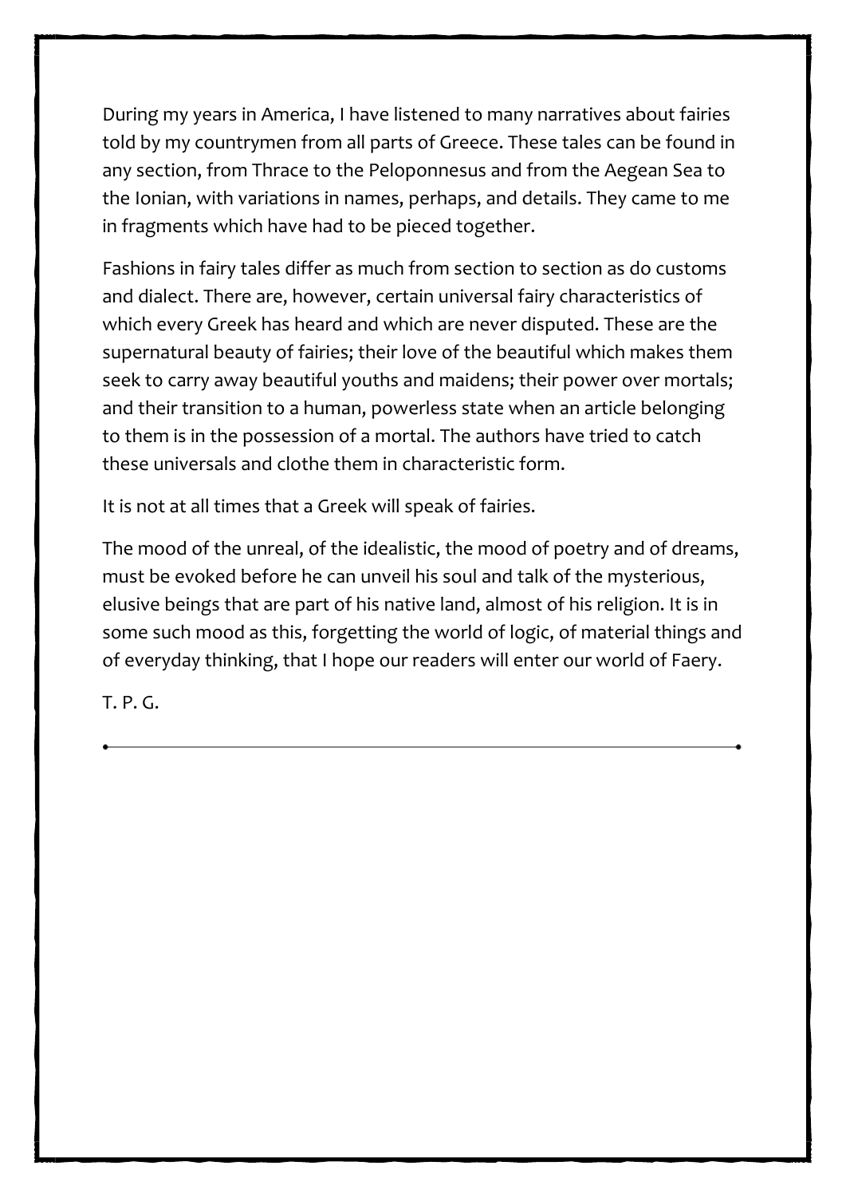During my years in America, I have listened to many narratives about fairies told by my countrymen from all parts of Greece. These tales can be found in any section, from Thrace to the Peloponnesus and from the Aegean Sea to the Ionian, with variations in names, perhaps, and details. They came to me in fragments which have had to be pieced together.

Fashions in fairy tales differ as much from section to section as do customs and dialect. There are, however, certain universal fairy characteristics of which every Greek has heard and which are never disputed. These are the supernatural beauty of fairies; their love of the beautiful which makes them seek to carry away beautiful youths and maidens; their power over mortals; and their transition to a human, powerless state when an article belonging to them is in the possession of a mortal. The authors have tried to catch these universals and clothe them in characteristic form.

It is not at all times that a Greek will speak of fairies.

The mood of the unreal, of the idealistic, the mood of poetry and of dreams, must be evoked before he can unveil his soul and talk of the mysterious, elusive beings that are part of his native land, almost of his religion. It is in some such mood as this, forgetting the world of logic, of material things and of everyday thinking, that I hope our readers will enter our world of Faery.

T. P. G.

---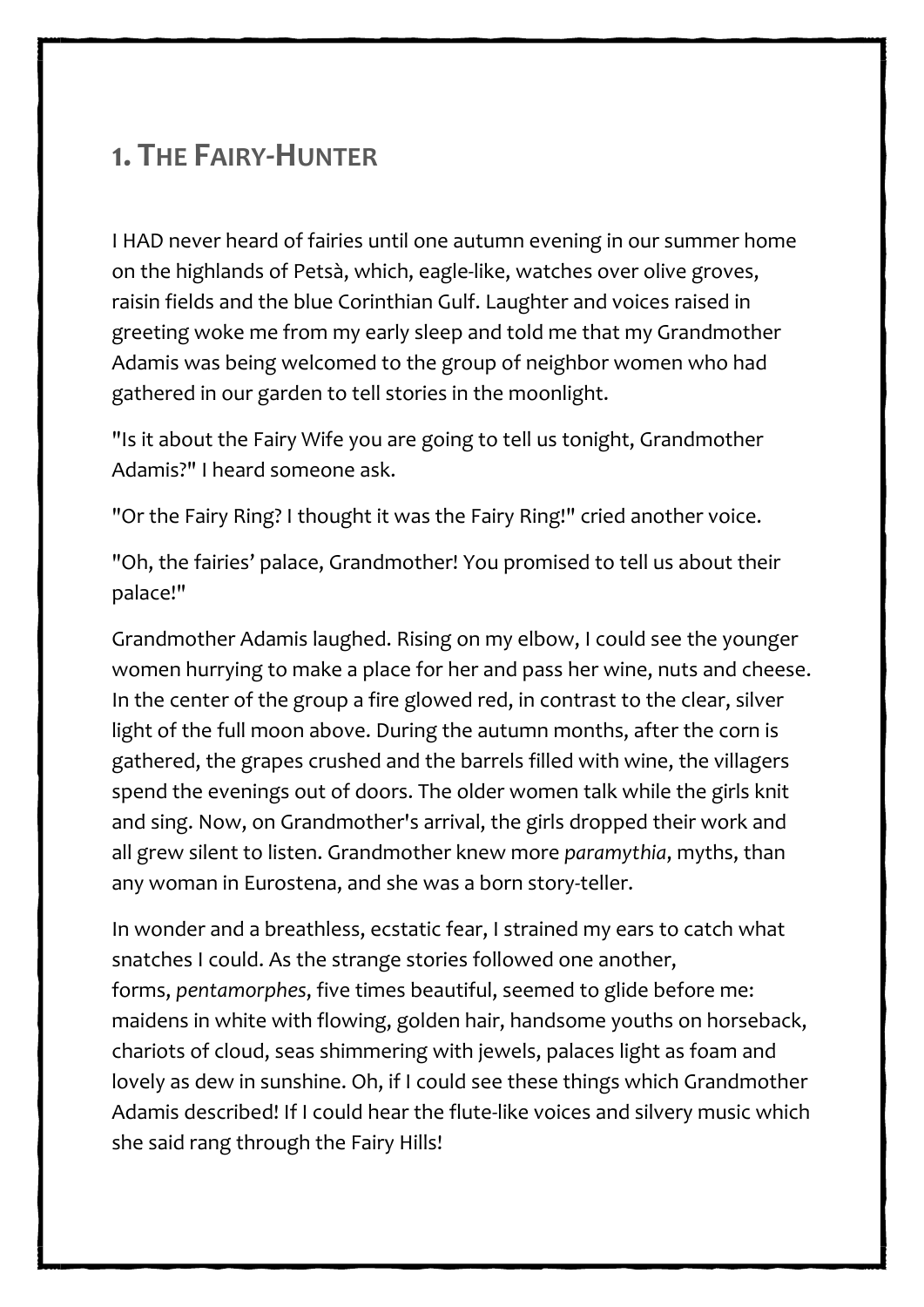## 1. The Fairy-Hunter

I HAD never heard of fairies until one autumn evening in our summer home on the highlands of Petsà, which, eagle-like, watches over olive groves, raisin fields and the blue Corinthian Gulf. Laughter and voices raised in greeting woke me from my early sleep and told me that my Grandmother Adamis was being welcomed to the group of neighbor women who had gathered in our garden to tell stories in the moonlight.

"Is it about the Fairy Wife you are going to tell us tonight, Grandmother Adamis?" I heard someone ask.

"Or the Fairy Ring? I thought it was the Fairy Ring!" cried another voice.

"Oh, the fairies' palace, Grandmother! You promised to tell us about their palace!"

Grandmother Adamis laughed. Rising on my elbow, I could see the younger women hurrying to make a place for her and pass her wine, nuts and cheese. In the center of the group a fire glowed red, in contrast to the clear, silver light of the full moon above. During the autumn months, after the corn is gathered, the grapes crushed and the barrels filled with wine, the villagers spend the evenings out of doors. The older women talk while the girls knit and sing. Now, on Grandmother's arrival, the girls dropped their work and all grew silent to listen. Grandmother knew more *paramythia*, myths, than any woman in Eurostena, and she was a born story-teller.

In wonder and a breathless, ecstatic fear, I strained my ears to catch what snatches I could. As the strange stories followed one another, forms, *pentamorphes*, five times beautiful, seemed to glide before me: maidens in white with flowing, golden hair, handsome youths on horseback, chariots of cloud, seas shimmering with jewels, palaces light as foam and lovely as dew in sunshine. Oh, if I could see these things which Grandmother Adamis described! If I could hear the flute-like voices and silvery music which she said rang through the Fairy Hills!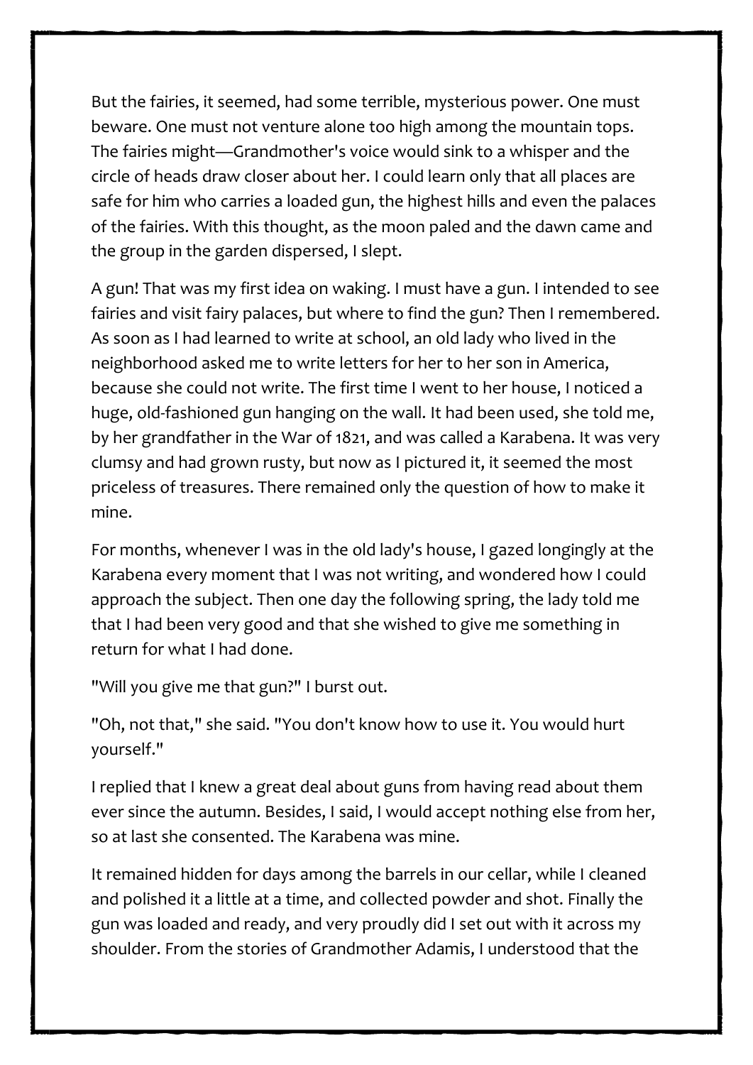But the fairies, it seemed, had some terrible, mysterious power. One must beware. One must not venture alone too high among the mountain tops. The fairies might—Grandmother's voice would sink to a whisper and the circle of heads draw closer about her. I could learn only that all places are safe for him who carries a loaded gun, the highest hills and even the palaces of the fairies. With this thought, as the moon paled and the dawn came and the group in the garden dispersed, I slept.

A gun! That was my first idea on waking. I must have a gun. I intended to see fairies and visit fairy palaces, but where to find the gun? Then I remembered. As soon as I had learned to write at school, an old lady who lived in the neighborhood asked me to write letters for her to her son in America, because she could not write. The first time I went to her house, I noticed a huge, old-fashioned gun hanging on the wall. It had been used, she told me, by her grandfather in the War of 1821, and was called a Karabena. It was very clumsy and had grown rusty, but now as I pictured it, it seemed the most priceless of treasures. There remained only the question of how to make it mine.

For months, whenever I was in the old lady's house, I gazed longingly at the Karabena every moment that I was not writing, and wondered how I could approach the subject. Then one day the following spring, the lady told me that I had been very good and that she wished to give me something in return for what I had done.

"Will you give me that gun?" I burst out.

"Oh, not that," she said. "You don't know how to use it. You would hurt yourself."

I replied that I knew a great deal about guns from having read about them ever since the autumn. Besides, I said, I would accept nothing else from her, so at last she consented. The Karabena was mine.

It remained hidden for days among the barrels in our cellar, while I cleaned and polished it a little at a time, and collected powder and shot. Finally the gun was loaded and ready, and very proudly did I set out with it across my shoulder. From the stories of Grandmother Adamis, I understood that the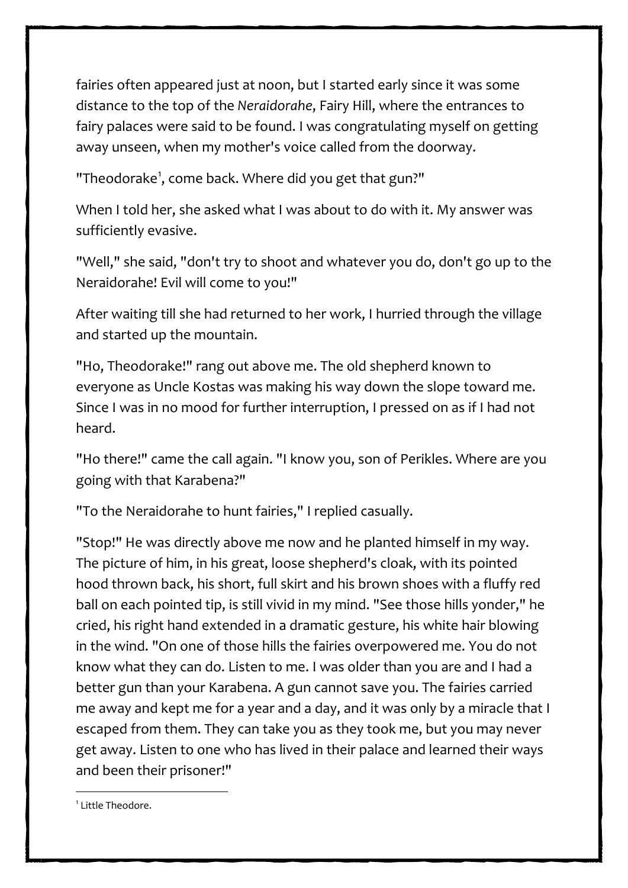fairies often appeared just at noon, but I started early since it was some distance to the top of the *Neraidorahe*, Fairy Hill, where the entrances to fairy palaces were said to be found. I was congratulating myself on getting away unseen, when my mother's voice called from the doorway.

"Theodorake[1], come back. Where did you get that gun?"

When I told her, she asked what I was about to do with it. My answer was sufficiently evasive.

"Well," she said, "don't try to shoot and whatever you do, don't go up to the Neraidorahe! Evil will come to you!"

After waiting till she had returned to her work, I hurried through the village and started up the mountain.

"Ho, Theodorake!" rang out above me. The old shepherd known to everyone as Uncle Kostas was making his way down the slope toward me. Since I was in no mood for further interruption, I pressed on as if I had not heard.

"Ho there!" came the call again. "I know you, son of Perikles. Where are you going with that Karabena?"

"To the Neraidorahe to hunt fairies," I replied casually.

"Stop!" He was directly above me now and he planted himself in my way. The picture of him, in his great, loose shepherd's cloak, with its pointed hood thrown back, his short, full skirt and his brown shoes with a fluffy red ball on each pointed tip, is still vivid in my mind. "See those hills yonder," he cried, his right hand extended in a dramatic gesture, his white hair blowing in the wind. "On one of those hills the fairies overpowered me. You do not know what they can do. Listen to me. I was older than you are and I had a better gun than your Karabena. A gun cannot save you. The fairies carried me away and kept me for a year and a day, and it was only by a miracle that I escaped from them. They can take you as they took me, but you may never get away. Listen to one who has lived in their palace and learned their ways and been their prisoner!"

[1] Little Theodore.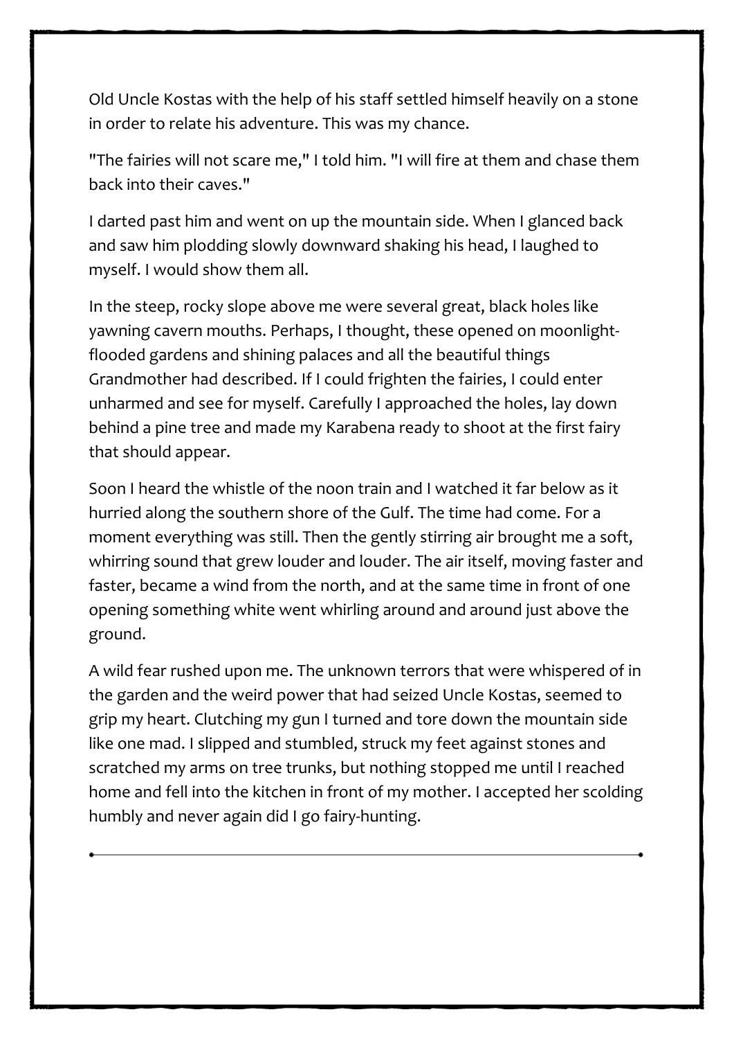Old Uncle Kostas with the help of his staff settled himself heavily on a stone in order to relate his adventure. This was my chance.

"The fairies will not scare me," I told him. "I will fire at them and chase them back into their caves."

I darted past him and went on up the mountain side. When I glanced back and saw him plodding slowly downward shaking his head, I laughed to myself. I would show them all.

In the steep, rocky slope above me were several great, black holes like yawning cavern mouths. Perhaps, I thought, these opened on moonlight-flooded gardens and shining palaces and all the beautiful things Grandmother had described. If I could frighten the fairies, I could enter unharmed and see for myself. Carefully I approached the holes, lay down behind a pine tree and made my Karabena ready to shoot at the first fairy that should appear.

Soon I heard the whistle of the noon train and I watched it far below as it hurried along the southern shore of the Gulf. The time had come. For a moment everything was still. Then the gently stirring air brought me a soft, whirring sound that grew louder and louder. The air itself, moving faster and faster, became a wind from the north, and at the same time in front of one opening something white went whirling around and around just above the ground.

A wild fear rushed upon me. The unknown terrors that were whispered of in the garden and the weird power that had seized Uncle Kostas, seemed to grip my heart. Clutching my gun I turned and tore down the mountain side like one mad. I slipped and stumbled, struck my feet against stones and scratched my arms on tree trunks, but nothing stopped me until I reached home and fell into the kitchen in front of my mother. I accepted her scolding humbly and never again did I go fairy-hunting.

---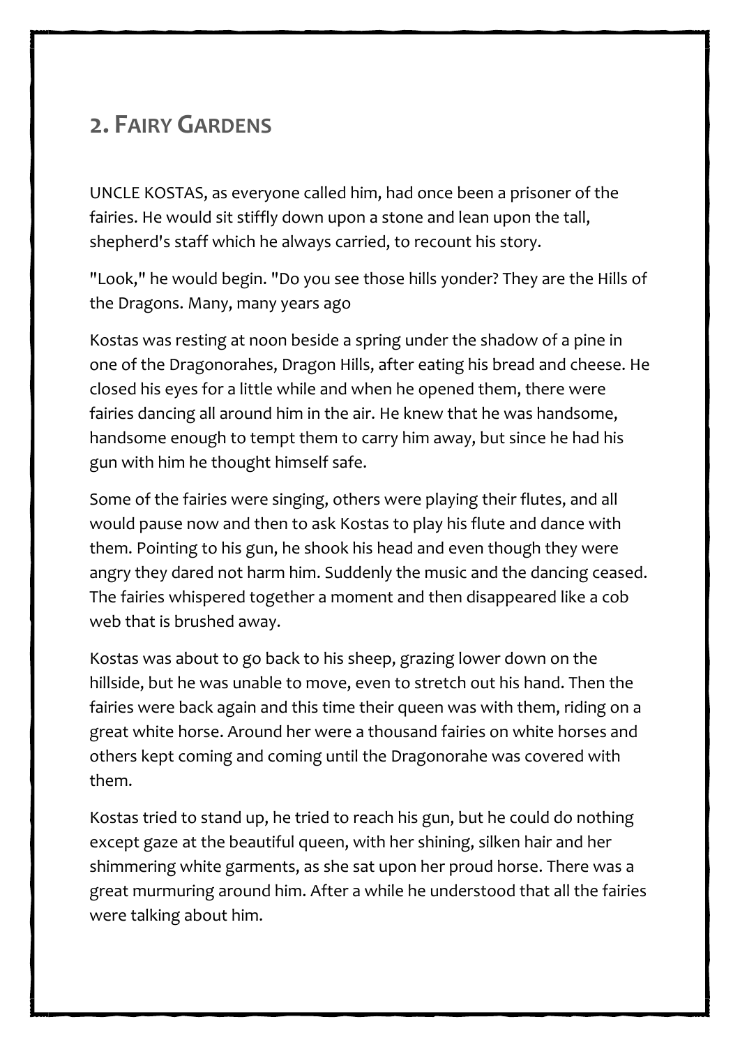## 2. Fairy Gardens

UNCLE KOSTAS, as everyone called him, had once been a prisoner of the fairies. He would sit stiffly down upon a stone and lean upon the tall, shepherd's staff which he always carried, to recount his story.

"Look," he would begin. "Do you see those hills yonder? They are the Hills of the Dragons. Many, many years ago

Kostas was resting at noon beside a spring under the shadow of a pine in one of the Dragonorahes, Dragon Hills, after eating his bread and cheese. He closed his eyes for a little while and when he opened them, there were fairies dancing all around him in the air. He knew that he was handsome, handsome enough to tempt them to carry him away, but since he had his gun with him he thought himself safe.

Some of the fairies were singing, others were playing their flutes, and all would pause now and then to ask Kostas to play his flute and dance with them. Pointing to his gun, he shook his head and even though they were angry they dared not harm him. Suddenly the music and the dancing ceased. The fairies whispered together a moment and then disappeared like a cob web that is brushed away.

Kostas was about to go back to his sheep, grazing lower down on the hillside, but he was unable to move, even to stretch out his hand. Then the fairies were back again and this time their queen was with them, riding on a great white horse. Around her were a thousand fairies on white horses and others kept coming and coming until the Dragonorahe was covered with them.

Kostas tried to stand up, he tried to reach his gun, but he could do nothing except gaze at the beautiful queen, with her shining, silken hair and her shimmering white garments, as she sat upon her proud horse. There was a great murmuring around him. After a while he understood that all the fairies were talking about him.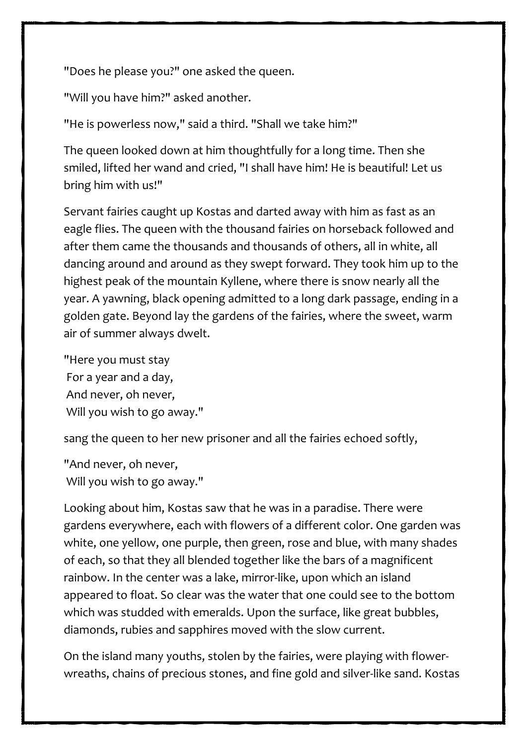"Does he please you?" one asked the queen.

"Will you have him?" asked another.

"He is powerless now," said a third. "Shall we take him?"

The queen looked down at him thoughtfully for a long time. Then she smiled, lifted her wand and cried, "I shall have him! He is beautiful! Let us bring him with us!"

Servant fairies caught up Kostas and darted away with him as fast as an eagle flies. The queen with the thousand fairies on horseback followed and after them came the thousands and thousands of others, all in white, all dancing around and around as they swept forward. They took him up to the highest peak of the mountain Kyllene, where there is snow nearly all the year. A yawning, black opening admitted to a long dark passage, ending in a golden gate. Beyond lay the gardens of the fairies, where the sweet, warm air of summer always dwelt.

"Here you must stay  
For a year and a day,  
And never, oh never,  
Will you wish to go away."

sang the queen to her new prisoner and all the fairies echoed softly,

"And never, oh never,  
Will you wish to go away."

Looking about him, Kostas saw that he was in a paradise. There were gardens everywhere, each with flowers of a different color. One garden was white, one yellow, one purple, then green, rose and blue, with many shades of each, so that they all blended together like the bars of a magnificent rainbow. In the center was a lake, mirror-like, upon which an island appeared to float. So clear was the water that one could see to the bottom which was studded with emeralds. Upon the surface, like great bubbles, diamonds, rubies and sapphires moved with the slow current.

On the island many youths, stolen by the fairies, were playing with flower-wreaths, chains of precious stones, and fine gold and silver-like sand. Kostas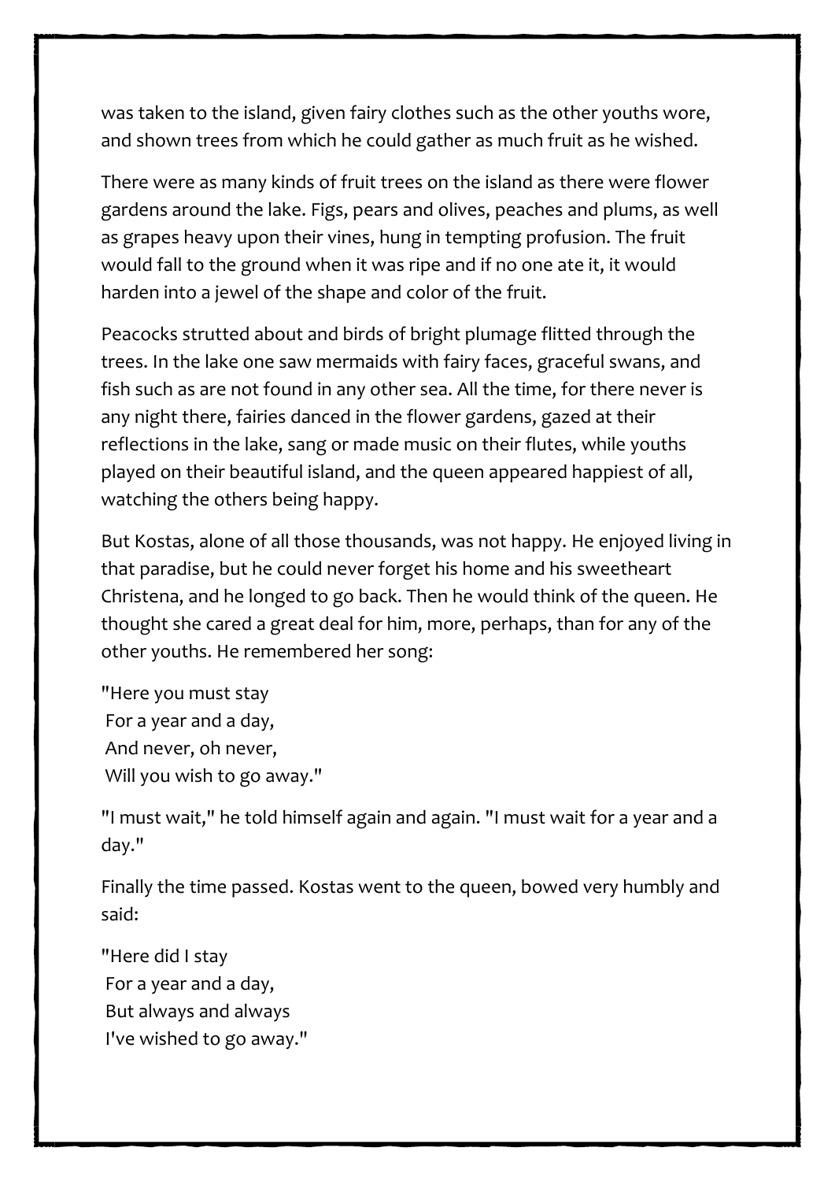was taken to the island, given fairy clothes such as the other youths wore, and shown trees from which he could gather as much fruit as he wished.

There were as many kinds of fruit trees on the island as there were flower gardens around the lake. Figs, pears and olives, peaches and plums, as well as grapes heavy upon their vines, hung in tempting profusion. The fruit would fall to the ground when it was ripe and if no one ate it, it would harden into a jewel of the shape and color of the fruit.

Peacocks strutted about and birds of bright plumage flitted through the trees. In the lake one saw mermaids with fairy faces, graceful swans, and fish such as are not found in any other sea. All the time, for there never is any night there, fairies danced in the flower gardens, gazed at their reflections in the lake, sang or made music on their flutes, while youths played on their beautiful island, and the queen appeared happiest of all, watching the others being happy.

But Kostas, alone of all those thousands, was not happy. He enjoyed living in that paradise, but he could never forget his home and his sweetheart Christena, and he longed to go back. Then he would think of the queen. He thought she cared a great deal for him, more, perhaps, than for any of the other youths. He remembered her song:

"Here you must stay  
For a year and a day,  
And never, oh never,  
Will you wish to go away."

"I must wait," he told himself again and again. "I must wait for a year and a day."

Finally the time passed. Kostas went to the queen, bowed very humbly and said:

"Here did I stay  
For a year and a day,  
But always and always  
I've wished to go away."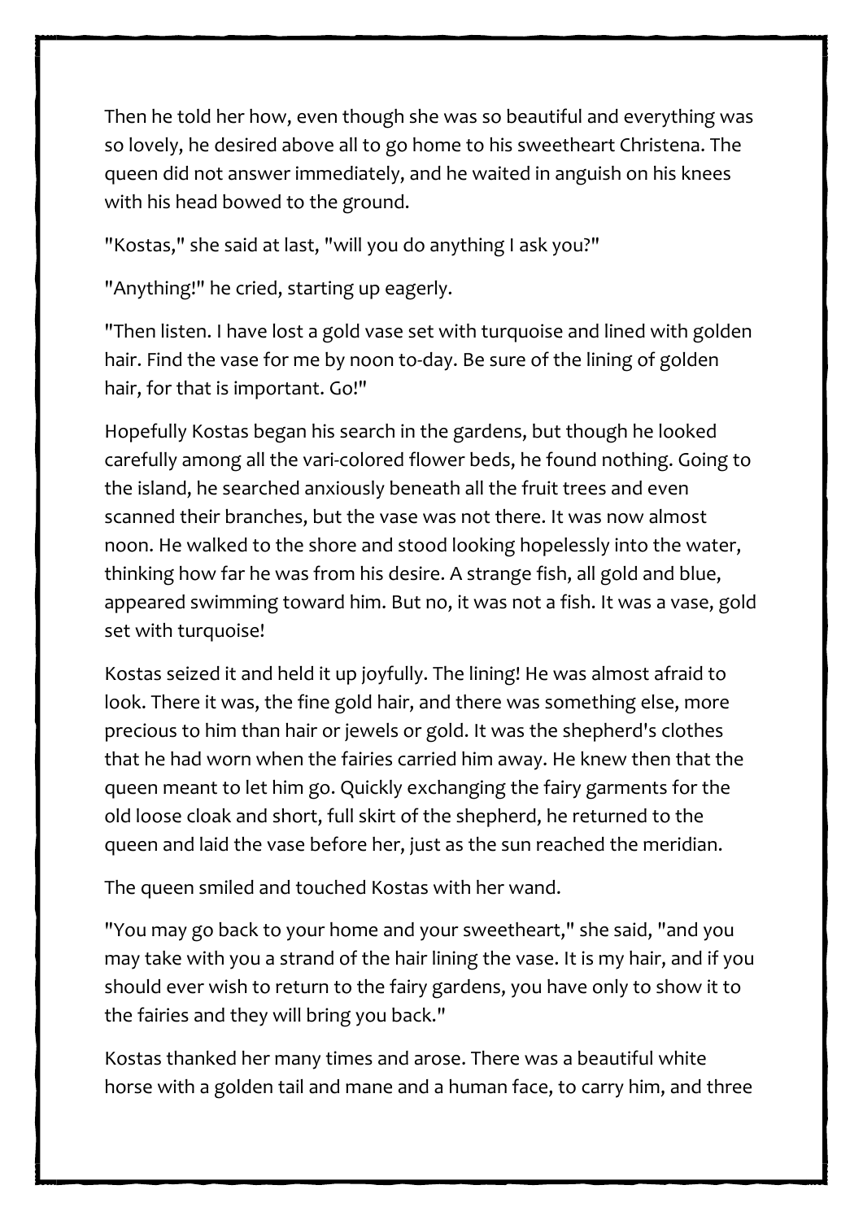Then he told her how, even though she was so beautiful and everything was so lovely, he desired above all to go home to his sweetheart Christena. The queen did not answer immediately, and he waited in anguish on his knees with his head bowed to the ground.

"Kostas," she said at last, "will you do anything I ask you?"

"Anything!" he cried, starting up eagerly.

"Then listen. I have lost a gold vase set with turquoise and lined with golden hair. Find the vase for me by noon to-day. Be sure of the lining of golden hair, for that is important. Go!"

Hopefully Kostas began his search in the gardens, but though he looked carefully among all the vari-colored flower beds, he found nothing. Going to the island, he searched anxiously beneath all the fruit trees and even scanned their branches, but the vase was not there. It was now almost noon. He walked to the shore and stood looking hopelessly into the water, thinking how far he was from his desire. A strange fish, all gold and blue, appeared swimming toward him. But no, it was not a fish. It was a vase, gold set with turquoise!

Kostas seized it and held it up joyfully. The lining! He was almost afraid to look. There it was, the fine gold hair, and there was something else, more precious to him than hair or jewels or gold. It was the shepherd's clothes that he had worn when the fairies carried him away. He knew then that the queen meant to let him go. Quickly exchanging the fairy garments for the old loose cloak and short, full skirt of the shepherd, he returned to the queen and laid the vase before her, just as the sun reached the meridian.

The queen smiled and touched Kostas with her wand.

"You may go back to your home and your sweetheart," she said, "and you may take with you a strand of the hair lining the vase. It is my hair, and if you should ever wish to return to the fairy gardens, you have only to show it to the fairies and they will bring you back."

Kostas thanked her many times and arose. There was a beautiful white horse with a golden tail and mane and a human face, to carry him, and three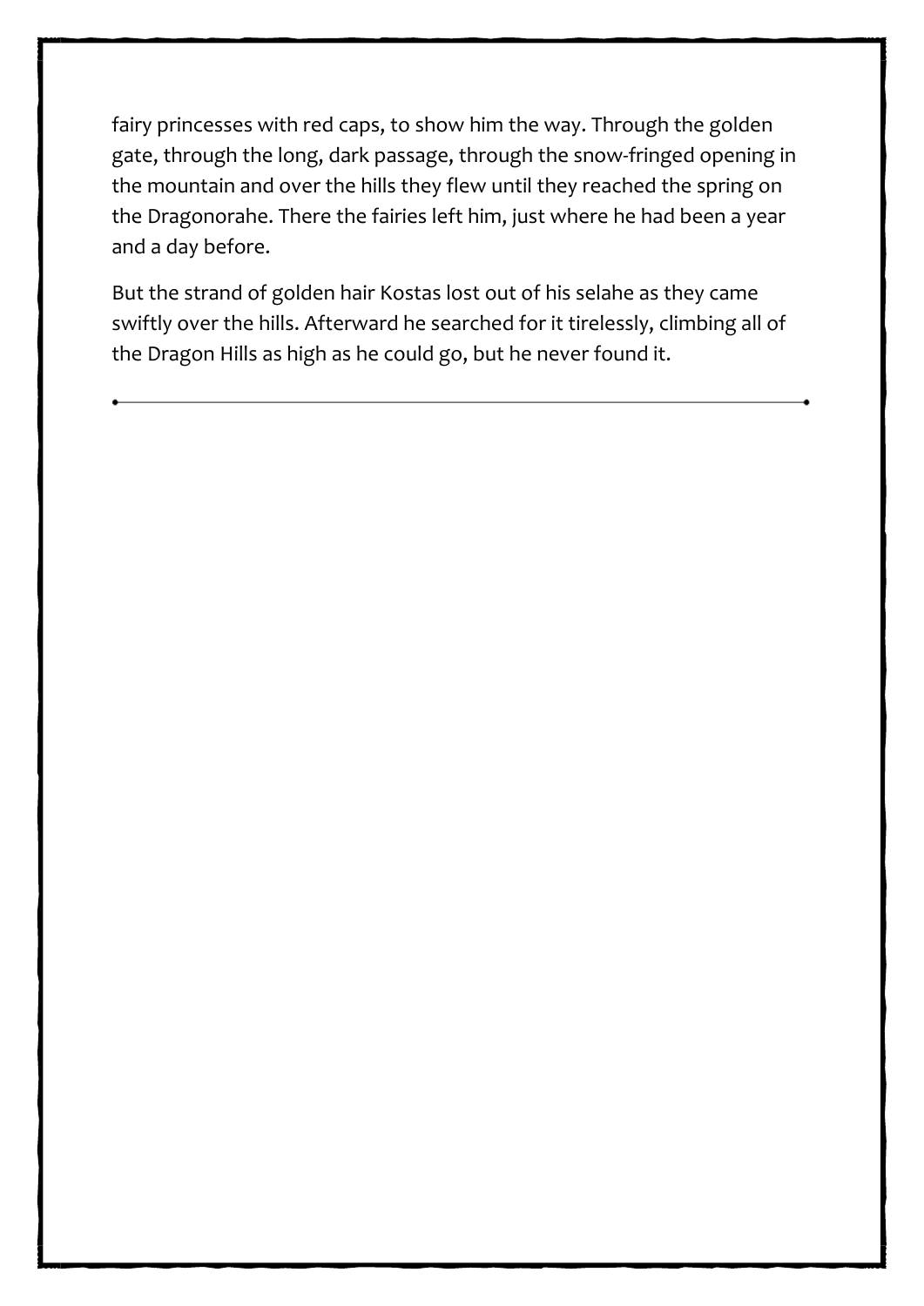fairy princesses with red caps, to show him the way. Through the golden gate, through the long, dark passage, through the snow-fringed opening in the mountain and over the hills they flew until they reached the spring on the Dragonorahe. There the fairies left him, just where he had been a year and a day before.

But the strand of golden hair Kostas lost out of his selahe as they came swiftly over the hills. Afterward he searched for it tirelessly, climbing all of the Dragon Hills as high as he could go, but he never found it.

---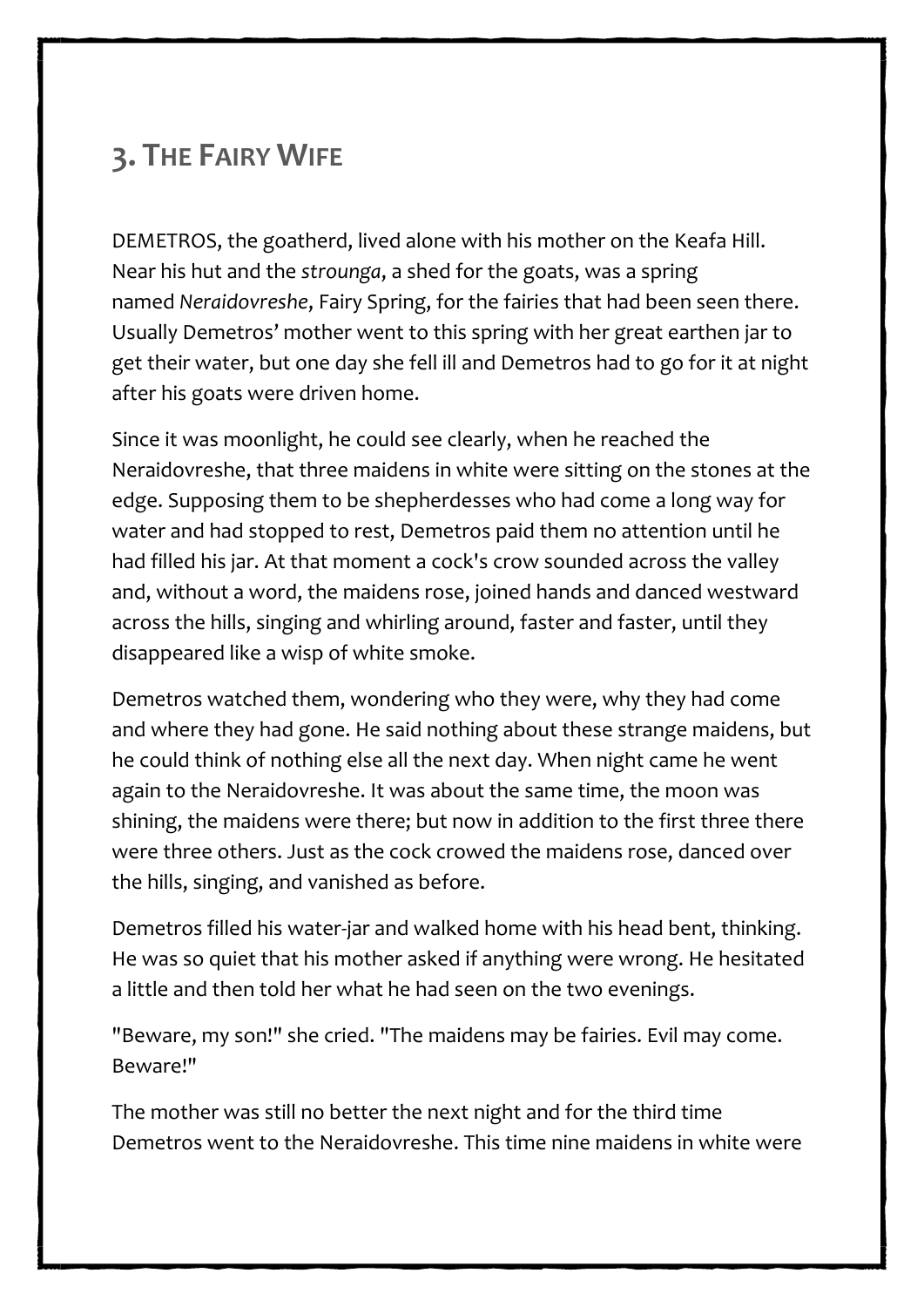## 3. The Fairy Wife

DEMETROS, the goatherd, lived alone with his mother on the Keafa Hill. Near his hut and the *strounga*, a shed for the goats, was a spring named *Neraidovreshe*, Fairy Spring, for the fairies that had been seen there. Usually Demetros' mother went to this spring with her great earthen jar to get their water, but one day she fell ill and Demetros had to go for it at night after his goats were driven home.

Since it was moonlight, he could see clearly, when he reached the Neraidovreshe, that three maidens in white were sitting on the stones at the edge. Supposing them to be shepherdesses who had come a long way for water and had stopped to rest, Demetros paid them no attention until he had filled his jar. At that moment a cock's crow sounded across the valley and, without a word, the maidens rose, joined hands and danced westward across the hills, singing and whirling around, faster and faster, until they disappeared like a wisp of white smoke.

Demetros watched them, wondering who they were, why they had come and where they had gone. He said nothing about these strange maidens, but he could think of nothing else all the next day. When night came he went again to the Neraidovreshe. It was about the same time, the moon was shining, the maidens were there; but now in addition to the first three there were three others. Just as the cock crowed the maidens rose, danced over the hills, singing, and vanished as before.

Demetros filled his water-jar and walked home with his head bent, thinking. He was so quiet that his mother asked if anything were wrong. He hesitated a little and then told her what he had seen on the two evenings.

"Beware, my son!" she cried. "The maidens may be fairies. Evil may come. Beware!"

The mother was still no better the next night and for the third time Demetros went to the Neraidovreshe. This time nine maidens in white were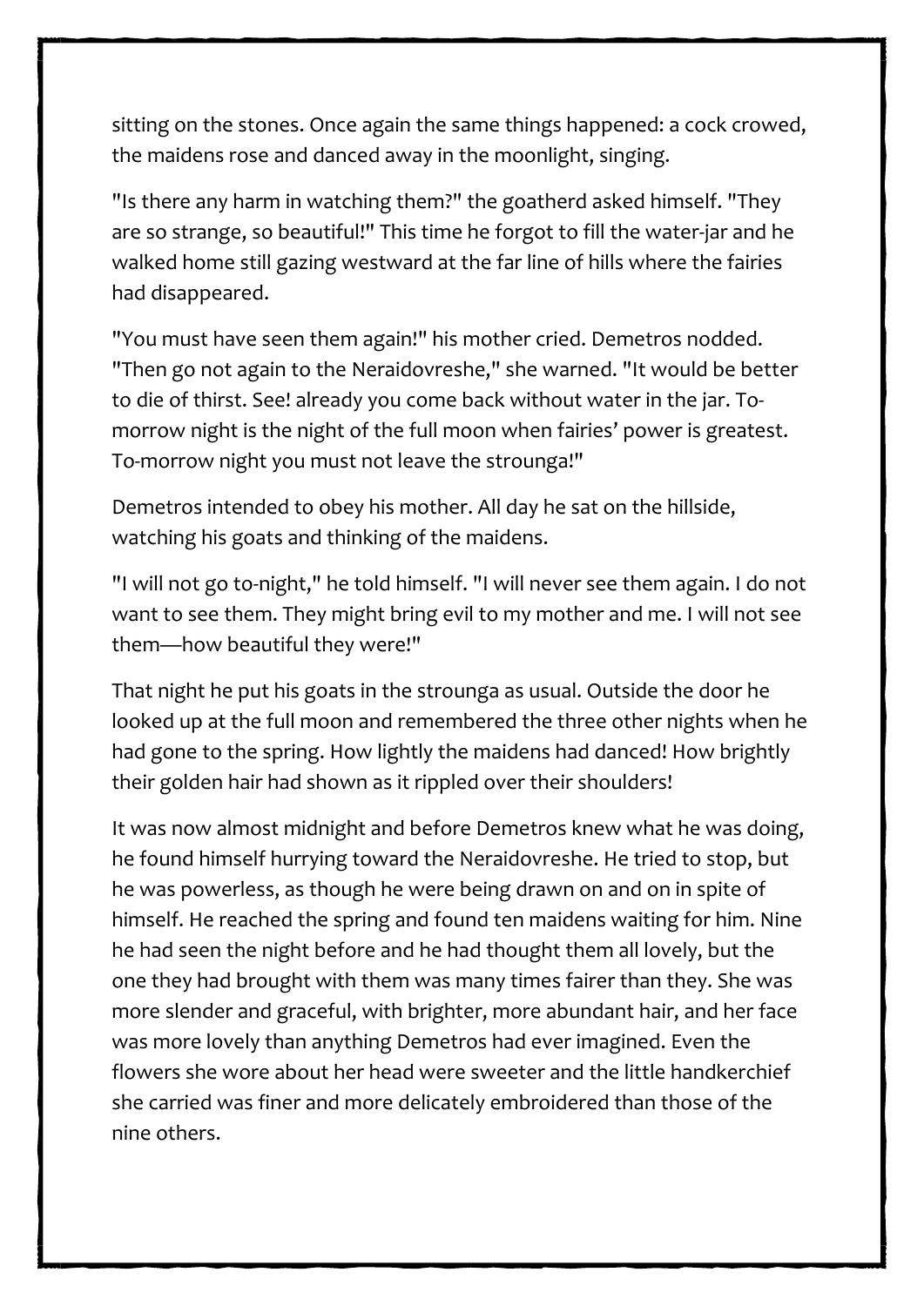sitting on the stones. Once again the same things happened: a cock crowed, the maidens rose and danced away in the moonlight, singing.

"Is there any harm in watching them?" the goatherd asked himself. "They are so strange, so beautiful!" This time he forgot to fill the water-jar and he walked home still gazing westward at the far line of hills where the fairies had disappeared.

"You must have seen them again!" his mother cried. Demetros nodded. "Then go not again to the Neraidovreshe," she warned. "It would be better to die of thirst. See! already you come back without water in the jar. To-morrow night is the night of the full moon when fairies' power is greatest. To-morrow night you must not leave the strounga!"

Demetros intended to obey his mother. All day he sat on the hillside, watching his goats and thinking of the maidens.

"I will not go to-night," he told himself. "I will never see them again. I do not want to see them. They might bring evil to my mother and me. I will not see them—how beautiful they were!"

That night he put his goats in the strounga as usual. Outside the door he looked up at the full moon and remembered the three other nights when he had gone to the spring. How lightly the maidens had danced! How brightly their golden hair had shown as it rippled over their shoulders!

It was now almost midnight and before Demetros knew what he was doing, he found himself hurrying toward the Neraidovreshe. He tried to stop, but he was powerless, as though he were being drawn on and on in spite of himself. He reached the spring and found ten maidens waiting for him. Nine he had seen the night before and he had thought them all lovely, but the one they had brought with them was many times fairer than they. She was more slender and graceful, with brighter, more abundant hair, and her face was more lovely than anything Demetros had ever imagined. Even the flowers she wore about her head were sweeter and the little handkerchief she carried was finer and more delicately embroidered than those of the nine others.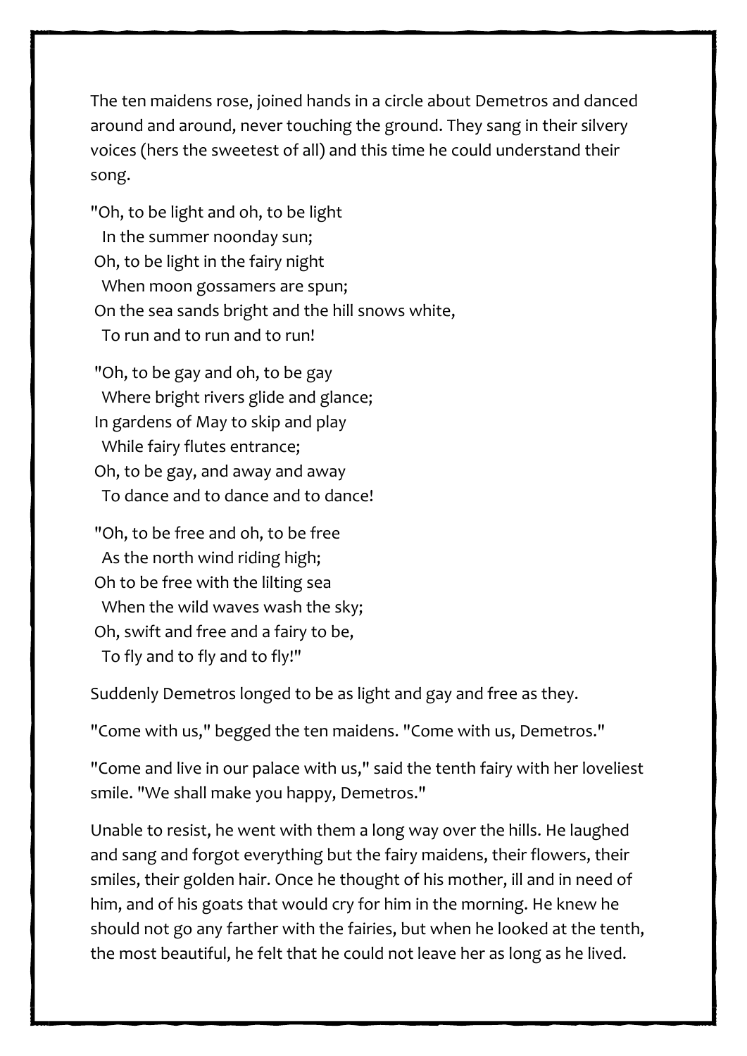The ten maidens rose, joined hands in a circle about Demetros and danced around and around, never touching the ground. They sang in their silvery voices (hers the sweetest of all) and this time he could understand their song.

"Oh, to be light and oh, to be light  
  In the summer noonday sun;  
Oh, to be light in the fairy night  
  When moon gossamers are spun;  
On the sea sands bright and the hill snows white,  
  To run and to run and to run!

"Oh, to be gay and oh, to be gay  
  Where bright rivers glide and glance;  
In gardens of May to skip and play  
  While fairy flutes entrance;  
Oh, to be gay, and away and away  
  To dance and to dance and to dance!

"Oh, to be free and oh, to be free  
  As the north wind riding high;  
Oh to be free with the lilting sea  
  When the wild waves wash the sky;  
Oh, swift and free and a fairy to be,  
  To fly and to fly and to fly!"

Suddenly Demetros longed to be as light and gay and free as they.

"Come with us," begged the ten maidens. "Come with us, Demetros."

"Come and live in our palace with us," said the tenth fairy with her loveliest smile. "We shall make you happy, Demetros."

Unable to resist, he went with them a long way over the hills. He laughed and sang and forgot everything but the fairy maidens, their flowers, their smiles, their golden hair. Once he thought of his mother, ill and in need of him, and of his goats that would cry for him in the morning. He knew he should not go any farther with the fairies, but when he looked at the tenth, the most beautiful, he felt that he could not leave her as long as he lived.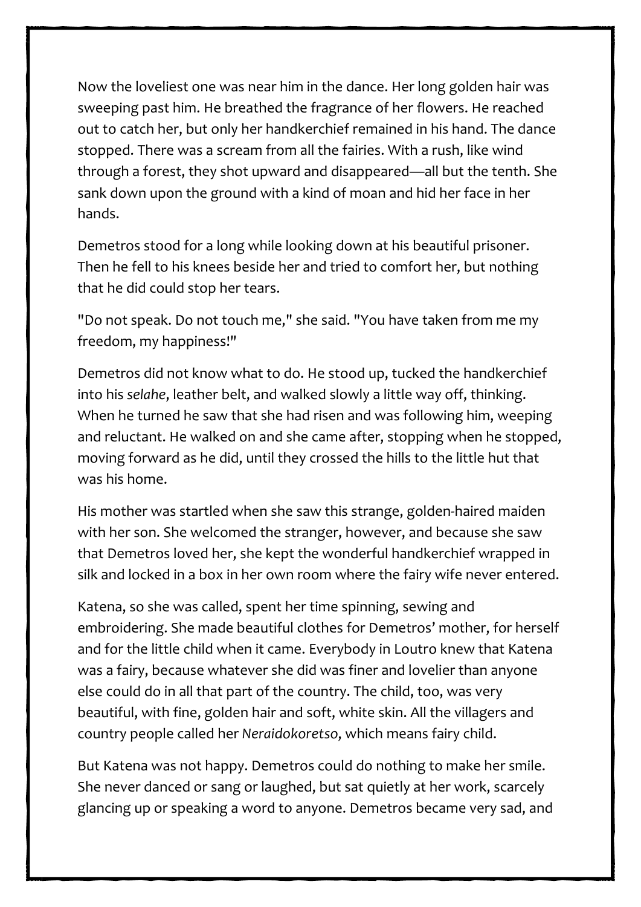Now the loveliest one was near him in the dance. Her long golden hair was sweeping past him. He breathed the fragrance of her flowers. He reached out to catch her, but only her handkerchief remained in his hand. The dance stopped. There was a scream from all the fairies. With a rush, like wind through a forest, they shot upward and disappeared—all but the tenth. She sank down upon the ground with a kind of moan and hid her face in her hands.

Demetros stood for a long while looking down at his beautiful prisoner. Then he fell to his knees beside her and tried to comfort her, but nothing that he did could stop her tears.

"Do not speak. Do not touch me," she said. "You have taken from me my freedom, my happiness!"

Demetros did not know what to do. He stood up, tucked the handkerchief into his *selahe*, leather belt, and walked slowly a little way off, thinking. When he turned he saw that she had risen and was following him, weeping and reluctant. He walked on and she came after, stopping when he stopped, moving forward as he did, until they crossed the hills to the little hut that was his home.

His mother was startled when she saw this strange, golden-haired maiden with her son. She welcomed the stranger, however, and because she saw that Demetros loved her, she kept the wonderful handkerchief wrapped in silk and locked in a box in her own room where the fairy wife never entered.

Katena, so she was called, spent her time spinning, sewing and embroidering. She made beautiful clothes for Demetros' mother, for herself and for the little child when it came. Everybody in Loutro knew that Katena was a fairy, because whatever she did was finer and lovelier than anyone else could do in all that part of the country. The child, too, was very beautiful, with fine, golden hair and soft, white skin. All the villagers and country people called her *Neraidokoretso*, which means fairy child.

But Katena was not happy. Demetros could do nothing to make her smile. She never danced or sang or laughed, but sat quietly at her work, scarcely glancing up or speaking a word to anyone. Demetros became very sad, and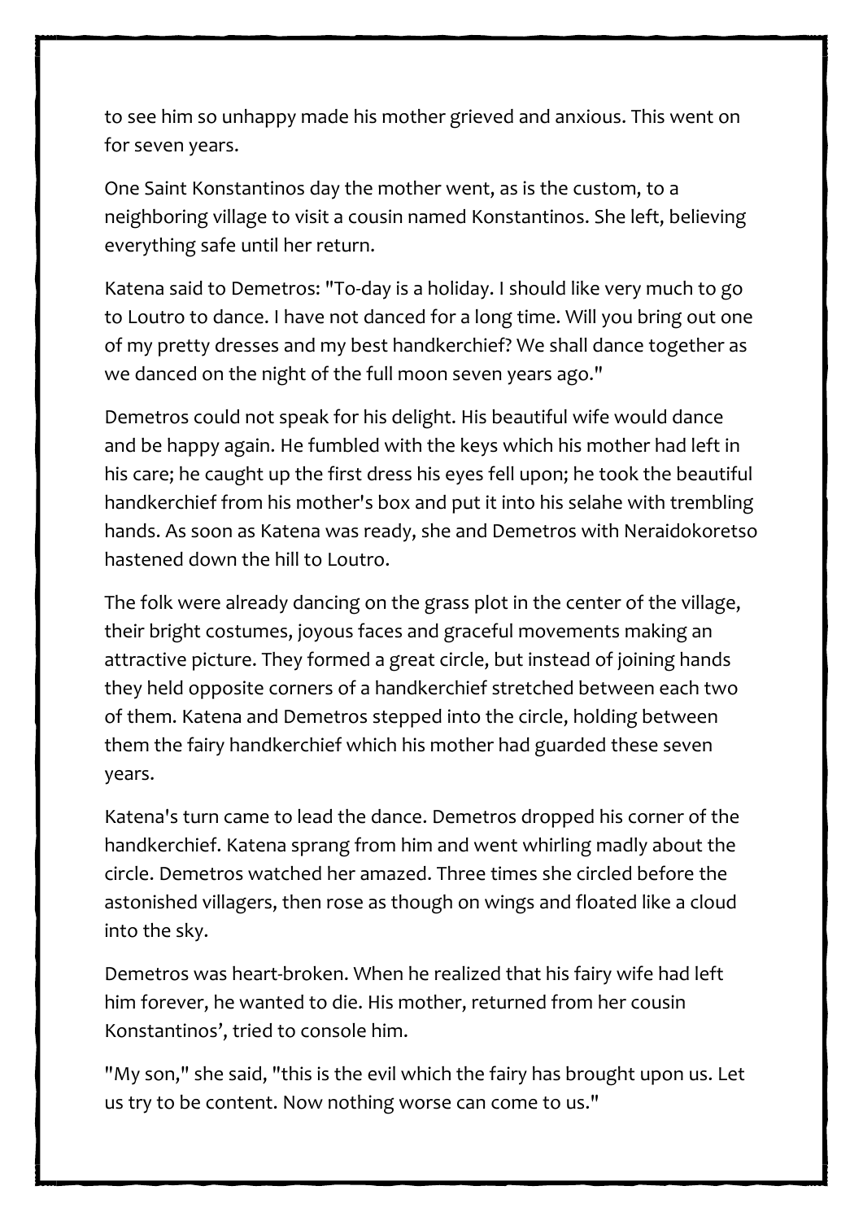to see him so unhappy made his mother grieved and anxious. This went on for seven years.

One Saint Konstantinos day the mother went, as is the custom, to a neighboring village to visit a cousin named Konstantinos. She left, believing everything safe until her return.

Katena said to Demetros: "To-day is a holiday. I should like very much to go to Loutro to dance. I have not danced for a long time. Will you bring out one of my pretty dresses and my best handkerchief? We shall dance together as we danced on the night of the full moon seven years ago."

Demetros could not speak for his delight. His beautiful wife would dance and be happy again. He fumbled with the keys which his mother had left in his care; he caught up the first dress his eyes fell upon; he took the beautiful handkerchief from his mother's box and put it into his selahe with trembling hands. As soon as Katena was ready, she and Demetros with Neraidokoretso hastened down the hill to Loutro.

The folk were already dancing on the grass plot in the center of the village, their bright costumes, joyous faces and graceful movements making an attractive picture. They formed a great circle, but instead of joining hands they held opposite corners of a handkerchief stretched between each two of them. Katena and Demetros stepped into the circle, holding between them the fairy handkerchief which his mother had guarded these seven years.

Katena's turn came to lead the dance. Demetros dropped his corner of the handkerchief. Katena sprang from him and went whirling madly about the circle. Demetros watched her amazed. Three times she circled before the astonished villagers, then rose as though on wings and floated like a cloud into the sky.

Demetros was heart-broken. When he realized that his fairy wife had left him forever, he wanted to die. His mother, returned from her cousin Konstantinos', tried to console him.

"My son," she said, "this is the evil which the fairy has brought upon us. Let us try to be content. Now nothing worse can come to us."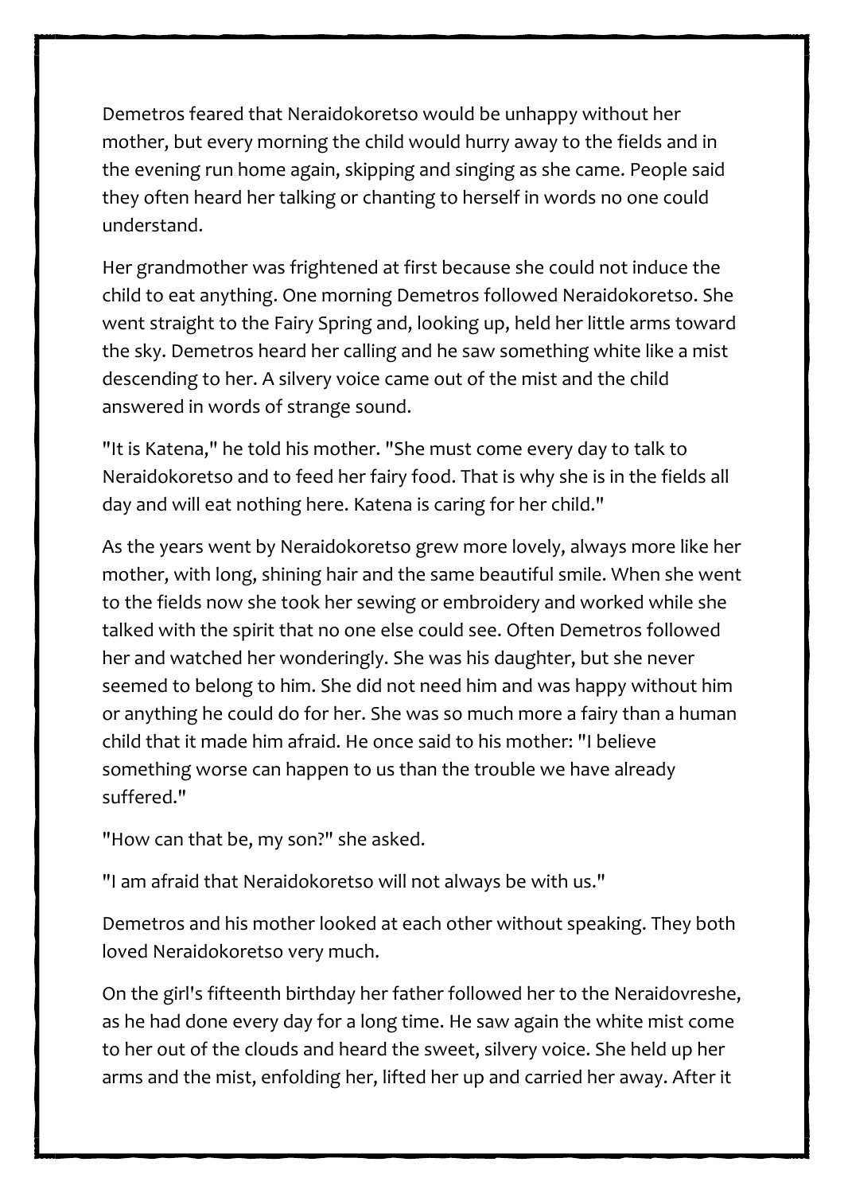Demetros feared that Neraidokoretso would be unhappy without her mother, but every morning the child would hurry away to the fields and in the evening run home again, skipping and singing as she came. People said they often heard her talking or chanting to herself in words no one could understand.

Her grandmother was frightened at first because she could not induce the child to eat anything. One morning Demetros followed Neraidokoretso. She went straight to the Fairy Spring and, looking up, held her little arms toward the sky. Demetros heard her calling and he saw something white like a mist descending to her. A silvery voice came out of the mist and the child answered in words of strange sound.

"It is Katena," he told his mother. "She must come every day to talk to Neraidokoretso and to feed her fairy food. That is why she is in the fields all day and will eat nothing here. Katena is caring for her child."

As the years went by Neraidokoretso grew more lovely, always more like her mother, with long, shining hair and the same beautiful smile. When she went to the fields now she took her sewing or embroidery and worked while she talked with the spirit that no one else could see. Often Demetros followed her and watched her wonderingly. She was his daughter, but she never seemed to belong to him. She did not need him and was happy without him or anything he could do for her. She was so much more a fairy than a human child that it made him afraid. He once said to his mother: "I believe something worse can happen to us than the trouble we have already suffered."

"How can that be, my son?" she asked.

"I am afraid that Neraidokoretso will not always be with us."

Demetros and his mother looked at each other without speaking. They both loved Neraidokoretso very much.

On the girl's fifteenth birthday her father followed her to the Neraidovreshe, as he had done every day for a long time. He saw again the white mist come to her out of the clouds and heard the sweet, silvery voice. She held up her arms and the mist, enfolding her, lifted her up and carried her away. After it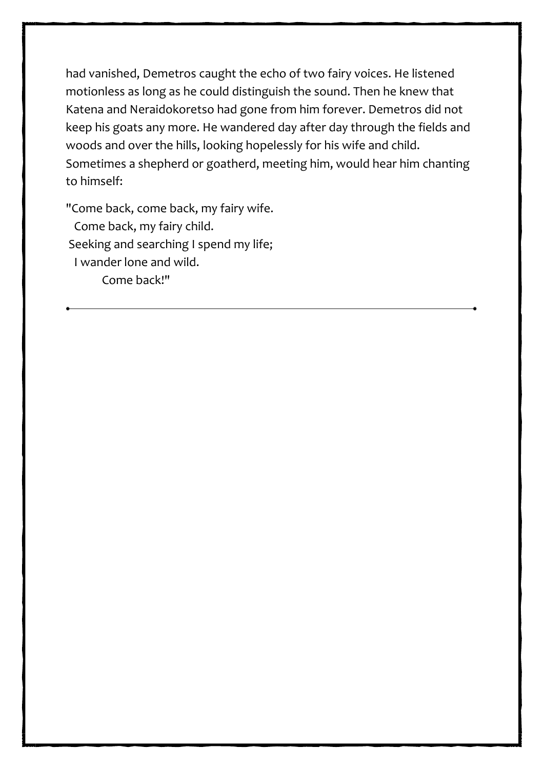had vanished, Demetros caught the echo of two fairy voices. He listened motionless as long as he could distinguish the sound. Then he knew that Katena and Neraidokoretso had gone from him forever. Demetros did not keep his goats any more. He wandered day after day through the fields and woods and over the hills, looking hopelessly for his wife and child. Sometimes a shepherd or goatherd, meeting him, would hear him chanting to himself:

"Come back, come back, my fairy wife.  
Come back, my fairy child.  
Seeking and searching I spend my life;  
I wander lone and wild.  
Come back!"

---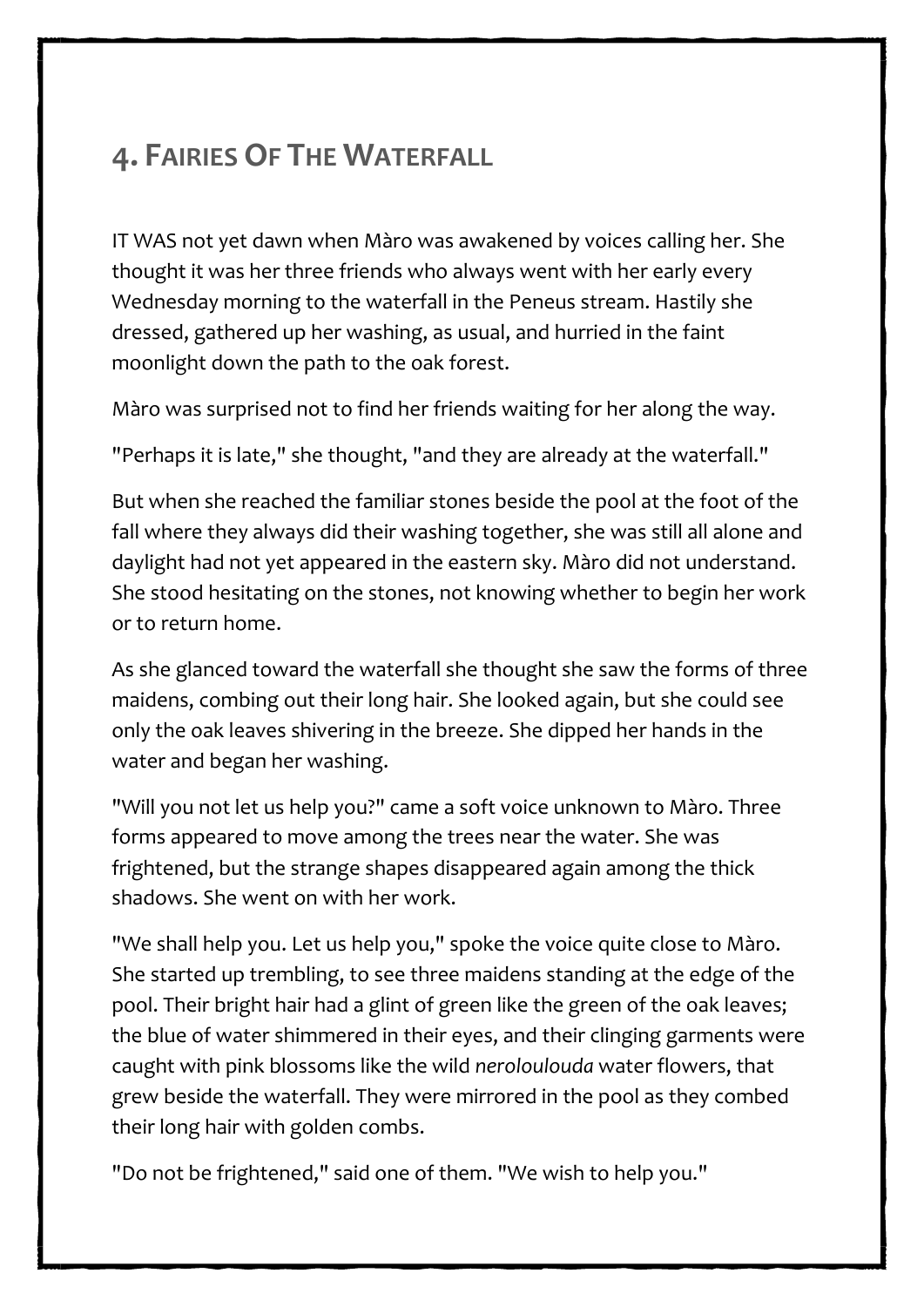## 4. Fairies Of The Waterfall

IT WAS not yet dawn when Màro was awakened by voices calling her. She thought it was her three friends who always went with her early every Wednesday morning to the waterfall in the Peneus stream. Hastily she dressed, gathered up her washing, as usual, and hurried in the faint moonlight down the path to the oak forest.

Màro was surprised not to find her friends waiting for her along the way.

"Perhaps it is late," she thought, "and they are already at the waterfall."

But when she reached the familiar stones beside the pool at the foot of the fall where they always did their washing together, she was still all alone and daylight had not yet appeared in the eastern sky. Màro did not understand. She stood hesitating on the stones, not knowing whether to begin her work or to return home.

As she glanced toward the waterfall she thought she saw the forms of three maidens, combing out their long hair. She looked again, but she could see only the oak leaves shivering in the breeze. She dipped her hands in the water and began her washing.

"Will you not let us help you?" came a soft voice unknown to Màro. Three forms appeared to move among the trees near the water. She was frightened, but the strange shapes disappeared again among the thick shadows. She went on with her work.

"We shall help you. Let us help you," spoke the voice quite close to Màro. She started up trembling, to see three maidens standing at the edge of the pool. Their bright hair had a glint of green like the green of the oak leaves; the blue of water shimmered in their eyes, and their clinging garments were caught with pink blossoms like the wild *neroloulouda* water flowers, that grew beside the waterfall. They were mirrored in the pool as they combed their long hair with golden combs.

"Do not be frightened," said one of them. "We wish to help you."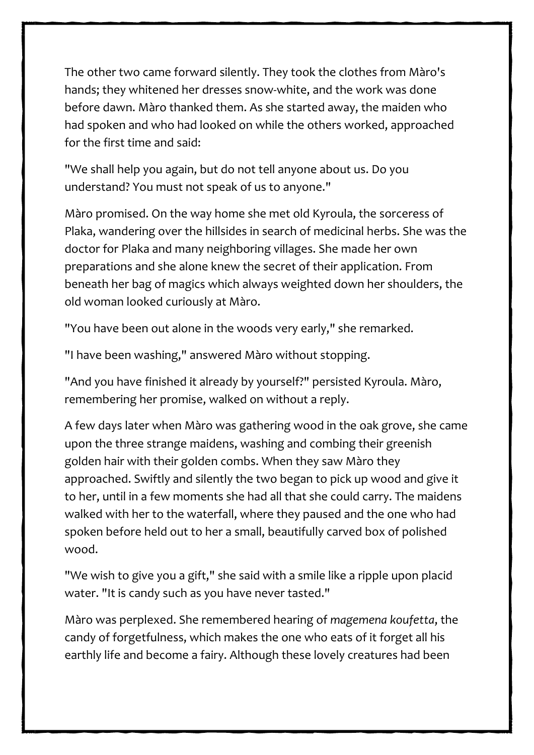The other two came forward silently. They took the clothes from Màro's hands; they whitened her dresses snow-white, and the work was done before dawn. Màro thanked them. As she started away, the maiden who had spoken and who had looked on while the others worked, approached for the first time and said:

"We shall help you again, but do not tell anyone about us. Do you understand? You must not speak of us to anyone."

Màro promised. On the way home she met old Kyroula, the sorceress of Plaka, wandering over the hillsides in search of medicinal herbs. She was the doctor for Plaka and many neighboring villages. She made her own preparations and she alone knew the secret of their application. From beneath her bag of magics which always weighted down her shoulders, the old woman looked curiously at Màro.

"You have been out alone in the woods very early," she remarked.

"I have been washing," answered Màro without stopping.

"And you have finished it already by yourself?" persisted Kyroula. Màro, remembering her promise, walked on without a reply.

A few days later when Màro was gathering wood in the oak grove, she came upon the three strange maidens, washing and combing their greenish golden hair with their golden combs. When they saw Màro they approached. Swiftly and silently the two began to pick up wood and give it to her, until in a few moments she had all that she could carry. The maidens walked with her to the waterfall, where they paused and the one who had spoken before held out to her a small, beautifully carved box of polished wood.

"We wish to give you a gift," she said with a smile like a ripple upon placid water. "It is candy such as you have never tasted."

Màro was perplexed. She remembered hearing of *magemena koufetta*, the candy of forgetfulness, which makes the one who eats of it forget all his earthly life and become a fairy. Although these lovely creatures had been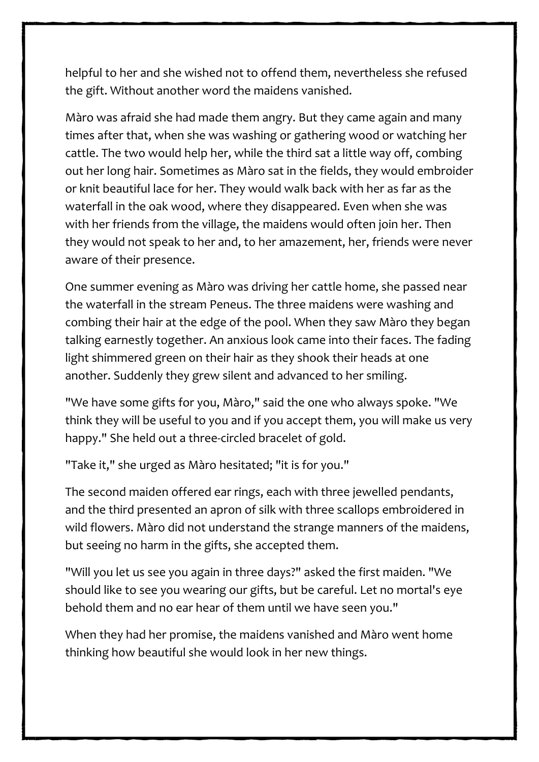helpful to her and she wished not to offend them, nevertheless she refused the gift. Without another word the maidens vanished.

Màro was afraid she had made them angry. But they came again and many times after that, when she was washing or gathering wood or watching her cattle. The two would help her, while the third sat a little way off, combing out her long hair. Sometimes as Màro sat in the fields, they would embroider or knit beautiful lace for her. They would walk back with her as far as the waterfall in the oak wood, where they disappeared. Even when she was with her friends from the village, the maidens would often join her. Then they would not speak to her and, to her amazement, her, friends were never aware of their presence.

One summer evening as Màro was driving her cattle home, she passed near the waterfall in the stream Peneus. The three maidens were washing and combing their hair at the edge of the pool. When they saw Màro they began talking earnestly together. An anxious look came into their faces. The fading light shimmered green on their hair as they shook their heads at one another. Suddenly they grew silent and advanced to her smiling.

"We have some gifts for you, Màro," said the one who always spoke. "We think they will be useful to you and if you accept them, you will make us very happy." She held out a three-circled bracelet of gold.

"Take it," she urged as Màro hesitated; "it is for you."

The second maiden offered ear rings, each with three jewelled pendants, and the third presented an apron of silk with three scallops embroidered in wild flowers. Màro did not understand the strange manners of the maidens, but seeing no harm in the gifts, she accepted them.

"Will you let us see you again in three days?" asked the first maiden. "We should like to see you wearing our gifts, but be careful. Let no mortal's eye behold them and no ear hear of them until we have seen you."

When they had her promise, the maidens vanished and Màro went home thinking how beautiful she would look in her new things.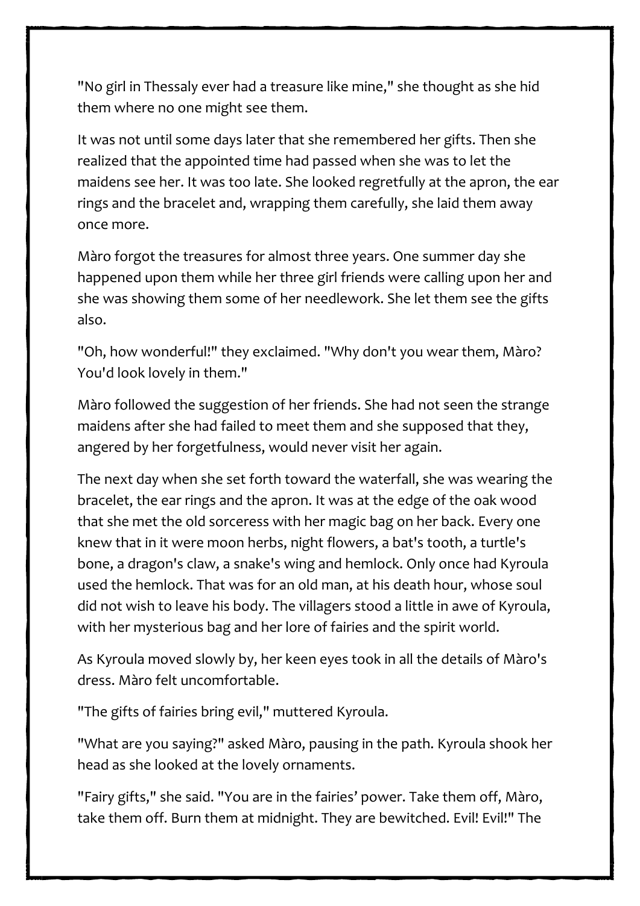"No girl in Thessaly ever had a treasure like mine," she thought as she hid them where no one might see them.

It was not until some days later that she remembered her gifts. Then she realized that the appointed time had passed when she was to let the maidens see her. It was too late. She looked regretfully at the apron, the ear rings and the bracelet and, wrapping them carefully, she laid them away once more.

Màro forgot the treasures for almost three years. One summer day she happened upon them while her three girl friends were calling upon her and she was showing them some of her needlework. She let them see the gifts also.

"Oh, how wonderful!" they exclaimed. "Why don't you wear them, Màro? You'd look lovely in them."

Màro followed the suggestion of her friends. She had not seen the strange maidens after she had failed to meet them and she supposed that they, angered by her forgetfulness, would never visit her again.

The next day when she set forth toward the waterfall, she was wearing the bracelet, the ear rings and the apron. It was at the edge of the oak wood that she met the old sorceress with her magic bag on her back. Every one knew that in it were moon herbs, night flowers, a bat's tooth, a turtle's bone, a dragon's claw, a snake's wing and hemlock. Only once had Kyroula used the hemlock. That was for an old man, at his death hour, whose soul did not wish to leave his body. The villagers stood a little in awe of Kyroula, with her mysterious bag and her lore of fairies and the spirit world.

As Kyroula moved slowly by, her keen eyes took in all the details of Màro's dress. Màro felt uncomfortable.

"The gifts of fairies bring evil," muttered Kyroula.

"What are you saying?" asked Màro, pausing in the path. Kyroula shook her head as she looked at the lovely ornaments.

"Fairy gifts," she said. "You are in the fairies' power. Take them off, Màro, take them off. Burn them at midnight. They are bewitched. Evil! Evil!" The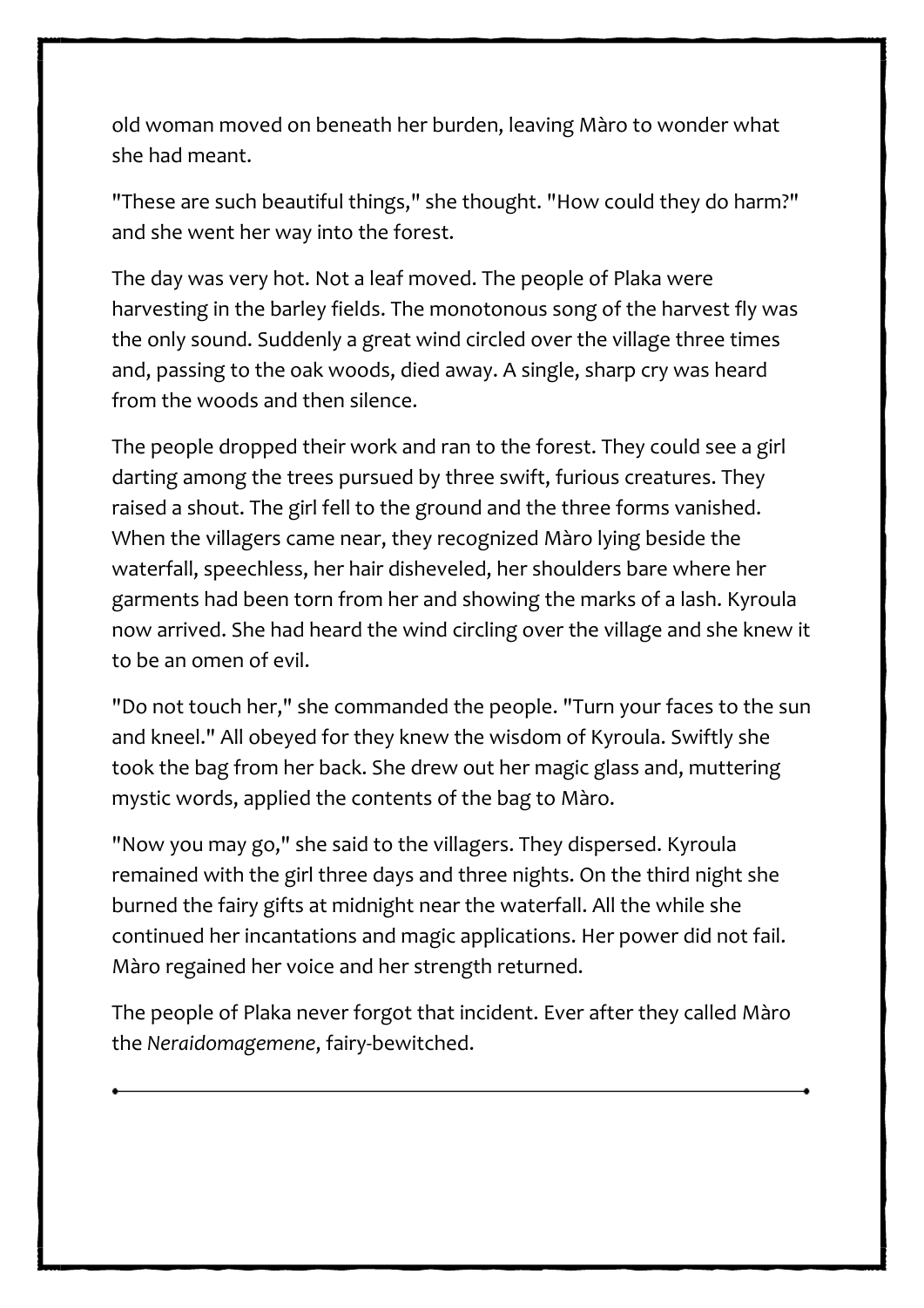old woman moved on beneath her burden, leaving Màro to wonder what she had meant.

"These are such beautiful things," she thought. "How could they do harm?" and she went her way into the forest.

The day was very hot. Not a leaf moved. The people of Plaka were harvesting in the barley fields. The monotonous song of the harvest fly was the only sound. Suddenly a great wind circled over the village three times and, passing to the oak woods, died away. A single, sharp cry was heard from the woods and then silence.

The people dropped their work and ran to the forest. They could see a girl darting among the trees pursued by three swift, furious creatures. They raised a shout. The girl fell to the ground and the three forms vanished. When the villagers came near, they recognized Màro lying beside the waterfall, speechless, her hair disheveled, her shoulders bare where her garments had been torn from her and showing the marks of a lash. Kyroula now arrived. She had heard the wind circling over the village and she knew it to be an omen of evil.

"Do not touch her," she commanded the people. "Turn your faces to the sun and kneel." All obeyed for they knew the wisdom of Kyroula. Swiftly she took the bag from her back. She drew out her magic glass and, muttering mystic words, applied the contents of the bag to Màro.

"Now you may go," she said to the villagers. They dispersed. Kyroula remained with the girl three days and three nights. On the third night she burned the fairy gifts at midnight near the waterfall. All the while she continued her incantations and magic applications. Her power did not fail. Màro regained her voice and her strength returned.

The people of Plaka never forgot that incident. Ever after they called Màro the *Neraidomagemene*, fairy-bewitched.

---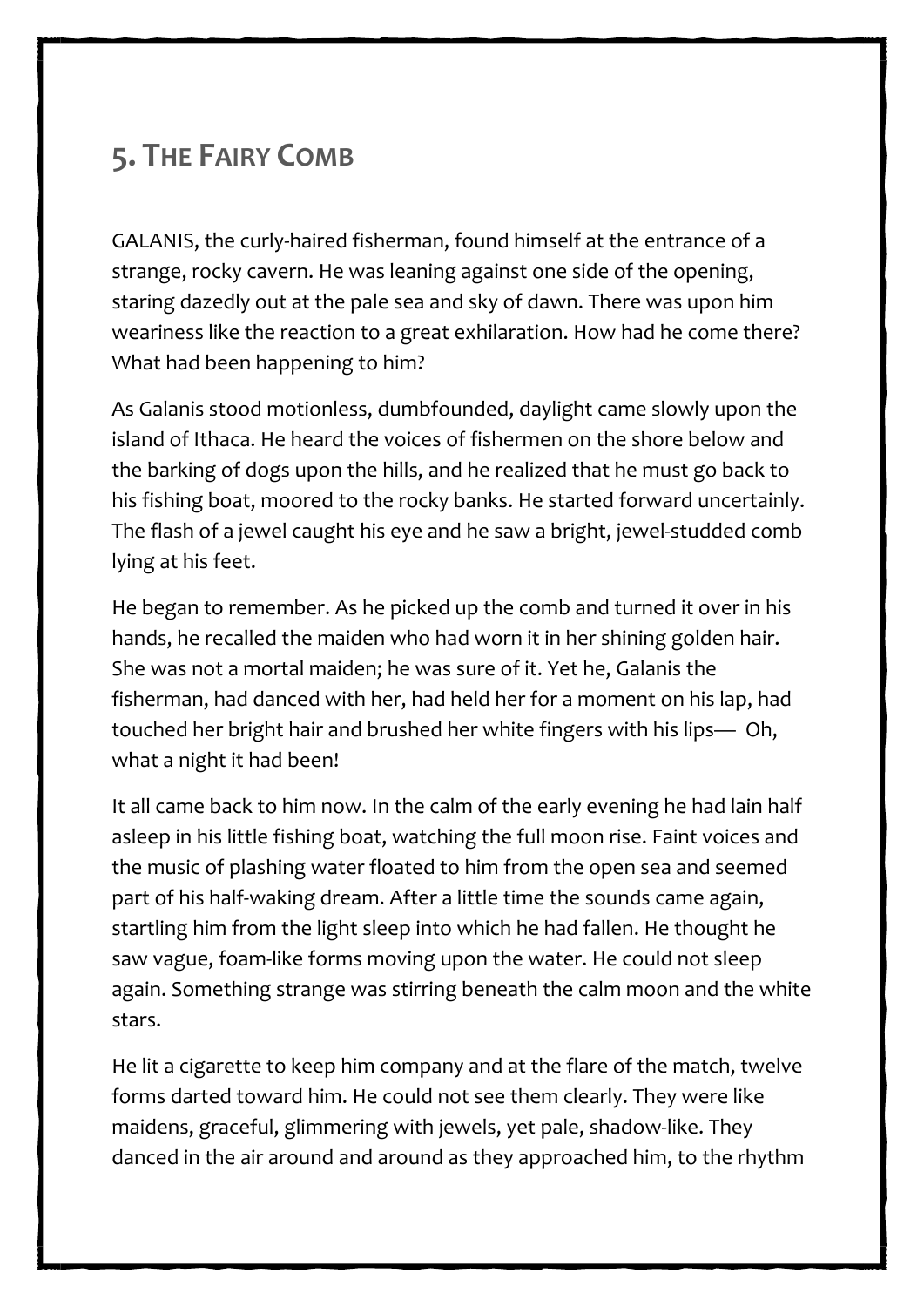## 5. The Fairy Comb

GALANIS, the curly-haired fisherman, found himself at the entrance of a strange, rocky cavern. He was leaning against one side of the opening, staring dazedly out at the pale sea and sky of dawn. There was upon him weariness like the reaction to a great exhilaration. How had he come there? What had been happening to him?

As Galanis stood motionless, dumbfounded, daylight came slowly upon the island of Ithaca. He heard the voices of fishermen on the shore below and the barking of dogs upon the hills, and he realized that he must go back to his fishing boat, moored to the rocky banks. He started forward uncertainly. The flash of a jewel caught his eye and he saw a bright, jewel-studded comb lying at his feet.

He began to remember. As he picked up the comb and turned it over in his hands, he recalled the maiden who had worn it in her shining golden hair. She was not a mortal maiden; he was sure of it. Yet he, Galanis the fisherman, had danced with her, had held her for a moment on his lap, had touched her bright hair and brushed her white fingers with his lips— Oh, what a night it had been!

It all came back to him now. In the calm of the early evening he had lain half asleep in his little fishing boat, watching the full moon rise. Faint voices and the music of plashing water floated to him from the open sea and seemed part of his half-waking dream. After a little time the sounds came again, startling him from the light sleep into which he had fallen. He thought he saw vague, foam-like forms moving upon the water. He could not sleep again. Something strange was stirring beneath the calm moon and the white stars.

He lit a cigarette to keep him company and at the flare of the match, twelve forms darted toward him. He could not see them clearly. They were like maidens, graceful, glimmering with jewels, yet pale, shadow-like. They danced in the air around and around as they approached him, to the rhythm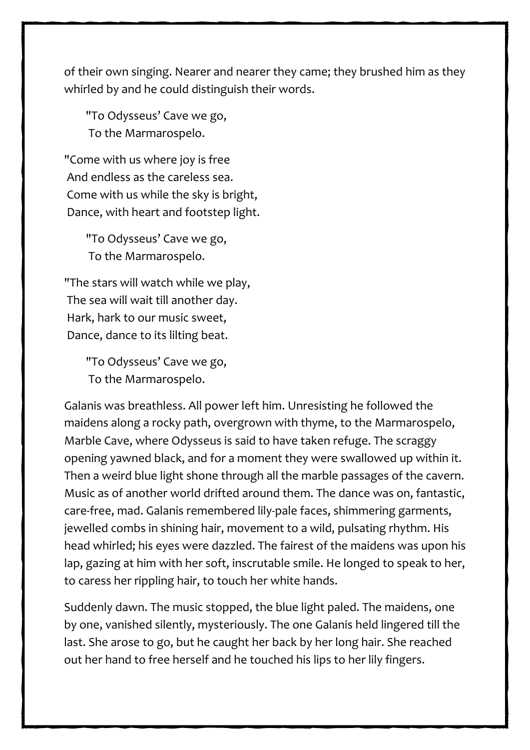of their own singing. Nearer and nearer they came; they brushed him as they whirled by and he could distinguish their words.

> "To Odysseus' Cave we go,
> To the Marmarospelo.

"Come with us where joy is free  
And endless as the careless sea.  
Come with us while the sky is bright,  
Dance, with heart and footstep light.

> "To Odysseus' Cave we go,
> To the Marmarospelo.

"The stars will watch while we play,  
The sea will wait till another day.  
Hark, hark to our music sweet,  
Dance, dance to its lilting beat.

> "To Odysseus' Cave we go,
> To the Marmarospelo.

Galanis was breathless. All power left him. Unresisting he followed the maidens along a rocky path, overgrown with thyme, to the Marmarospelo, Marble Cave, where Odysseus is said to have taken refuge. The scraggy opening yawned black, and for a moment they were swallowed up within it. Then a weird blue light shone through all the marble passages of the cavern. Music as of another world drifted around them. The dance was on, fantastic, care-free, mad. Galanis remembered lily-pale faces, shimmering garments, jewelled combs in shining hair, movement to a wild, pulsating rhythm. His head whirled; his eyes were dazzled. The fairest of the maidens was upon his lap, gazing at him with her soft, inscrutable smile. He longed to speak to her, to caress her rippling hair, to touch her white hands.

Suddenly dawn. The music stopped, the blue light paled. The maidens, one by one, vanished silently, mysteriously. The one Galanis held lingered till the last. She arose to go, but he caught her back by her long hair. She reached out her hand to free herself and he touched his lips to her lily fingers.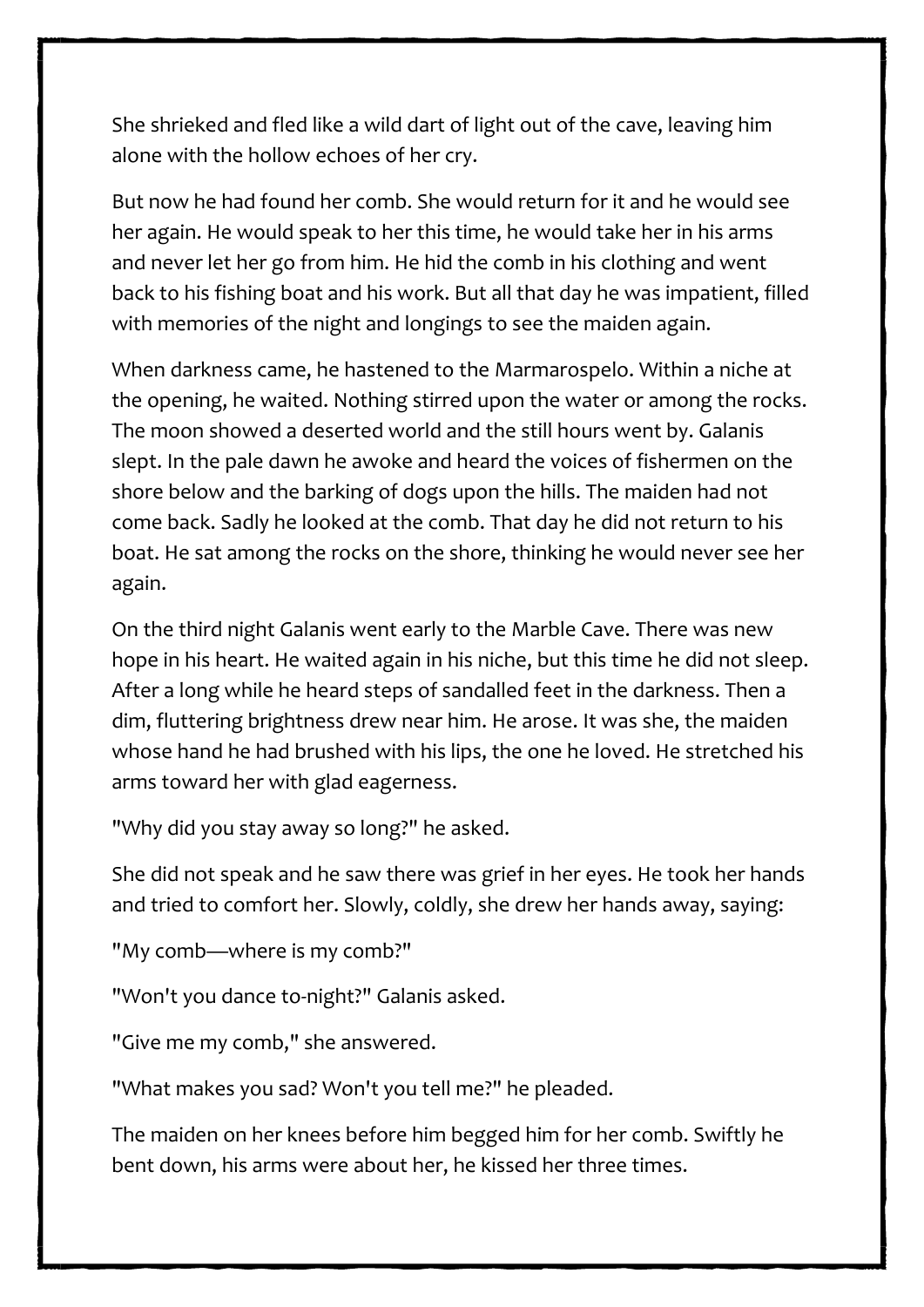She shrieked and fled like a wild dart of light out of the cave, leaving him alone with the hollow echoes of her cry.

But now he had found her comb. She would return for it and he would see her again. He would speak to her this time, he would take her in his arms and never let her go from him. He hid the comb in his clothing and went back to his fishing boat and his work. But all that day he was impatient, filled with memories of the night and longings to see the maiden again.

When darkness came, he hastened to the Marmarospelo. Within a niche at the opening, he waited. Nothing stirred upon the water or among the rocks. The moon showed a deserted world and the still hours went by. Galanis slept. In the pale dawn he awoke and heard the voices of fishermen on the shore below and the barking of dogs upon the hills. The maiden had not come back. Sadly he looked at the comb. That day he did not return to his boat. He sat among the rocks on the shore, thinking he would never see her again.

On the third night Galanis went early to the Marble Cave. There was new hope in his heart. He waited again in his niche, but this time he did not sleep. After a long while he heard steps of sandalled feet in the darkness. Then a dim, fluttering brightness drew near him. He arose. It was she, the maiden whose hand he had brushed with his lips, the one he loved. He stretched his arms toward her with glad eagerness.

"Why did you stay away so long?" he asked.

She did not speak and he saw there was grief in her eyes. He took her hands and tried to comfort her. Slowly, coldly, she drew her hands away, saying:

"My comb—where is my comb?"

"Won't you dance to-night?" Galanis asked.

"Give me my comb," she answered.

"What makes you sad? Won't you tell me?" he pleaded.

The maiden on her knees before him begged him for her comb. Swiftly he bent down, his arms were about her, he kissed her three times.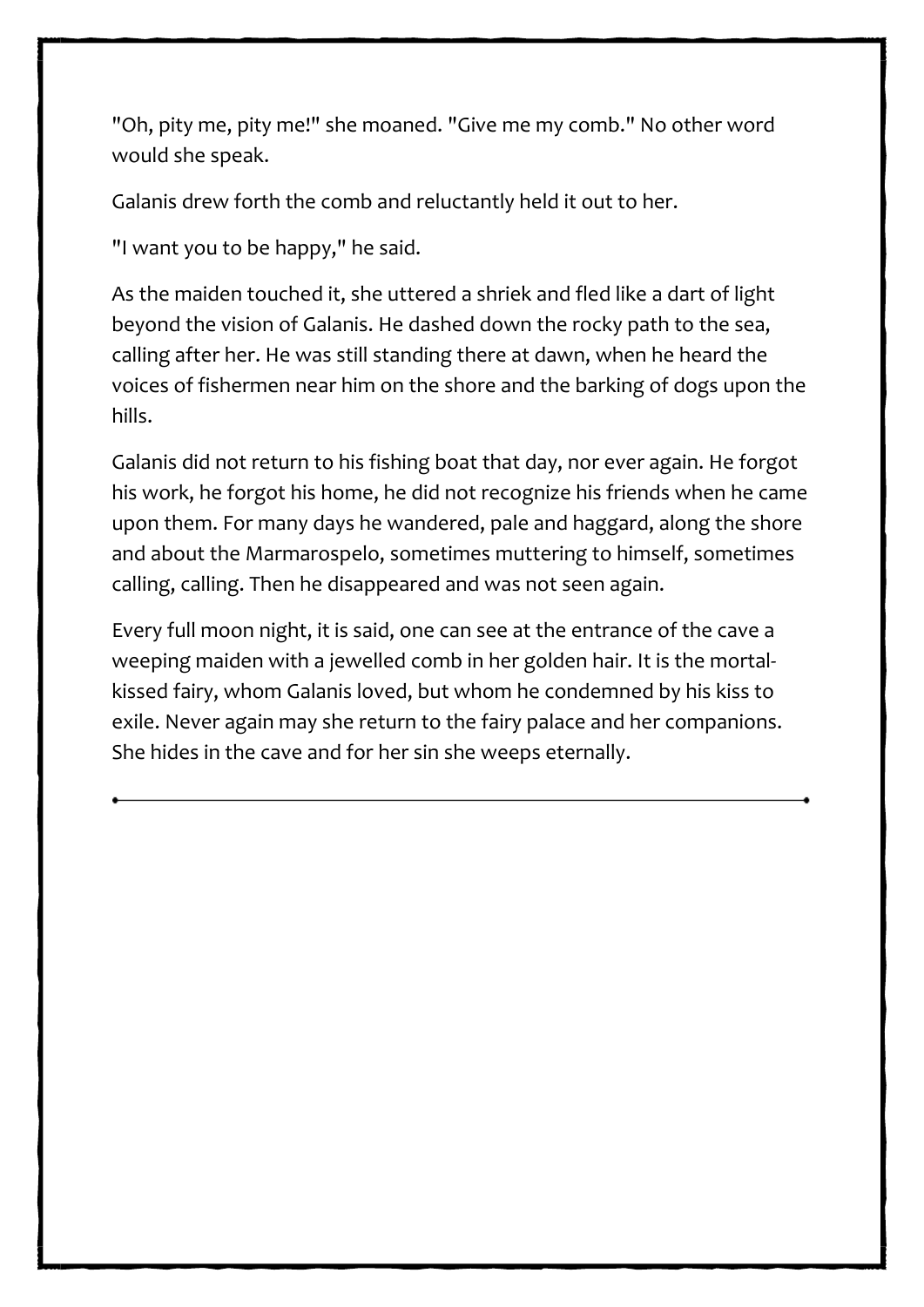"Oh, pity me, pity me!" she moaned. "Give me my comb." No other word would she speak.

Galanis drew forth the comb and reluctantly held it out to her.

"I want you to be happy," he said.

As the maiden touched it, she uttered a shriek and fled like a dart of light beyond the vision of Galanis. He dashed down the rocky path to the sea, calling after her. He was still standing there at dawn, when he heard the voices of fishermen near him on the shore and the barking of dogs upon the hills.

Galanis did not return to his fishing boat that day, nor ever again. He forgot his work, he forgot his home, he did not recognize his friends when he came upon them. For many days he wandered, pale and haggard, along the shore and about the Marmarospelo, sometimes muttering to himself, sometimes calling, calling. Then he disappeared and was not seen again.

Every full moon night, it is said, one can see at the entrance of the cave a weeping maiden with a jewelled comb in her golden hair. It is the mortal-kissed fairy, whom Galanis loved, but whom he condemned by his kiss to exile. Never again may she return to the fairy palace and her companions. She hides in the cave and for her sin she weeps eternally.

---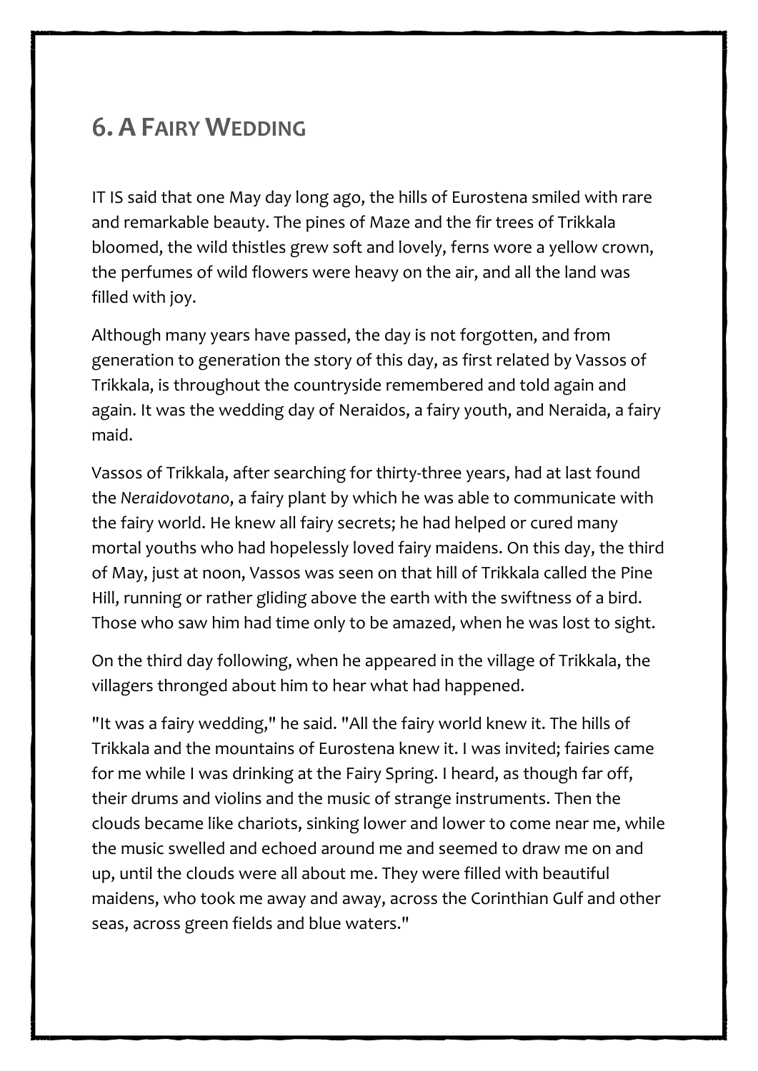## 6. A Fairy Wedding

IT IS said that one May day long ago, the hills of Eurostena smiled with rare and remarkable beauty. The pines of Maze and the fir trees of Trikkala bloomed, the wild thistles grew soft and lovely, ferns wore a yellow crown, the perfumes of wild flowers were heavy on the air, and all the land was filled with joy.

Although many years have passed, the day is not forgotten, and from generation to generation the story of this day, as first related by Vassos of Trikkala, is throughout the countryside remembered and told again and again. It was the wedding day of Neraidos, a fairy youth, and Neraida, a fairy maid.

Vassos of Trikkala, after searching for thirty-three years, had at last found the *Neraidovotano*, a fairy plant by which he was able to communicate with the fairy world. He knew all fairy secrets; he had helped or cured many mortal youths who had hopelessly loved fairy maidens. On this day, the third of May, just at noon, Vassos was seen on that hill of Trikkala called the Pine Hill, running or rather gliding above the earth with the swiftness of a bird. Those who saw him had time only to be amazed, when he was lost to sight.

On the third day following, when he appeared in the village of Trikkala, the villagers thronged about him to hear what had happened.

"It was a fairy wedding," he said. "All the fairy world knew it. The hills of Trikkala and the mountains of Eurostena knew it. I was invited; fairies came for me while I was drinking at the Fairy Spring. I heard, as though far off, their drums and violins and the music of strange instruments. Then the clouds became like chariots, sinking lower and lower to come near me, while the music swelled and echoed around me and seemed to draw me on and up, until the clouds were all about me. They were filled with beautiful maidens, who took me away and away, across the Corinthian Gulf and other seas, across green fields and blue waters."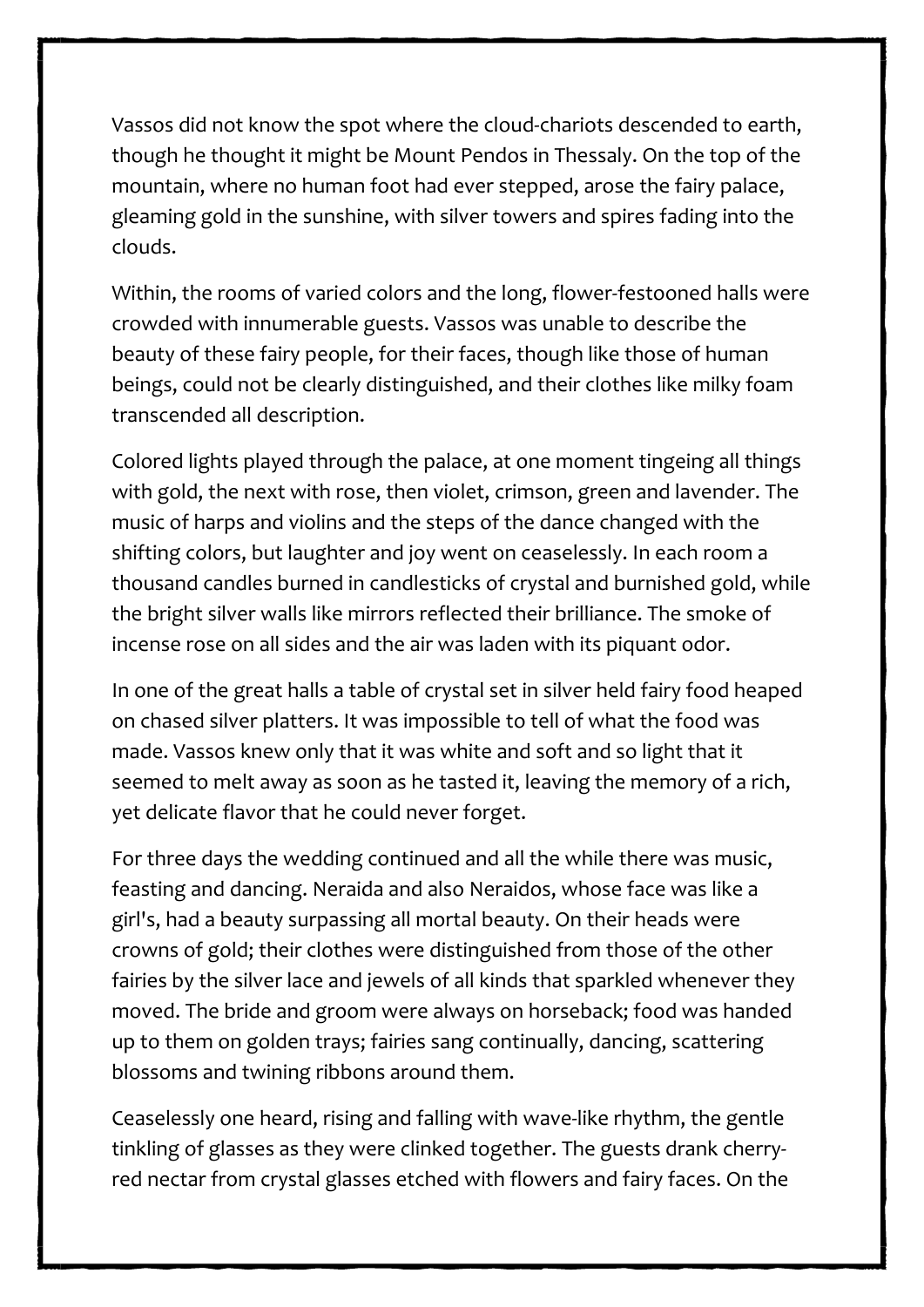Vassos did not know the spot where the cloud-chariots descended to earth, though he thought it might be Mount Pendos in Thessaly. On the top of the mountain, where no human foot had ever stepped, arose the fairy palace, gleaming gold in the sunshine, with silver towers and spires fading into the clouds.

Within, the rooms of varied colors and the long, flower-festooned halls were crowded with innumerable guests. Vassos was unable to describe the beauty of these fairy people, for their faces, though like those of human beings, could not be clearly distinguished, and their clothes like milky foam transcended all description.

Colored lights played through the palace, at one moment tingeing all things with gold, the next with rose, then violet, crimson, green and lavender. The music of harps and violins and the steps of the dance changed with the shifting colors, but laughter and joy went on ceaselessly. In each room a thousand candles burned in candlesticks of crystal and burnished gold, while the bright silver walls like mirrors reflected their brilliance. The smoke of incense rose on all sides and the air was laden with its piquant odor.

In one of the great halls a table of crystal set in silver held fairy food heaped on chased silver platters. It was impossible to tell of what the food was made. Vassos knew only that it was white and soft and so light that it seemed to melt away as soon as he tasted it, leaving the memory of a rich, yet delicate flavor that he could never forget.

For three days the wedding continued and all the while there was music, feasting and dancing. Neraida and also Neraidos, whose face was like a girl's, had a beauty surpassing all mortal beauty. On their heads were crowns of gold; their clothes were distinguished from those of the other fairies by the silver lace and jewels of all kinds that sparkled whenever they moved. The bride and groom were always on horseback; food was handed up to them on golden trays; fairies sang continually, dancing, scattering blossoms and twining ribbons around them.

Ceaselessly one heard, rising and falling with wave-like rhythm, the gentle tinkling of glasses as they were clinked together. The guests drank cherry-red nectar from crystal glasses etched with flowers and fairy faces. On the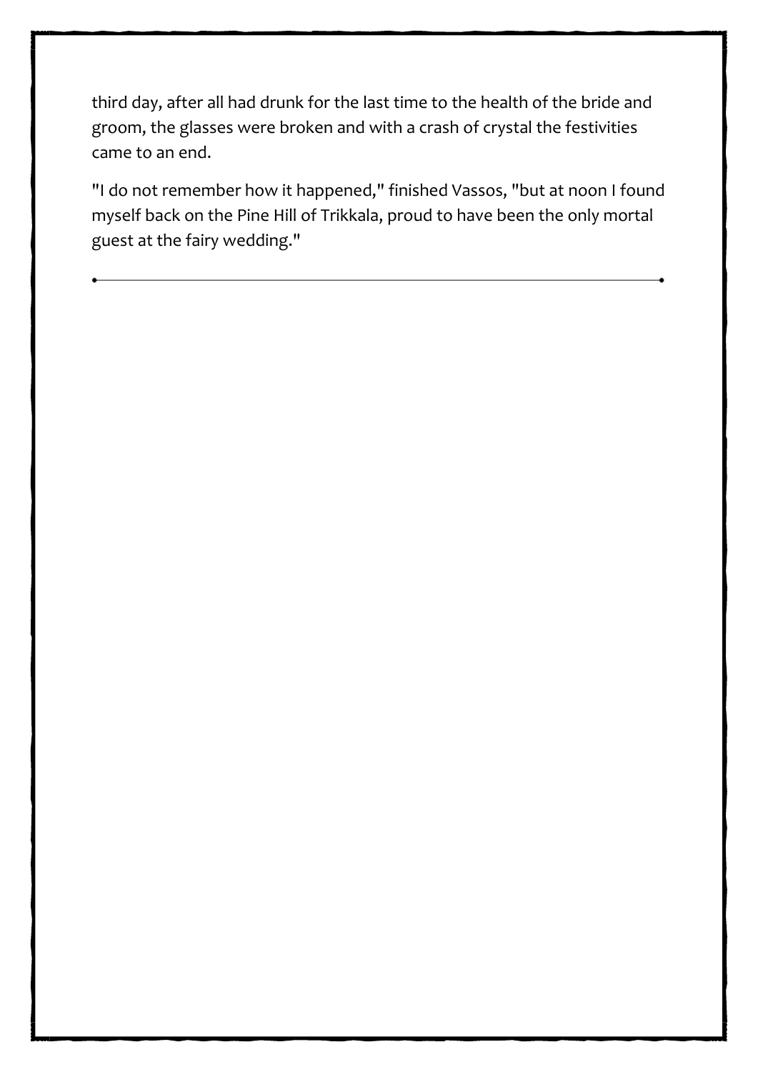third day, after all had drunk for the last time to the health of the bride and groom, the glasses were broken and with a crash of crystal the festivities came to an end.

"I do not remember how it happened," finished Vassos, "but at noon I found myself back on the Pine Hill of Trikkala, proud to have been the only mortal guest at the fairy wedding."

---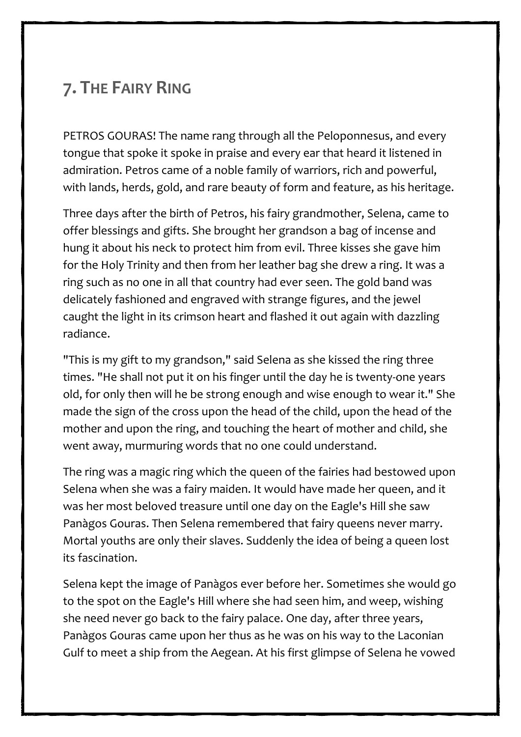## 7. THE FAIRY RING

PETROS GOURAS! The name rang through all the Peloponnesus, and every tongue that spoke it spoke in praise and every ear that heard it listened in admiration. Petros came of a noble family of warriors, rich and powerful, with lands, herds, gold, and rare beauty of form and feature, as his heritage.

Three days after the birth of Petros, his fairy grandmother, Selena, came to offer blessings and gifts. She brought her grandson a bag of incense and hung it about his neck to protect him from evil. Three kisses she gave him for the Holy Trinity and then from her leather bag she drew a ring. It was a ring such as no one in all that country had ever seen. The gold band was delicately fashioned and engraved with strange figures, and the jewel caught the light in its crimson heart and flashed it out again with dazzling radiance.

"This is my gift to my grandson," said Selena as she kissed the ring three times. "He shall not put it on his finger until the day he is twenty-one years old, for only then will he be strong enough and wise enough to wear it." She made the sign of the cross upon the head of the child, upon the head of the mother and upon the ring, and touching the heart of mother and child, she went away, murmuring words that no one could understand.

The ring was a magic ring which the queen of the fairies had bestowed upon Selena when she was a fairy maiden. It would have made her queen, and it was her most beloved treasure until one day on the Eagle's Hill she saw Panàgos Gouras. Then Selena remembered that fairy queens never marry. Mortal youths are only their slaves. Suddenly the idea of being a queen lost its fascination.

Selena kept the image of Panàgos ever before her. Sometimes she would go to the spot on the Eagle's Hill where she had seen him, and weep, wishing she need never go back to the fairy palace. One day, after three years, Panàgos Gouras came upon her thus as he was on his way to the Laconian Gulf to meet a ship from the Aegean. At his first glimpse of Selena he vowed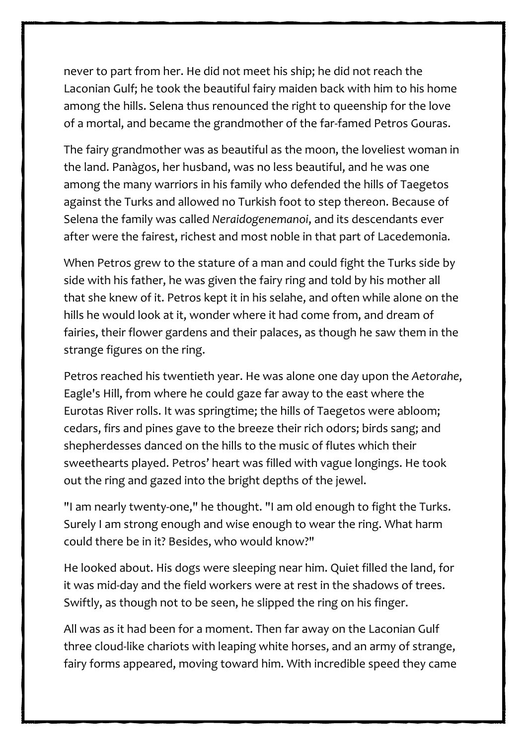never to part from her. He did not meet his ship; he did not reach the Laconian Gulf; he took the beautiful fairy maiden back with him to his home among the hills. Selena thus renounced the right to queenship for the love of a mortal, and became the grandmother of the far-famed Petros Gouras.

The fairy grandmother was as beautiful as the moon, the loveliest woman in the land. Panàgos, her husband, was no less beautiful, and he was one among the many warriors in his family who defended the hills of Taegetos against the Turks and allowed no Turkish foot to step thereon. Because of Selena the family was called *Neraidogenemanoi*, and its descendants ever after were the fairest, richest and most noble in that part of Lacedemonia.

When Petros grew to the stature of a man and could fight the Turks side by side with his father, he was given the fairy ring and told by his mother all that she knew of it. Petros kept it in his selahe, and often while alone on the hills he would look at it, wonder where it had come from, and dream of fairies, their flower gardens and their palaces, as though he saw them in the strange figures on the ring.

Petros reached his twentieth year. He was alone one day upon the *Aetorahe*, Eagle's Hill, from where he could gaze far away to the east where the Eurotas River rolls. It was springtime; the hills of Taegetos were abloom; cedars, firs and pines gave to the breeze their rich odors; birds sang; and shepherdesses danced on the hills to the music of flutes which their sweethearts played. Petros' heart was filled with vague longings. He took out the ring and gazed into the bright depths of the jewel.

"I am nearly twenty-one," he thought. "I am old enough to fight the Turks. Surely I am strong enough and wise enough to wear the ring. What harm could there be in it? Besides, who would know?"

He looked about. His dogs were sleeping near him. Quiet filled the land, for it was mid-day and the field workers were at rest in the shadows of trees. Swiftly, as though not to be seen, he slipped the ring on his finger.

All was as it had been for a moment. Then far away on the Laconian Gulf three cloud-like chariots with leaping white horses, and an army of strange, fairy forms appeared, moving toward him. With incredible speed they came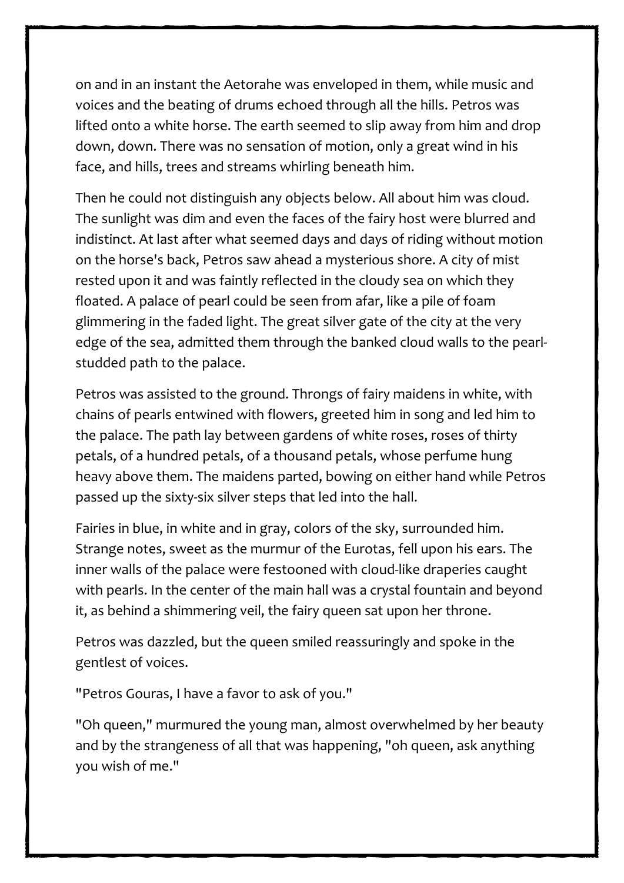on and in an instant the Aetorahe was enveloped in them, while music and voices and the beating of drums echoed through all the hills. Petros was lifted onto a white horse. The earth seemed to slip away from him and drop down, down. There was no sensation of motion, only a great wind in his face, and hills, trees and streams whirling beneath him.

Then he could not distinguish any objects below. All about him was cloud. The sunlight was dim and even the faces of the fairy host were blurred and indistinct. At last after what seemed days and days of riding without motion on the horse's back, Petros saw ahead a mysterious shore. A city of mist rested upon it and was faintly reflected in the cloudy sea on which they floated. A palace of pearl could be seen from afar, like a pile of foam glimmering in the faded light. The great silver gate of the city at the very edge of the sea, admitted them through the banked cloud walls to the pearl-studded path to the palace.

Petros was assisted to the ground. Throngs of fairy maidens in white, with chains of pearls entwined with flowers, greeted him in song and led him to the palace. The path lay between gardens of white roses, roses of thirty petals, of a hundred petals, of a thousand petals, whose perfume hung heavy above them. The maidens parted, bowing on either hand while Petros passed up the sixty-six silver steps that led into the hall.

Fairies in blue, in white and in gray, colors of the sky, surrounded him. Strange notes, sweet as the murmur of the Eurotas, fell upon his ears. The inner walls of the palace were festooned with cloud-like draperies caught with pearls. In the center of the main hall was a crystal fountain and beyond it, as behind a shimmering veil, the fairy queen sat upon her throne.

Petros was dazzled, but the queen smiled reassuringly and spoke in the gentlest of voices.

"Petros Gouras, I have a favor to ask of you."

"Oh queen," murmured the young man, almost overwhelmed by her beauty and by the strangeness of all that was happening, "oh queen, ask anything you wish of me."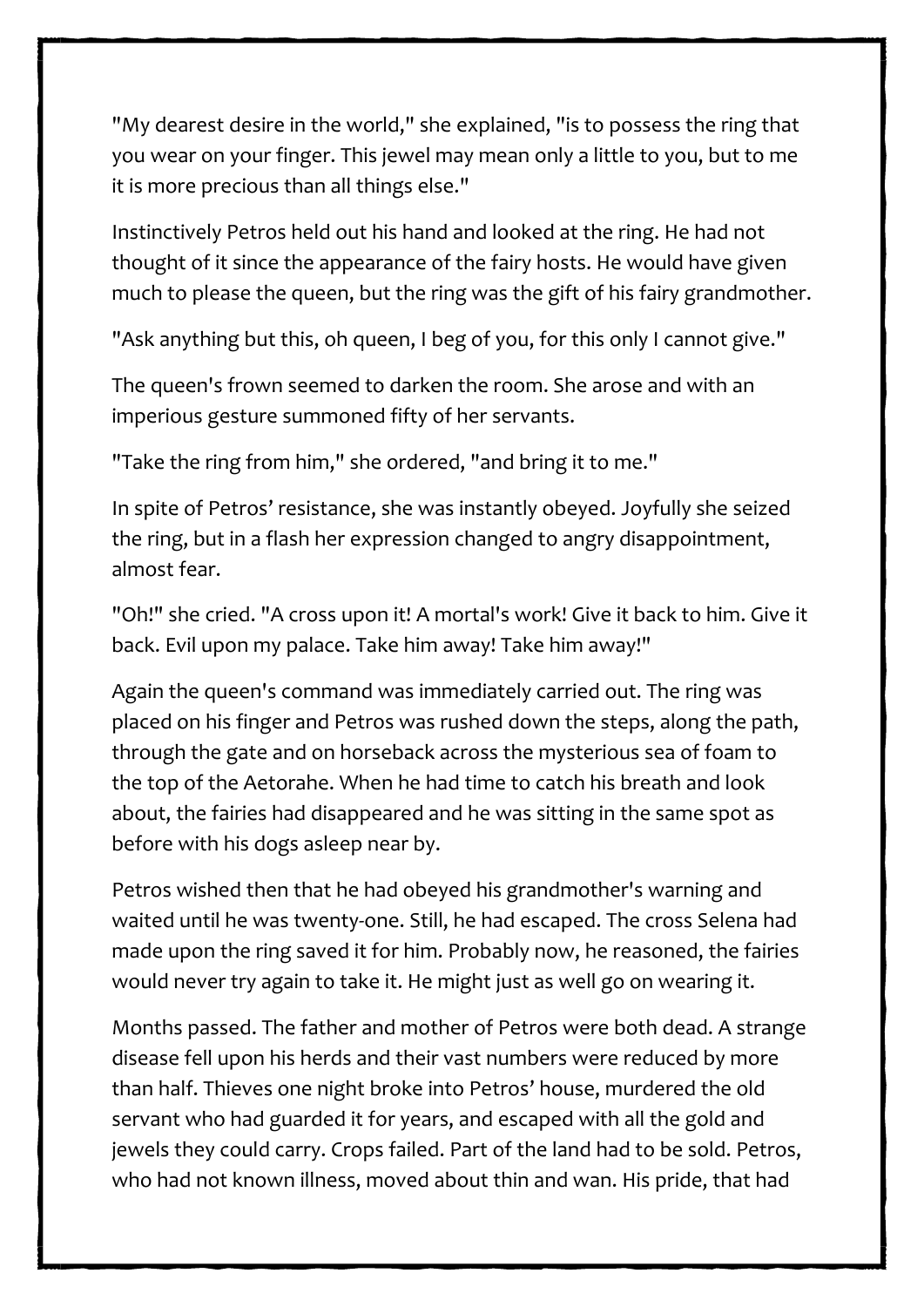"My dearest desire in the world," she explained, "is to possess the ring that you wear on your finger. This jewel may mean only a little to you, but to me it is more precious than all things else."

Instinctively Petros held out his hand and looked at the ring. He had not thought of it since the appearance of the fairy hosts. He would have given much to please the queen, but the ring was the gift of his fairy grandmother.

"Ask anything but this, oh queen, I beg of you, for this only I cannot give."

The queen's frown seemed to darken the room. She arose and with an imperious gesture summoned fifty of her servants.

"Take the ring from him," she ordered, "and bring it to me."

In spite of Petros' resistance, she was instantly obeyed. Joyfully she seized the ring, but in a flash her expression changed to angry disappointment, almost fear.

"Oh!" she cried. "A cross upon it! A mortal's work! Give it back to him. Give it back. Evil upon my palace. Take him away! Take him away!"

Again the queen's command was immediately carried out. The ring was placed on his finger and Petros was rushed down the steps, along the path, through the gate and on horseback across the mysterious sea of foam to the top of the Aetorahe. When he had time to catch his breath and look about, the fairies had disappeared and he was sitting in the same spot as before with his dogs asleep near by.

Petros wished then that he had obeyed his grandmother's warning and waited until he was twenty-one. Still, he had escaped. The cross Selena had made upon the ring saved it for him. Probably now, he reasoned, the fairies would never try again to take it. He might just as well go on wearing it.

Months passed. The father and mother of Petros were both dead. A strange disease fell upon his herds and their vast numbers were reduced by more than half. Thieves one night broke into Petros' house, murdered the old servant who had guarded it for years, and escaped with all the gold and jewels they could carry. Crops failed. Part of the land had to be sold. Petros, who had not known illness, moved about thin and wan. His pride, that had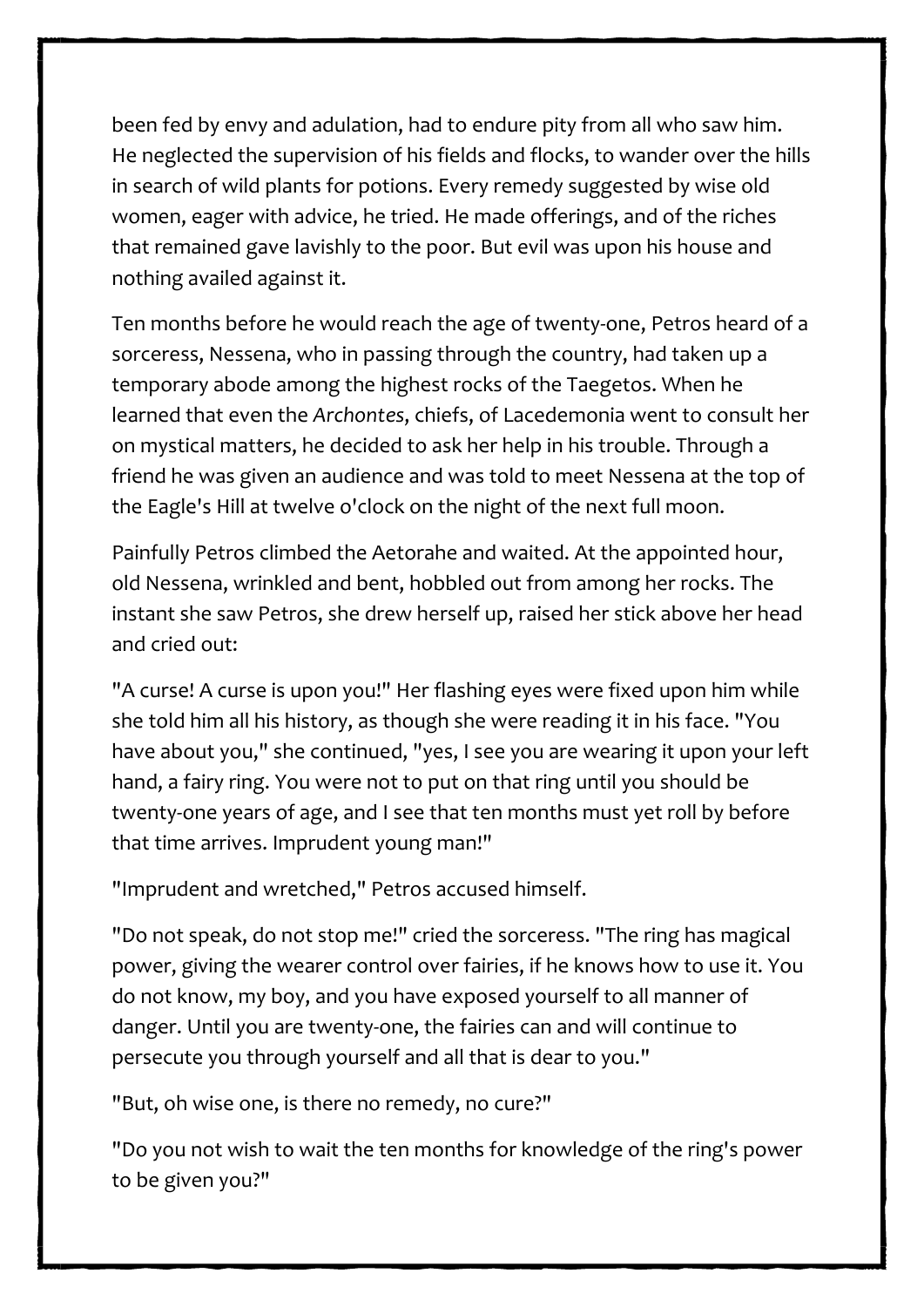been fed by envy and adulation, had to endure pity from all who saw him. He neglected the supervision of his fields and flocks, to wander over the hills in search of wild plants for potions. Every remedy suggested by wise old women, eager with advice, he tried. He made offerings, and of the riches that remained gave lavishly to the poor. But evil was upon his house and nothing availed against it.

Ten months before he would reach the age of twenty-one, Petros heard of a sorceress, Nessena, who in passing through the country, had taken up a temporary abode among the highest rocks of the Taegetos. When he learned that even the *Archontes*, chiefs, of Lacedemonia went to consult her on mystical matters, he decided to ask her help in his trouble. Through a friend he was given an audience and was told to meet Nessena at the top of the Eagle's Hill at twelve o'clock on the night of the next full moon.

Painfully Petros climbed the Aetorahe and waited. At the appointed hour, old Nessena, wrinkled and bent, hobbled out from among her rocks. The instant she saw Petros, she drew herself up, raised her stick above her head and cried out:

"A curse! A curse is upon you!" Her flashing eyes were fixed upon him while she told him all his history, as though she were reading it in his face. "You have about you," she continued, "yes, I see you are wearing it upon your left hand, a fairy ring. You were not to put on that ring until you should be twenty-one years of age, and I see that ten months must yet roll by before that time arrives. Imprudent young man!"

"Imprudent and wretched," Petros accused himself.

"Do not speak, do not stop me!" cried the sorceress. "The ring has magical power, giving the wearer control over fairies, if he knows how to use it. You do not know, my boy, and you have exposed yourself to all manner of danger. Until you are twenty-one, the fairies can and will continue to persecute you through yourself and all that is dear to you."

"But, oh wise one, is there no remedy, no cure?"

"Do you not wish to wait the ten months for knowledge of the ring's power to be given you?"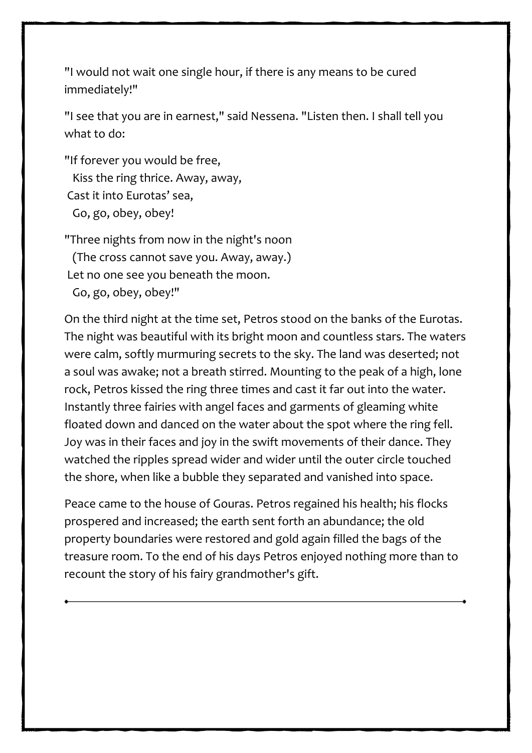"I would not wait one single hour, if there is any means to be cured immediately!"

"I see that you are in earnest," said Nessena. "Listen then. I shall tell you what to do:

"If forever you would be free,  
  Kiss the ring thrice. Away, away,  
 Cast it into Eurotas' sea,  
  Go, go, obey, obey!

"Three nights from now in the night's noon  
  (The cross cannot save you. Away, away.)  
 Let no one see you beneath the moon.  
  Go, go, obey, obey!"

On the third night at the time set, Petros stood on the banks of the Eurotas. The night was beautiful with its bright moon and countless stars. The waters were calm, softly murmuring secrets to the sky. The land was deserted; not a soul was awake; not a breath stirred. Mounting to the peak of a high, lone rock, Petros kissed the ring three times and cast it far out into the water. Instantly three fairies with angel faces and garments of gleaming white floated down and danced on the water about the spot where the ring fell. Joy was in their faces and joy in the swift movements of their dance. They watched the ripples spread wider and wider until the outer circle touched the shore, when like a bubble they separated and vanished into space.

Peace came to the house of Gouras. Petros regained his health; his flocks prospered and increased; the earth sent forth an abundance; the old property boundaries were restored and gold again filled the bags of the treasure room. To the end of his days Petros enjoyed nothing more than to recount the story of his fairy grandmother's gift.

---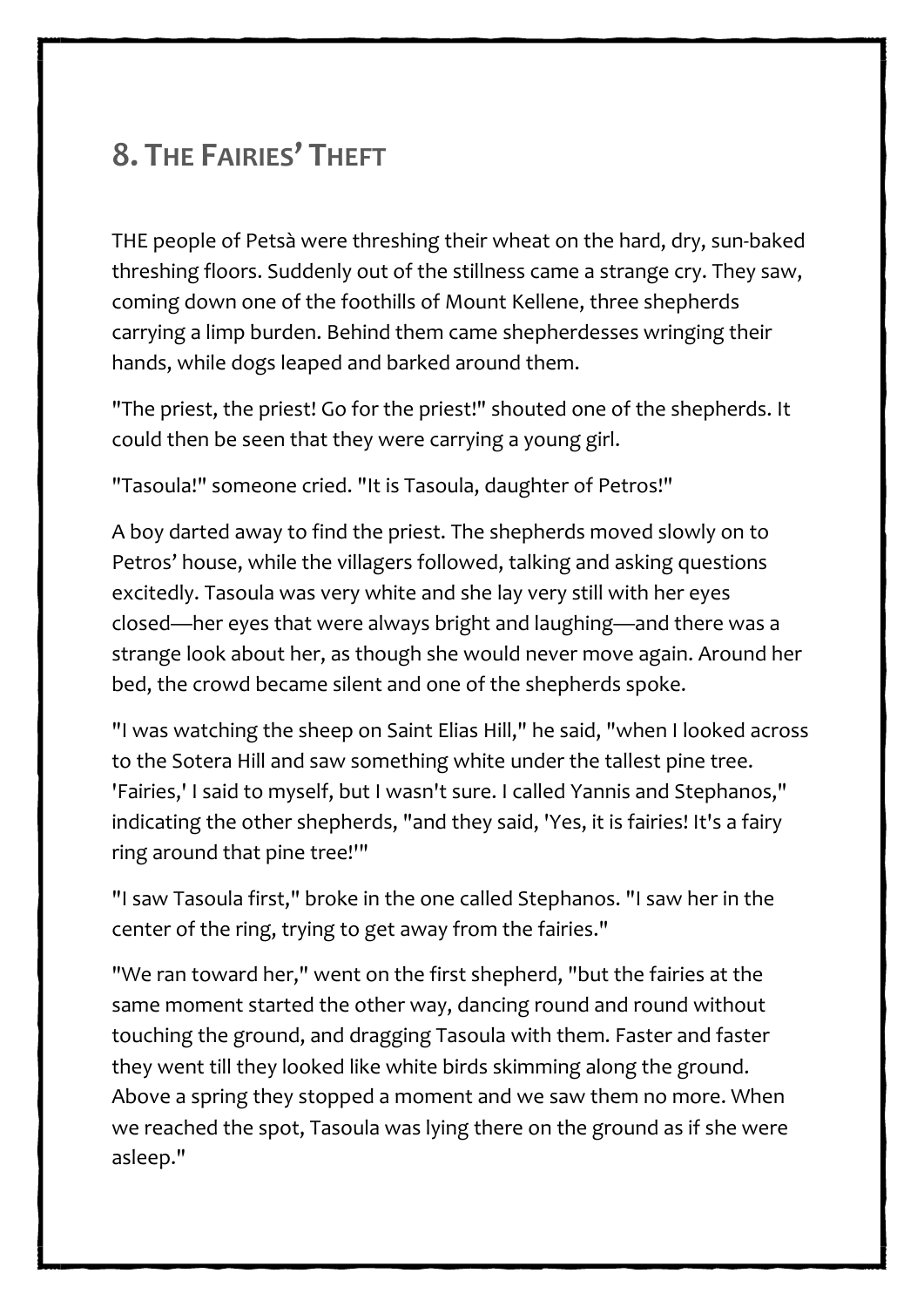## 8. The Fairies' Theft

THE people of Petsà were threshing their wheat on the hard, dry, sun-baked threshing floors. Suddenly out of the stillness came a strange cry. They saw, coming down one of the foothills of Mount Kellene, three shepherds carrying a limp burden. Behind them came shepherdesses wringing their hands, while dogs leaped and barked around them.

"The priest, the priest! Go for the priest!" shouted one of the shepherds. It could then be seen that they were carrying a young girl.

"Tasoula!" someone cried. "It is Tasoula, daughter of Petros!"

A boy darted away to find the priest. The shepherds moved slowly on to Petros' house, while the villagers followed, talking and asking questions excitedly. Tasoula was very white and she lay very still with her eyes closed—her eyes that were always bright and laughing—and there was a strange look about her, as though she would never move again. Around her bed, the crowd became silent and one of the shepherds spoke.

"I was watching the sheep on Saint Elias Hill," he said, "when I looked across to the Sotera Hill and saw something white under the tallest pine tree. 'Fairies,' I said to myself, but I wasn't sure. I called Yannis and Stephanos," indicating the other shepherds, "and they said, 'Yes, it is fairies! It's a fairy ring around that pine tree!'"

"I saw Tasoula first," broke in the one called Stephanos. "I saw her in the center of the ring, trying to get away from the fairies."

"We ran toward her," went on the first shepherd, "but the fairies at the same moment started the other way, dancing round and round without touching the ground, and dragging Tasoula with them. Faster and faster they went till they looked like white birds skimming along the ground. Above a spring they stopped a moment and we saw them no more. When we reached the spot, Tasoula was lying there on the ground as if she were asleep."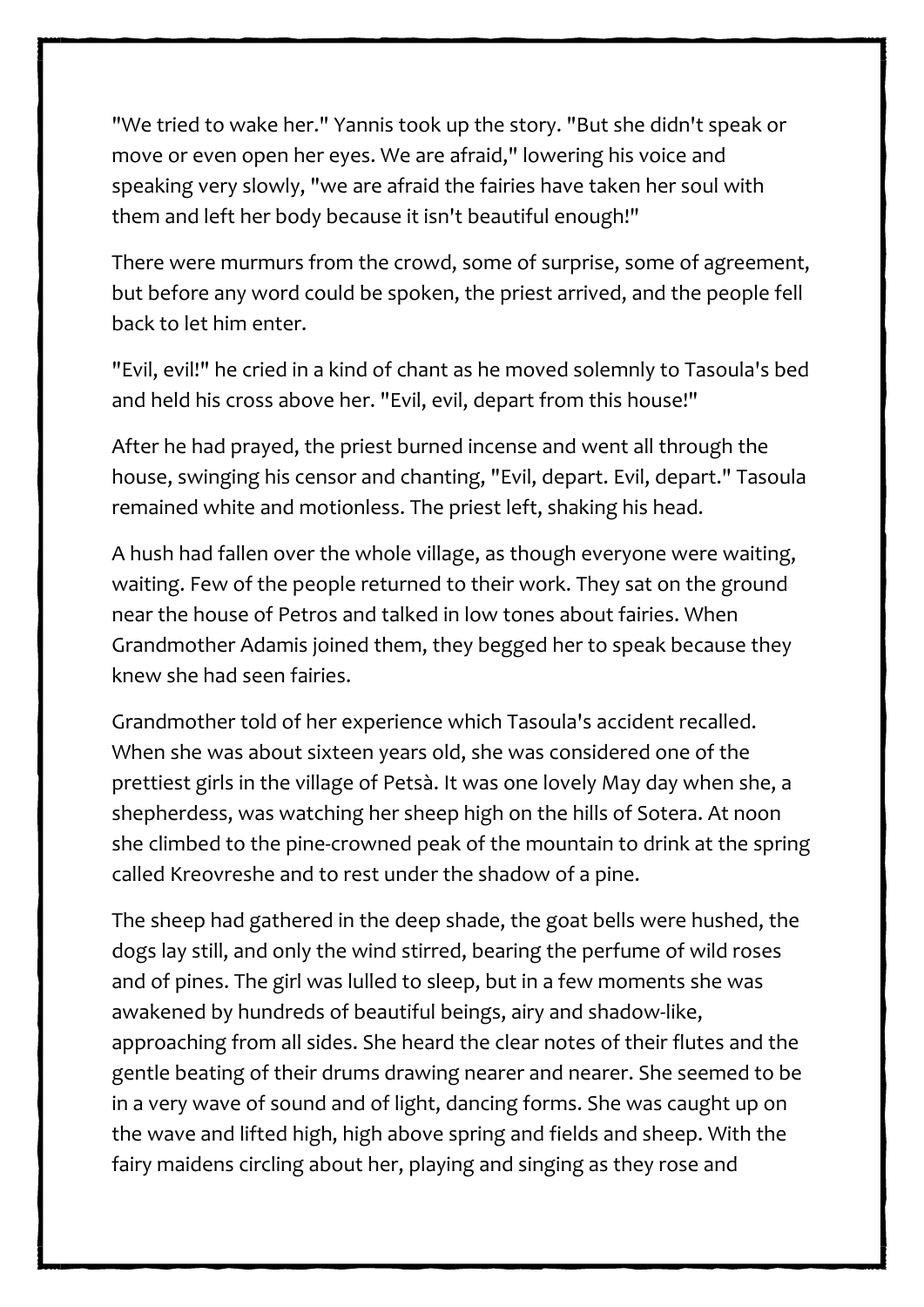"We tried to wake her." Yannis took up the story. "But she didn't speak or move or even open her eyes. We are afraid," lowering his voice and speaking very slowly, "we are afraid the fairies have taken her soul with them and left her body because it isn't beautiful enough!"

There were murmurs from the crowd, some of surprise, some of agreement, but before any word could be spoken, the priest arrived, and the people fell back to let him enter.

"Evil, evil!" he cried in a kind of chant as he moved solemnly to Tasoula's bed and held his cross above her. "Evil, evil, depart from this house!"

After he had prayed, the priest burned incense and went all through the house, swinging his censor and chanting, "Evil, depart. Evil, depart." Tasoula remained white and motionless. The priest left, shaking his head.

A hush had fallen over the whole village, as though everyone were waiting, waiting. Few of the people returned to their work. They sat on the ground near the house of Petros and talked in low tones about fairies. When Grandmother Adamis joined them, they begged her to speak because they knew she had seen fairies.

Grandmother told of her experience which Tasoula's accident recalled. When she was about sixteen years old, she was considered one of the prettiest girls in the village of Petsà. It was one lovely May day when she, a shepherdess, was watching her sheep high on the hills of Sotera. At noon she climbed to the pine-crowned peak of the mountain to drink at the spring called Kreovreshe and to rest under the shadow of a pine.

The sheep had gathered in the deep shade, the goat bells were hushed, the dogs lay still, and only the wind stirred, bearing the perfume of wild roses and of pines. The girl was lulled to sleep, but in a few moments she was awakened by hundreds of beautiful beings, airy and shadow-like, approaching from all sides. She heard the clear notes of their flutes and the gentle beating of their drums drawing nearer and nearer. She seemed to be in a very wave of sound and of light, dancing forms. She was caught up on the wave and lifted high, high above spring and fields and sheep. With the fairy maidens circling about her, playing and singing as they rose and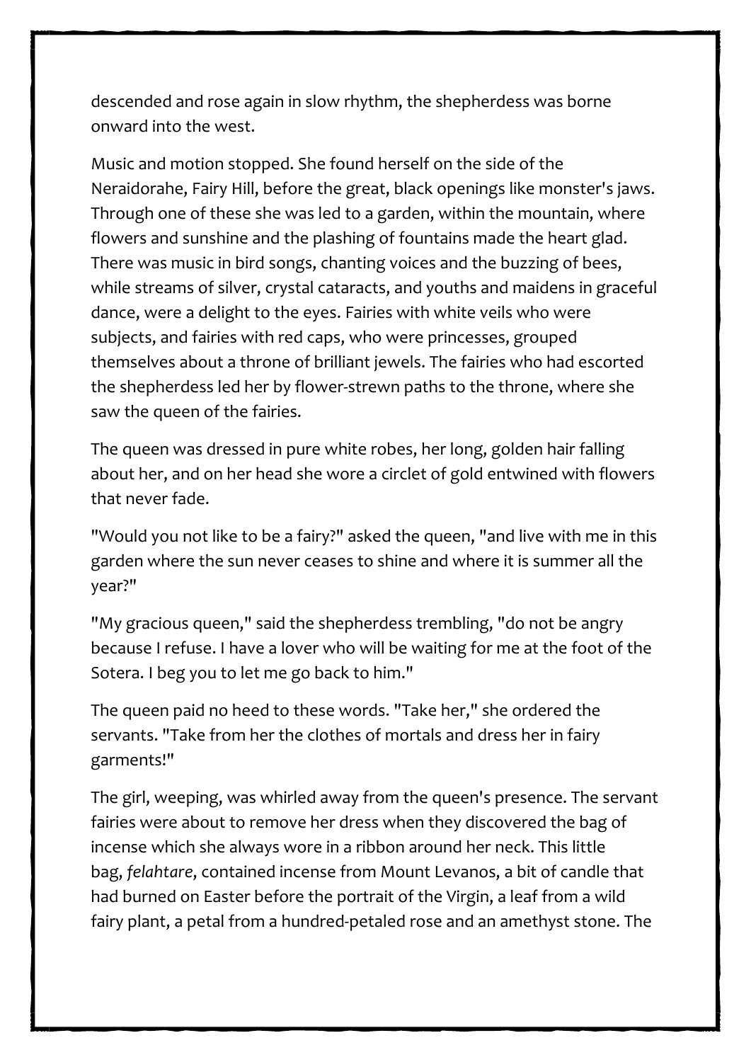descended and rose again in slow rhythm, the shepherdess was borne onward into the west.

Music and motion stopped. She found herself on the side of the Neraidorahe, Fairy Hill, before the great, black openings like monster's jaws. Through one of these she was led to a garden, within the mountain, where flowers and sunshine and the plashing of fountains made the heart glad. There was music in bird songs, chanting voices and the buzzing of bees, while streams of silver, crystal cataracts, and youths and maidens in graceful dance, were a delight to the eyes. Fairies with white veils who were subjects, and fairies with red caps, who were princesses, grouped themselves about a throne of brilliant jewels. The fairies who had escorted the shepherdess led her by flower-strewn paths to the throne, where she saw the queen of the fairies.

The queen was dressed in pure white robes, her long, golden hair falling about her, and on her head she wore a circlet of gold entwined with flowers that never fade.

"Would you not like to be a fairy?" asked the queen, "and live with me in this garden where the sun never ceases to shine and where it is summer all the year?"

"My gracious queen," said the shepherdess trembling, "do not be angry because I refuse. I have a lover who will be waiting for me at the foot of the Sotera. I beg you to let me go back to him."

The queen paid no heed to these words. "Take her," she ordered the servants. "Take from her the clothes of mortals and dress her in fairy garments!"

The girl, weeping, was whirled away from the queen's presence. The servant fairies were about to remove her dress when they discovered the bag of incense which she always wore in a ribbon around her neck. This little bag, *felahtare*, contained incense from Mount Levanos, a bit of candle that had burned on Easter before the portrait of the Virgin, a leaf from a wild fairy plant, a petal from a hundred-petaled rose and an amethyst stone. The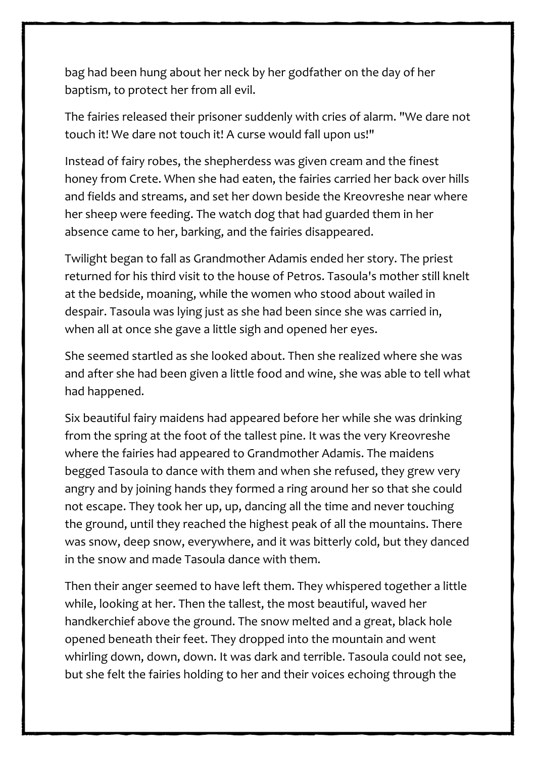bag had been hung about her neck by her godfather on the day of her baptism, to protect her from all evil.

The fairies released their prisoner suddenly with cries of alarm. "We dare not touch it! We dare not touch it! A curse would fall upon us!"

Instead of fairy robes, the shepherdess was given cream and the finest honey from Crete. When she had eaten, the fairies carried her back over hills and fields and streams, and set her down beside the Kreovreshe near where her sheep were feeding. The watch dog that had guarded them in her absence came to her, barking, and the fairies disappeared.

Twilight began to fall as Grandmother Adamis ended her story. The priest returned for his third visit to the house of Petros. Tasoula's mother still knelt at the bedside, moaning, while the women who stood about wailed in despair. Tasoula was lying just as she had been since she was carried in, when all at once she gave a little sigh and opened her eyes.

She seemed startled as she looked about. Then she realized where she was and after she had been given a little food and wine, she was able to tell what had happened.

Six beautiful fairy maidens had appeared before her while she was drinking from the spring at the foot of the tallest pine. It was the very Kreovreshe where the fairies had appeared to Grandmother Adamis. The maidens begged Tasoula to dance with them and when she refused, they grew very angry and by joining hands they formed a ring around her so that she could not escape. They took her up, up, dancing all the time and never touching the ground, until they reached the highest peak of all the mountains. There was snow, deep snow, everywhere, and it was bitterly cold, but they danced in the snow and made Tasoula dance with them.

Then their anger seemed to have left them. They whispered together a little while, looking at her. Then the tallest, the most beautiful, waved her handkerchief above the ground. The snow melted and a great, black hole opened beneath their feet. They dropped into the mountain and went whirling down, down, down. It was dark and terrible. Tasoula could not see, but she felt the fairies holding to her and their voices echoing through the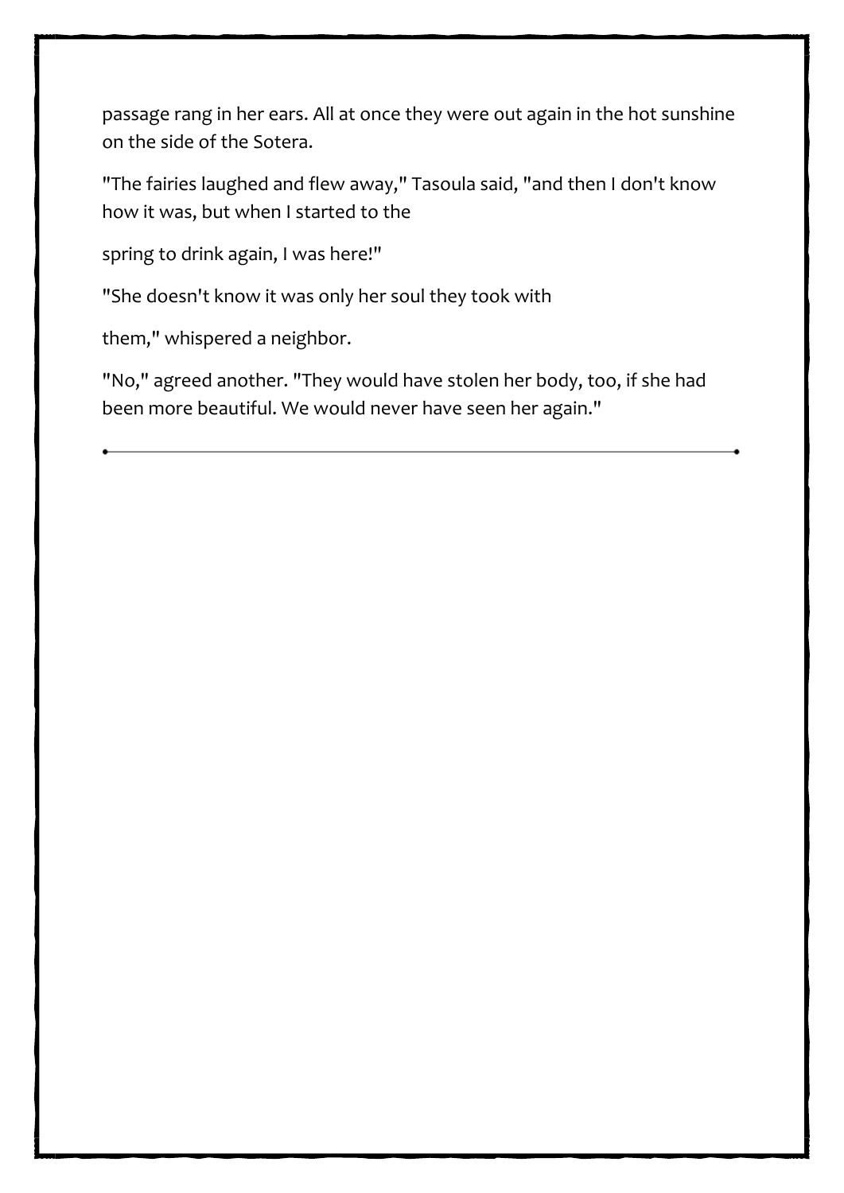passage rang in her ears. All at once they were out again in the hot sunshine on the side of the Sotera.

"The fairies laughed and flew away," Tasoula said, "and then I don't know how it was, but when I started to the spring to drink again, I was here!"

"She doesn't know it was only her soul they took with them," whispered a neighbor.

"No," agreed another. "They would have stolen her body, too, if she had been more beautiful. We would never have seen her again."

---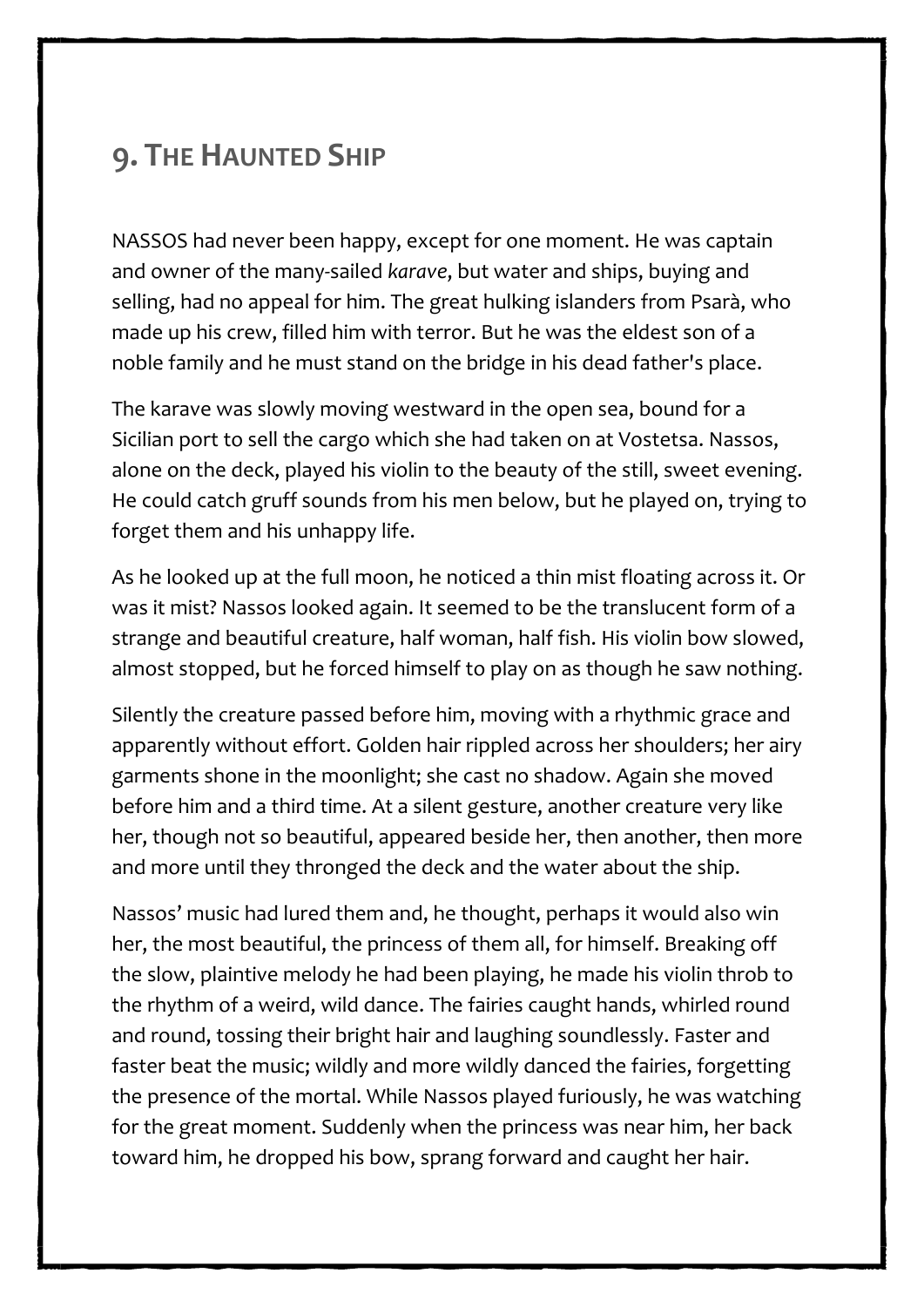## 9. THE HAUNTED SHIP

NASSOS had never been happy, except for one moment. He was captain and owner of the many-sailed *karave*, but water and ships, buying and selling, had no appeal for him. The great hulking islanders from Psarà, who made up his crew, filled him with terror. But he was the eldest son of a noble family and he must stand on the bridge in his dead father's place.

The karave was slowly moving westward in the open sea, bound for a Sicilian port to sell the cargo which she had taken on at Vostetsa. Nassos, alone on the deck, played his violin to the beauty of the still, sweet evening. He could catch gruff sounds from his men below, but he played on, trying to forget them and his unhappy life.

As he looked up at the full moon, he noticed a thin mist floating across it. Or was it mist? Nassos looked again. It seemed to be the translucent form of a strange and beautiful creature, half woman, half fish. His violin bow slowed, almost stopped, but he forced himself to play on as though he saw nothing.

Silently the creature passed before him, moving with a rhythmic grace and apparently without effort. Golden hair rippled across her shoulders; her airy garments shone in the moonlight; she cast no shadow. Again she moved before him and a third time. At a silent gesture, another creature very like her, though not so beautiful, appeared beside her, then another, then more and more until they thronged the deck and the water about the ship.

Nassos' music had lured them and, he thought, perhaps it would also win her, the most beautiful, the princess of them all, for himself. Breaking off the slow, plaintive melody he had been playing, he made his violin throb to the rhythm of a weird, wild dance. The fairies caught hands, whirled round and round, tossing their bright hair and laughing soundlessly. Faster and faster beat the music; wildly and more wildly danced the fairies, forgetting the presence of the mortal. While Nassos played furiously, he was watching for the great moment. Suddenly when the princess was near him, her back toward him, he dropped his bow, sprang forward and caught her hair.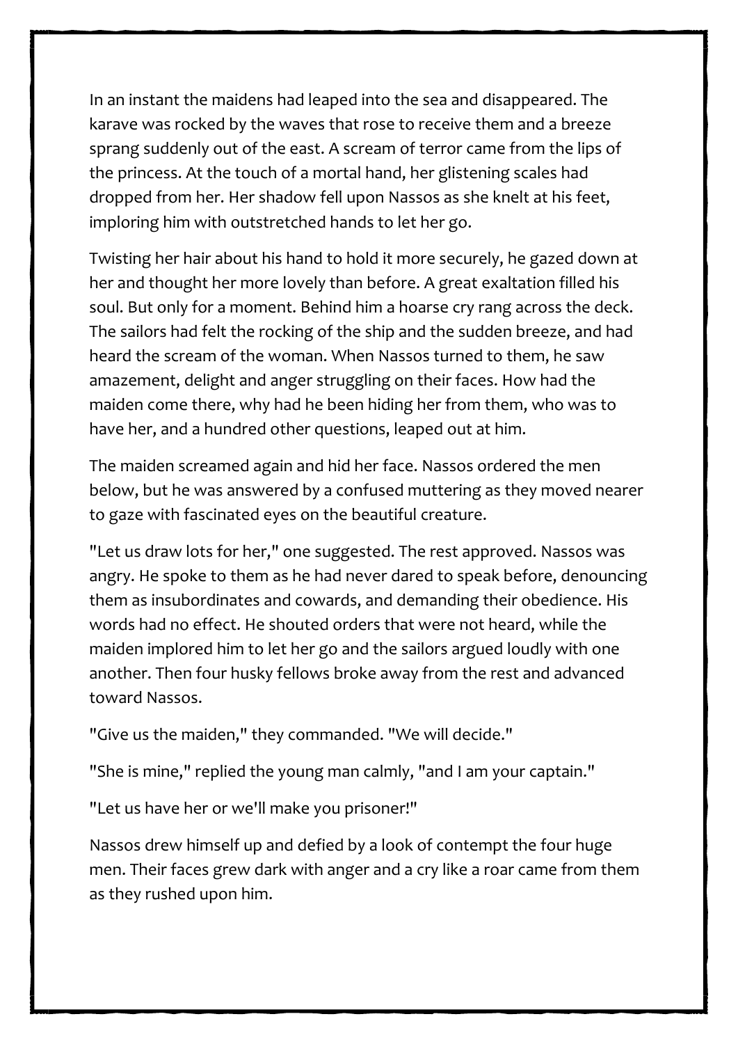In an instant the maidens had leaped into the sea and disappeared. The karave was rocked by the waves that rose to receive them and a breeze sprang suddenly out of the east. A scream of terror came from the lips of the princess. At the touch of a mortal hand, her glistening scales had dropped from her. Her shadow fell upon Nassos as she knelt at his feet, imploring him with outstretched hands to let her go.

Twisting her hair about his hand to hold it more securely, he gazed down at her and thought her more lovely than before. A great exaltation filled his soul. But only for a moment. Behind him a hoarse cry rang across the deck. The sailors had felt the rocking of the ship and the sudden breeze, and had heard the scream of the woman. When Nassos turned to them, he saw amazement, delight and anger struggling on their faces. How had the maiden come there, why had he been hiding her from them, who was to have her, and a hundred other questions, leaped out at him.

The maiden screamed again and hid her face. Nassos ordered the men below, but he was answered by a confused muttering as they moved nearer to gaze with fascinated eyes on the beautiful creature.

"Let us draw lots for her," one suggested. The rest approved. Nassos was angry. He spoke to them as he had never dared to speak before, denouncing them as insubordinates and cowards, and demanding their obedience. His words had no effect. He shouted orders that were not heard, while the maiden implored him to let her go and the sailors argued loudly with one another. Then four husky fellows broke away from the rest and advanced toward Nassos.

"Give us the maiden," they commanded. "We will decide."

"She is mine," replied the young man calmly, "and I am your captain."

"Let us have her or we'll make you prisoner!"

Nassos drew himself up and defied by a look of contempt the four huge men. Their faces grew dark with anger and a cry like a roar came from them as they rushed upon him.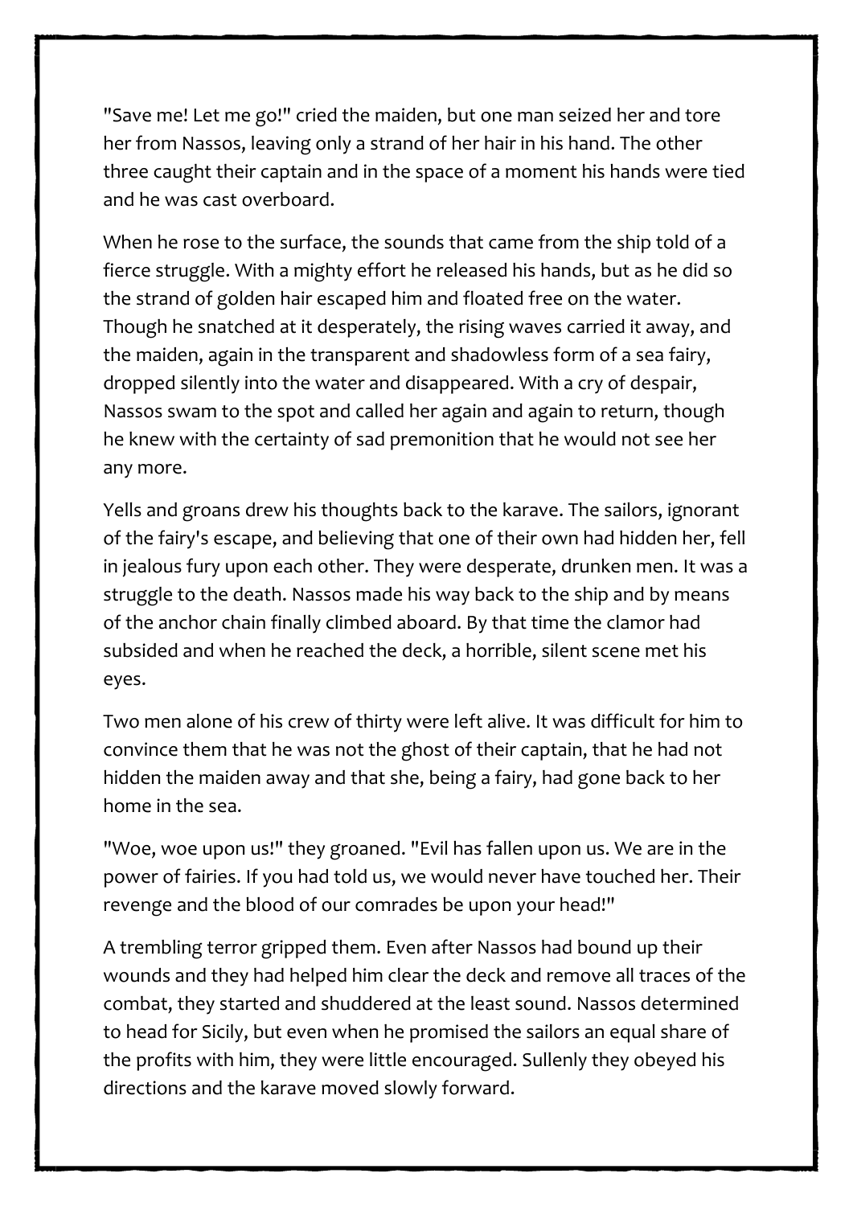"Save me! Let me go!" cried the maiden, but one man seized her and tore her from Nassos, leaving only a strand of her hair in his hand. The other three caught their captain and in the space of a moment his hands were tied and he was cast overboard.

When he rose to the surface, the sounds that came from the ship told of a fierce struggle. With a mighty effort he released his hands, but as he did so the strand of golden hair escaped him and floated free on the water. Though he snatched at it desperately, the rising waves carried it away, and the maiden, again in the transparent and shadowless form of a sea fairy, dropped silently into the water and disappeared. With a cry of despair, Nassos swam to the spot and called her again and again to return, though he knew with the certainty of sad premonition that he would not see her any more.

Yells and groans drew his thoughts back to the karave. The sailors, ignorant of the fairy's escape, and believing that one of their own had hidden her, fell in jealous fury upon each other. They were desperate, drunken men. It was a struggle to the death. Nassos made his way back to the ship and by means of the anchor chain finally climbed aboard. By that time the clamor had subsided and when he reached the deck, a horrible, silent scene met his eyes.

Two men alone of his crew of thirty were left alive. It was difficult for him to convince them that he was not the ghost of their captain, that he had not hidden the maiden away and that she, being a fairy, had gone back to her home in the sea.

"Woe, woe upon us!" they groaned. "Evil has fallen upon us. We are in the power of fairies. If you had told us, we would never have touched her. Their revenge and the blood of our comrades be upon your head!"

A trembling terror gripped them. Even after Nassos had bound up their wounds and they had helped him clear the deck and remove all traces of the combat, they started and shuddered at the least sound. Nassos determined to head for Sicily, but even when he promised the sailors an equal share of the profits with him, they were little encouraged. Sullenly they obeyed his directions and the karave moved slowly forward.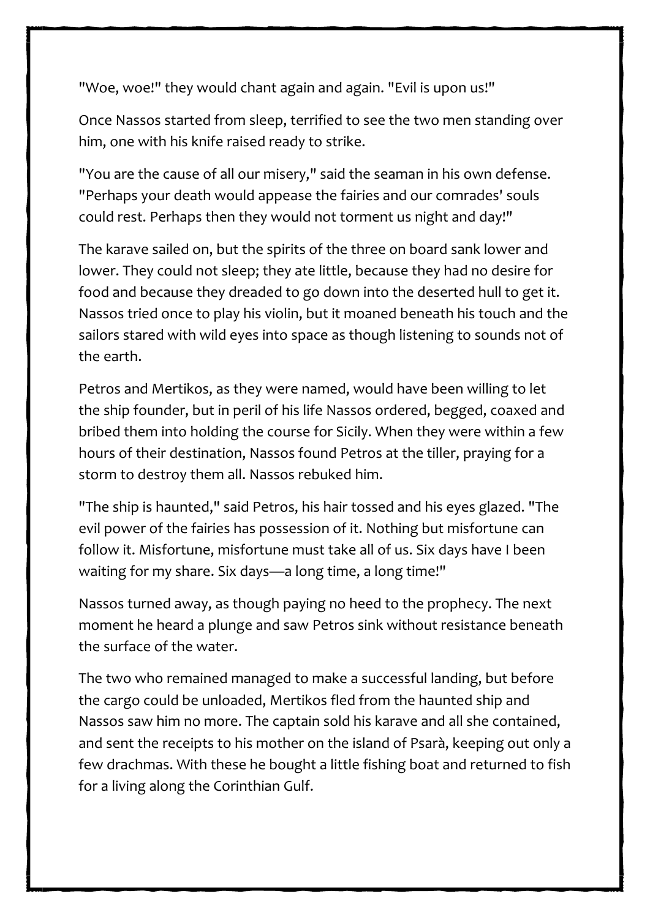"Woe, woe!" they would chant again and again. "Evil is upon us!"

Once Nassos started from sleep, terrified to see the two men standing over him, one with his knife raised ready to strike.

"You are the cause of all our misery," said the seaman in his own defense. "Perhaps your death would appease the fairies and our comrades' souls could rest. Perhaps then they would not torment us night and day!"

The karave sailed on, but the spirits of the three on board sank lower and lower. They could not sleep; they ate little, because they had no desire for food and because they dreaded to go down into the deserted hull to get it. Nassos tried once to play his violin, but it moaned beneath his touch and the sailors stared with wild eyes into space as though listening to sounds not of the earth.

Petros and Mertikos, as they were named, would have been willing to let the ship founder, but in peril of his life Nassos ordered, begged, coaxed and bribed them into holding the course for Sicily. When they were within a few hours of their destination, Nassos found Petros at the tiller, praying for a storm to destroy them all. Nassos rebuked him.

"The ship is haunted," said Petros, his hair tossed and his eyes glazed. "The evil power of the fairies has possession of it. Nothing but misfortune can follow it. Misfortune, misfortune must take all of us. Six days have I been waiting for my share. Six days—a long time, a long time!"

Nassos turned away, as though paying no heed to the prophecy. The next moment he heard a plunge and saw Petros sink without resistance beneath the surface of the water.

The two who remained managed to make a successful landing, but before the cargo could be unloaded, Mertikos fled from the haunted ship and Nassos saw him no more. The captain sold his karave and all she contained, and sent the receipts to his mother on the island of Psarà, keeping out only a few drachmas. With these he bought a little fishing boat and returned to fish for a living along the Corinthian Gulf.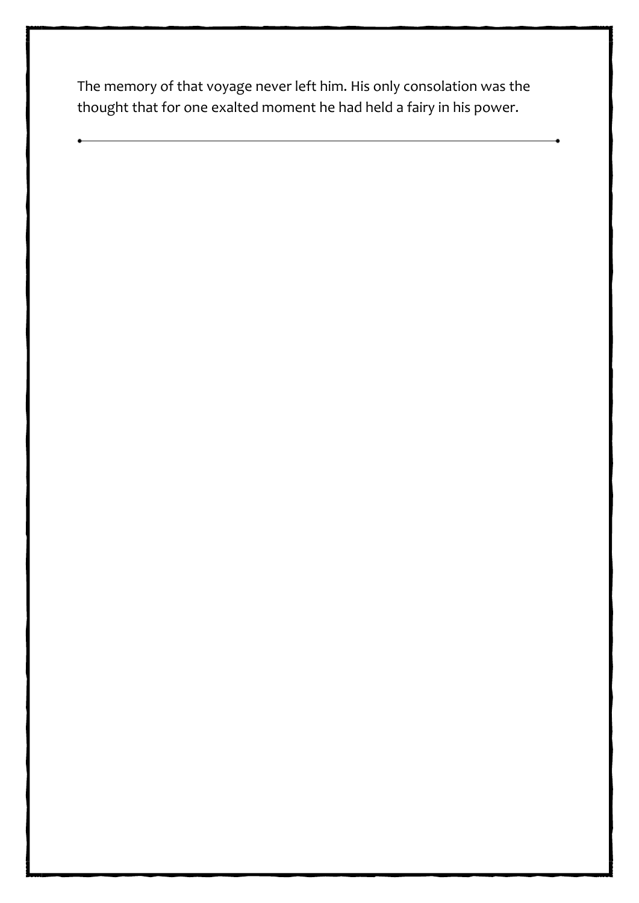The memory of that voyage never left him. His only consolation was the thought that for one exalted moment he had held a fairy in his power.

---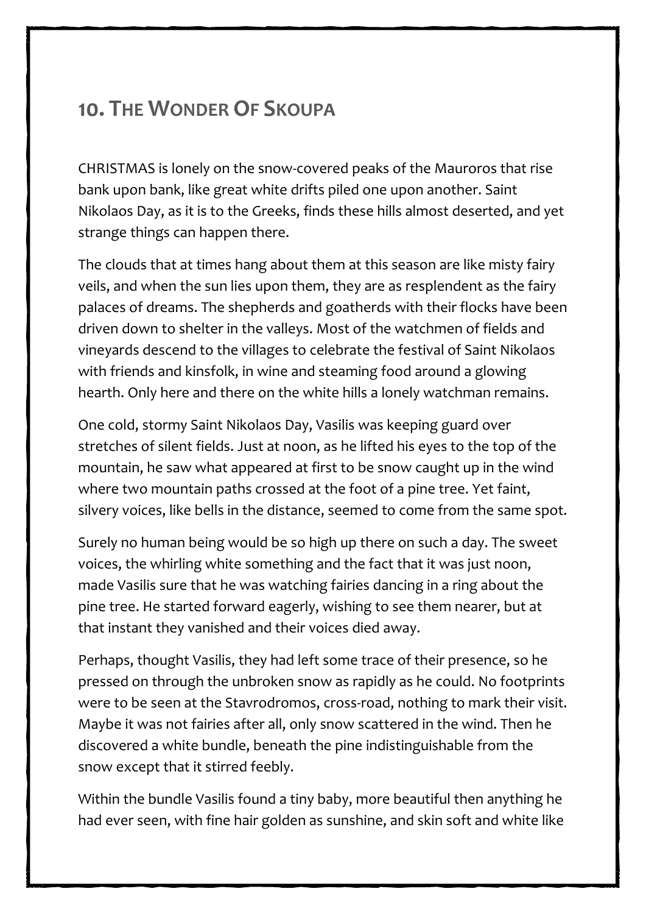## 10. The Wonder Of Skoupa

CHRISTMAS is lonely on the snow-covered peaks of the Mauroros that rise bank upon bank, like great white drifts piled one upon another. Saint Nikolaos Day, as it is to the Greeks, finds these hills almost deserted, and yet strange things can happen there.

The clouds that at times hang about them at this season are like misty fairy veils, and when the sun lies upon them, they are as resplendent as the fairy palaces of dreams. The shepherds and goatherds with their flocks have been driven down to shelter in the valleys. Most of the watchmen of fields and vineyards descend to the villages to celebrate the festival of Saint Nikolaos with friends and kinsfolk, in wine and steaming food around a glowing hearth. Only here and there on the white hills a lonely watchman remains.

One cold, stormy Saint Nikolaos Day, Vasilis was keeping guard over stretches of silent fields. Just at noon, as he lifted his eyes to the top of the mountain, he saw what appeared at first to be snow caught up in the wind where two mountain paths crossed at the foot of a pine tree. Yet faint, silvery voices, like bells in the distance, seemed to come from the same spot.

Surely no human being would be so high up there on such a day. The sweet voices, the whirling white something and the fact that it was just noon, made Vasilis sure that he was watching fairies dancing in a ring about the pine tree. He started forward eagerly, wishing to see them nearer, but at that instant they vanished and their voices died away.

Perhaps, thought Vasilis, they had left some trace of their presence, so he pressed on through the unbroken snow as rapidly as he could. No footprints were to be seen at the Stavrodromos, cross-road, nothing to mark their visit. Maybe it was not fairies after all, only snow scattered in the wind. Then he discovered a white bundle, beneath the pine indistinguishable from the snow except that it stirred feebly.

Within the bundle Vasilis found a tiny baby, more beautiful then anything he had ever seen, with fine hair golden as sunshine, and skin soft and white like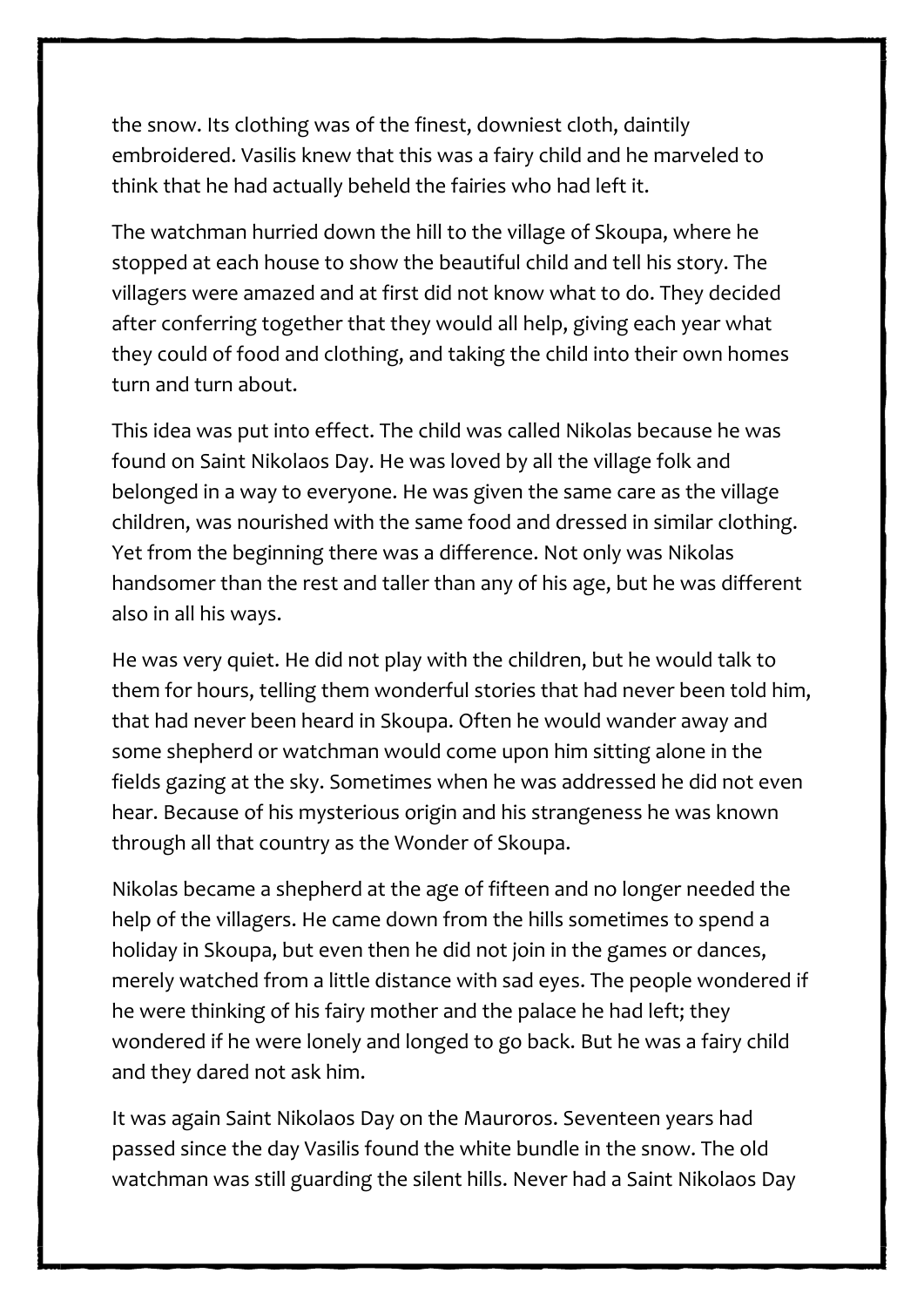the snow. Its clothing was of the finest, downiest cloth, daintily embroidered. Vasilis knew that this was a fairy child and he marveled to think that he had actually beheld the fairies who had left it.

The watchman hurried down the hill to the village of Skoupa, where he stopped at each house to show the beautiful child and tell his story. The villagers were amazed and at first did not know what to do. They decided after conferring together that they would all help, giving each year what they could of food and clothing, and taking the child into their own homes turn and turn about.

This idea was put into effect. The child was called Nikolas because he was found on Saint Nikolaos Day. He was loved by all the village folk and belonged in a way to everyone. He was given the same care as the village children, was nourished with the same food and dressed in similar clothing. Yet from the beginning there was a difference. Not only was Nikolas handsomer than the rest and taller than any of his age, but he was different also in all his ways.

He was very quiet. He did not play with the children, but he would talk to them for hours, telling them wonderful stories that had never been told him, that had never been heard in Skoupa. Often he would wander away and some shepherd or watchman would come upon him sitting alone in the fields gazing at the sky. Sometimes when he was addressed he did not even hear. Because of his mysterious origin and his strangeness he was known through all that country as the Wonder of Skoupa.

Nikolas became a shepherd at the age of fifteen and no longer needed the help of the villagers. He came down from the hills sometimes to spend a holiday in Skoupa, but even then he did not join in the games or dances, merely watched from a little distance with sad eyes. The people wondered if he were thinking of his fairy mother and the palace he had left; they wondered if he were lonely and longed to go back. But he was a fairy child and they dared not ask him.

It was again Saint Nikolaos Day on the Mauroros. Seventeen years had passed since the day Vasilis found the white bundle in the snow. The old watchman was still guarding the silent hills. Never had a Saint Nikolaos Day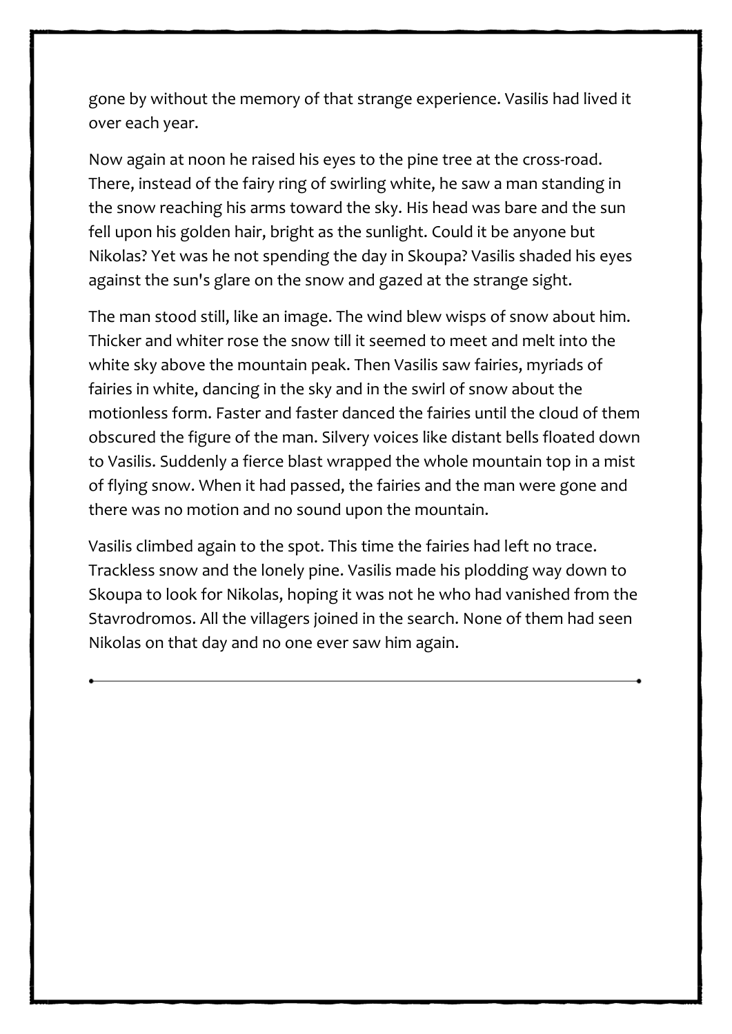gone by without the memory of that strange experience. Vasilis had lived it over each year.

Now again at noon he raised his eyes to the pine tree at the cross-road. There, instead of the fairy ring of swirling white, he saw a man standing in the snow reaching his arms toward the sky. His head was bare and the sun fell upon his golden hair, bright as the sunlight. Could it be anyone but Nikolas? Yet was he not spending the day in Skoupa? Vasilis shaded his eyes against the sun's glare on the snow and gazed at the strange sight.

The man stood still, like an image. The wind blew wisps of snow about him. Thicker and whiter rose the snow till it seemed to meet and melt into the white sky above the mountain peak. Then Vasilis saw fairies, myriads of fairies in white, dancing in the sky and in the swirl of snow about the motionless form. Faster and faster danced the fairies until the cloud of them obscured the figure of the man. Silvery voices like distant bells floated down to Vasilis. Suddenly a fierce blast wrapped the whole mountain top in a mist of flying snow. When it had passed, the fairies and the man were gone and there was no motion and no sound upon the mountain.

Vasilis climbed again to the spot. This time the fairies had left no trace. Trackless snow and the lonely pine. Vasilis made his plodding way down to Skoupa to look for Nikolas, hoping it was not he who had vanished from the Stavrodromos. All the villagers joined in the search. None of them had seen Nikolas on that day and no one ever saw him again.

---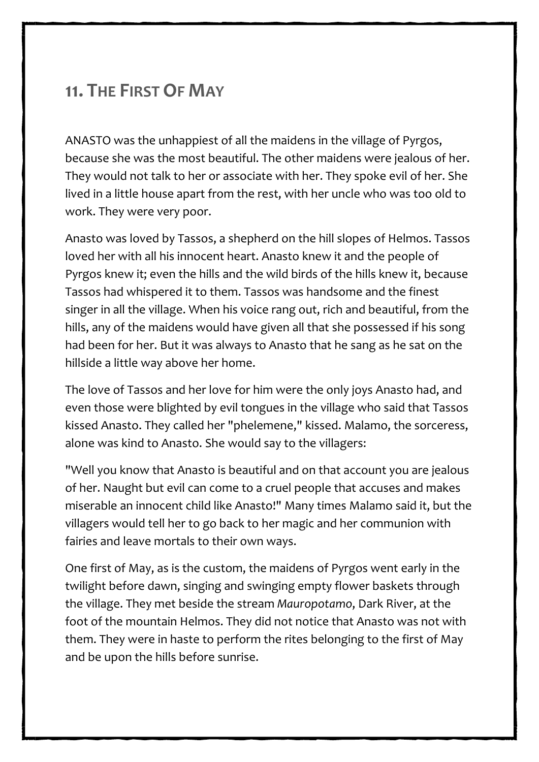## 11. The First Of May

ANASTO was the unhappiest of all the maidens in the village of Pyrgos, because she was the most beautiful. The other maidens were jealous of her. They would not talk to her or associate with her. They spoke evil of her. She lived in a little house apart from the rest, with her uncle who was too old to work. They were very poor.

Anasto was loved by Tassos, a shepherd on the hill slopes of Helmos. Tassos loved her with all his innocent heart. Anasto knew it and the people of Pyrgos knew it; even the hills and the wild birds of the hills knew it, because Tassos had whispered it to them. Tassos was handsome and the finest singer in all the village. When his voice rang out, rich and beautiful, from the hills, any of the maidens would have given all that she possessed if his song had been for her. But it was always to Anasto that he sang as he sat on the hillside a little way above her home.

The love of Tassos and her love for him were the only joys Anasto had, and even those were blighted by evil tongues in the village who said that Tassos kissed Anasto. They called her "phelemene," kissed. Malamo, the sorceress, alone was kind to Anasto. She would say to the villagers:

"Well you know that Anasto is beautiful and on that account you are jealous of her. Naught but evil can come to a cruel people that accuses and makes miserable an innocent child like Anasto!" Many times Malamo said it, but the villagers would tell her to go back to her magic and her communion with fairies and leave mortals to their own ways.

One first of May, as is the custom, the maidens of Pyrgos went early in the twilight before dawn, singing and swinging empty flower baskets through the village. They met beside the stream *Mauropotamo*, Dark River, at the foot of the mountain Helmos. They did not notice that Anasto was not with them. They were in haste to perform the rites belonging to the first of May and be upon the hills before sunrise.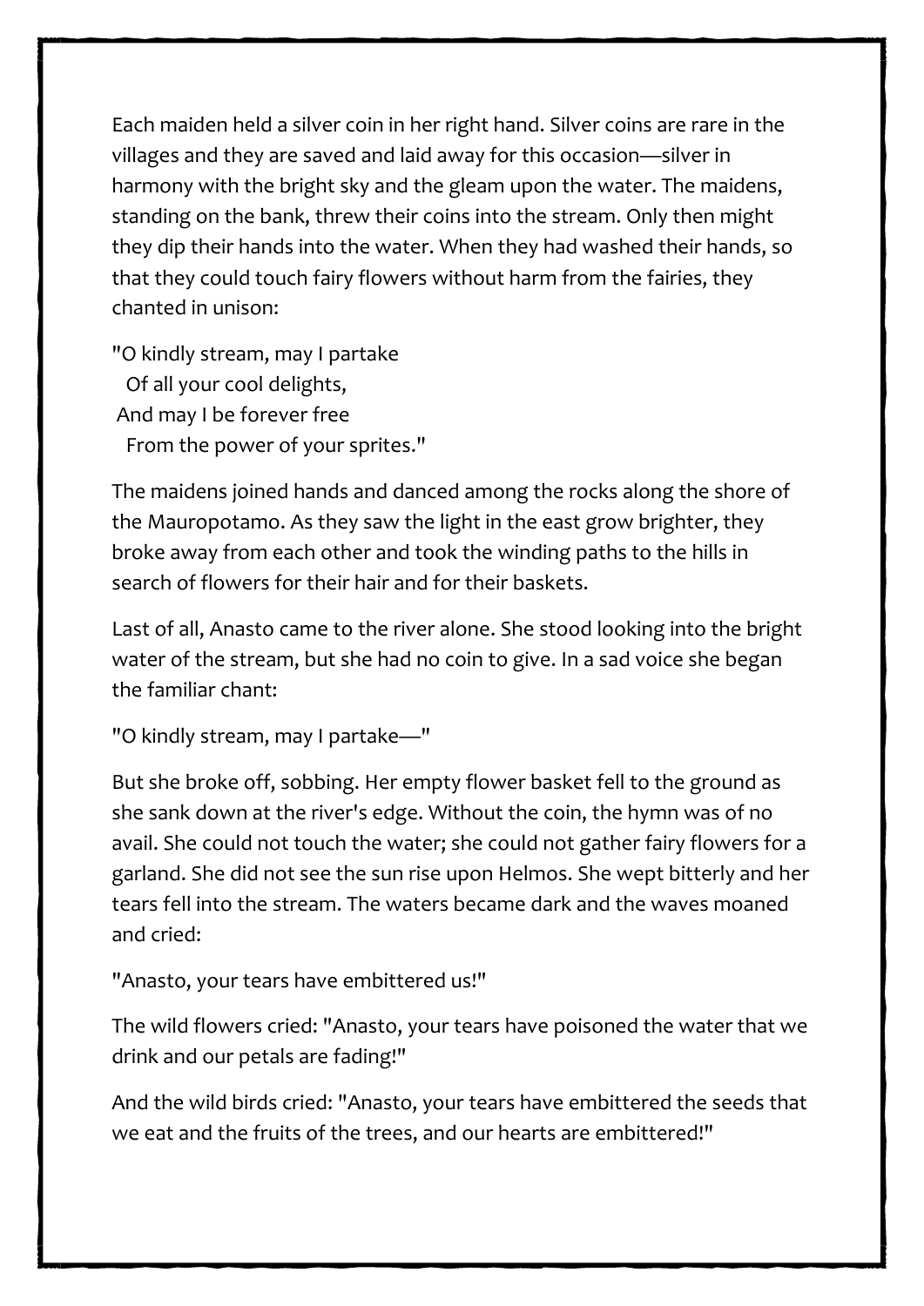Each maiden held a silver coin in her right hand. Silver coins are rare in the villages and they are saved and laid away for this occasion—silver in harmony with the bright sky and the gleam upon the water. The maidens, standing on the bank, threw their coins into the stream. Only then might they dip their hands into the water. When they had washed their hands, so that they could touch fairy flowers without harm from the fairies, they chanted in unison:

"O kindly stream, may I partake  
  Of all your cool delights,  
And may I be forever free  
  From the power of your sprites."

The maidens joined hands and danced among the rocks along the shore of the Mauropotamo. As they saw the light in the east grow brighter, they broke away from each other and took the winding paths to the hills in search of flowers for their hair and for their baskets.

Last of all, Anasto came to the river alone. She stood looking into the bright water of the stream, but she had no coin to give. In a sad voice she began the familiar chant:

"O kindly stream, may I partake—"

But she broke off, sobbing. Her empty flower basket fell to the ground as she sank down at the river's edge. Without the coin, the hymn was of no avail. She could not touch the water; she could not gather fairy flowers for a garland. She did not see the sun rise upon Helmos. She wept bitterly and her tears fell into the stream. The waters became dark and the waves moaned and cried:

"Anasto, your tears have embittered us!"

The wild flowers cried: "Anasto, your tears have poisoned the water that we drink and our petals are fading!"

And the wild birds cried: "Anasto, your tears have embittered the seeds that we eat and the fruits of the trees, and our hearts are embittered!"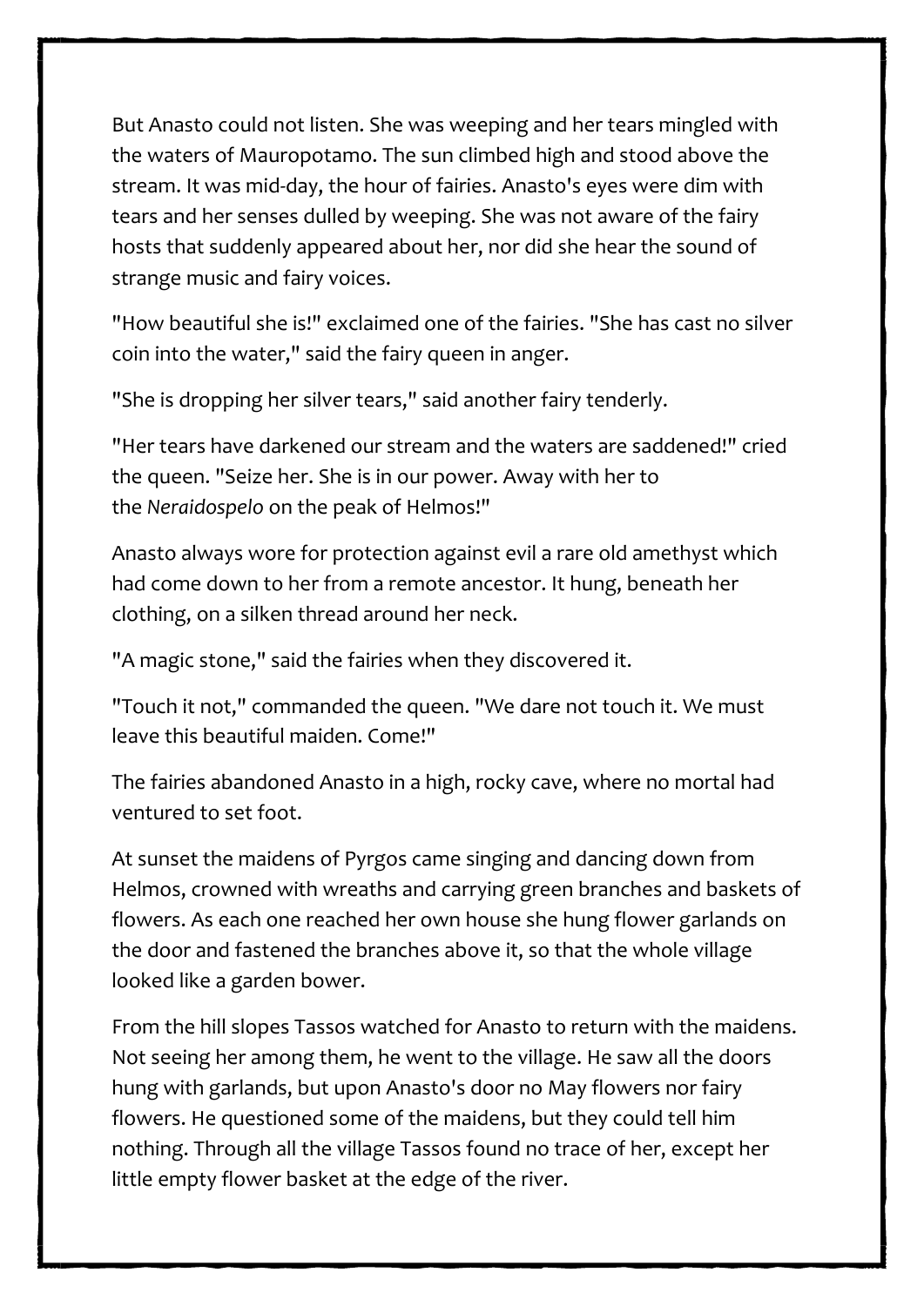But Anasto could not listen. She was weeping and her tears mingled with the waters of Mauropotamo. The sun climbed high and stood above the stream. It was mid-day, the hour of fairies. Anasto's eyes were dim with tears and her senses dulled by weeping. She was not aware of the fairy hosts that suddenly appeared about her, nor did she hear the sound of strange music and fairy voices.

"How beautiful she is!" exclaimed one of the fairies. "She has cast no silver coin into the water," said the fairy queen in anger.

"She is dropping her silver tears," said another fairy tenderly.

"Her tears have darkened our stream and the waters are saddened!" cried the queen. "Seize her. She is in our power. Away with her to the *Neraidospelo* on the peak of Helmos!"

Anasto always wore for protection against evil a rare old amethyst which had come down to her from a remote ancestor. It hung, beneath her clothing, on a silken thread around her neck.

"A magic stone," said the fairies when they discovered it.

"Touch it not," commanded the queen. "We dare not touch it. We must leave this beautiful maiden. Come!"

The fairies abandoned Anasto in a high, rocky cave, where no mortal had ventured to set foot.

At sunset the maidens of Pyrgos came singing and dancing down from Helmos, crowned with wreaths and carrying green branches and baskets of flowers. As each one reached her own house she hung flower garlands on the door and fastened the branches above it, so that the whole village looked like a garden bower.

From the hill slopes Tassos watched for Anasto to return with the maidens. Not seeing her among them, he went to the village. He saw all the doors hung with garlands, but upon Anasto's door no May flowers nor fairy flowers. He questioned some of the maidens, but they could tell him nothing. Through all the village Tassos found no trace of her, except her little empty flower basket at the edge of the river.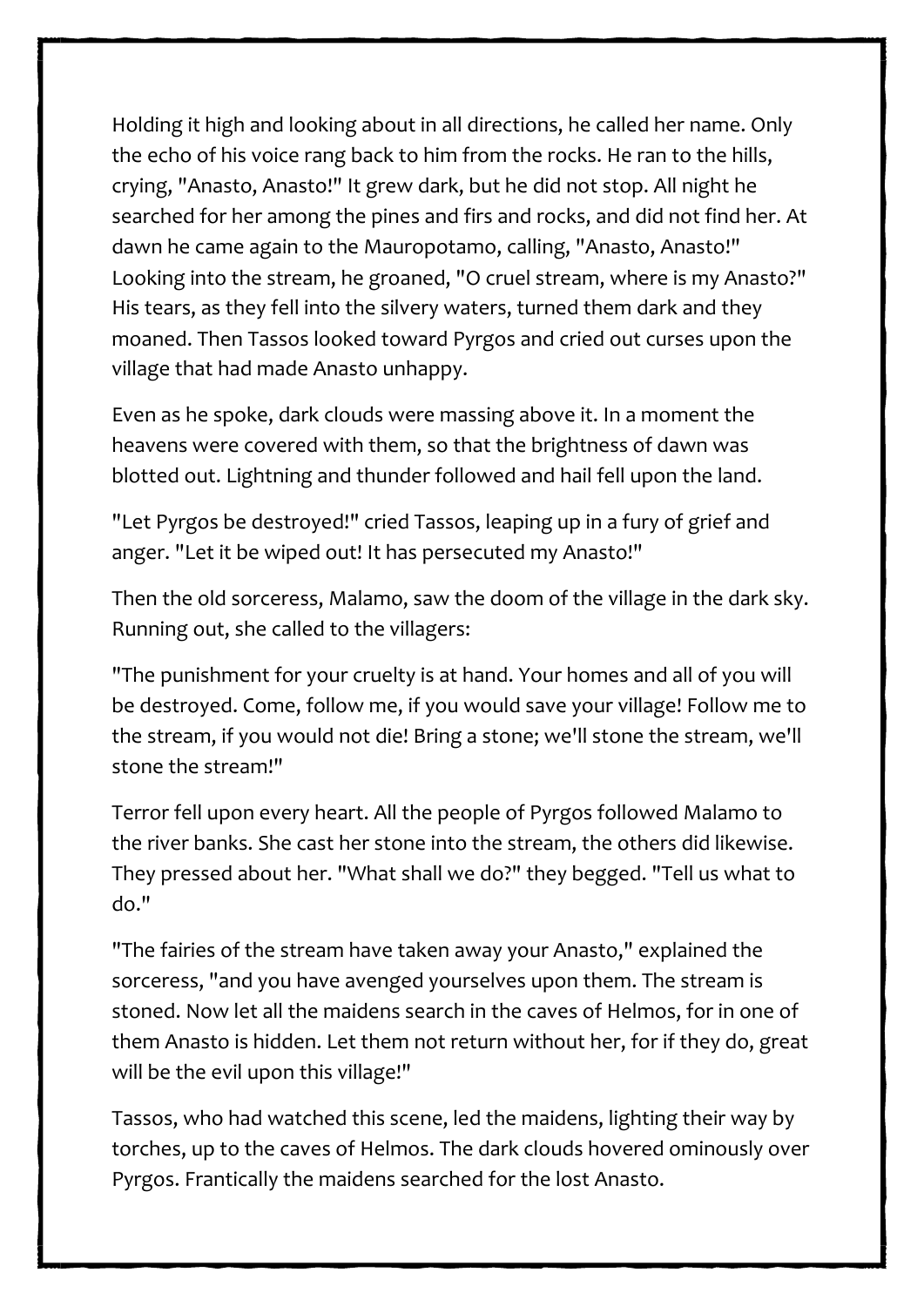Holding it high and looking about in all directions, he called her name. Only the echo of his voice rang back to him from the rocks. He ran to the hills, crying, "Anasto, Anasto!" It grew dark, but he did not stop. All night he searched for her among the pines and firs and rocks, and did not find her. At dawn he came again to the Mauropotamo, calling, "Anasto, Anasto!" Looking into the stream, he groaned, "O cruel stream, where is my Anasto?" His tears, as they fell into the silvery waters, turned them dark and they moaned. Then Tassos looked toward Pyrgos and cried out curses upon the village that had made Anasto unhappy.

Even as he spoke, dark clouds were massing above it. In a moment the heavens were covered with them, so that the brightness of dawn was blotted out. Lightning and thunder followed and hail fell upon the land.

"Let Pyrgos be destroyed!" cried Tassos, leaping up in a fury of grief and anger. "Let it be wiped out! It has persecuted my Anasto!"

Then the old sorceress, Malamo, saw the doom of the village in the dark sky. Running out, she called to the villagers:

"The punishment for your cruelty is at hand. Your homes and all of you will be destroyed. Come, follow me, if you would save your village! Follow me to the stream, if you would not die! Bring a stone; we'll stone the stream, we'll stone the stream!"

Terror fell upon every heart. All the people of Pyrgos followed Malamo to the river banks. She cast her stone into the stream, the others did likewise. They pressed about her. "What shall we do?" they begged. "Tell us what to do."

"The fairies of the stream have taken away your Anasto," explained the sorceress, "and you have avenged yourselves upon them. The stream is stoned. Now let all the maidens search in the caves of Helmos, for in one of them Anasto is hidden. Let them not return without her, for if they do, great will be the evil upon this village!"

Tassos, who had watched this scene, led the maidens, lighting their way by torches, up to the caves of Helmos. The dark clouds hovered ominously over Pyrgos. Frantically the maidens searched for the lost Anasto.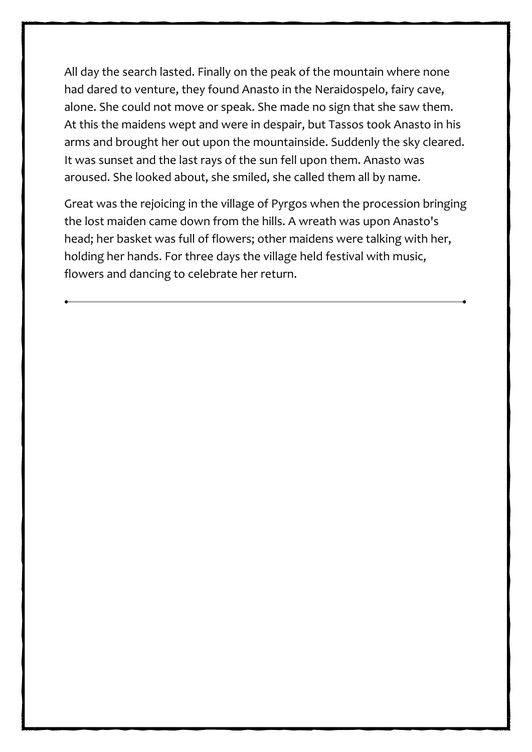All day the search lasted. Finally on the peak of the mountain where none had dared to venture, they found Anasto in the Neraidospelo, fairy cave, alone. She could not move or speak. She made no sign that she saw them. At this the maidens wept and were in despair, but Tassos took Anasto in his arms and brought her out upon the mountainside. Suddenly the sky cleared. It was sunset and the last rays of the sun fell upon them. Anasto was aroused. She looked about, she smiled, she called them all by name.

Great was the rejoicing in the village of Pyrgos when the procession bringing the lost maiden came down from the hills. A wreath was upon Anasto's head; her basket was full of flowers; other maidens were talking with her, holding her hands. For three days the village held festival with music, flowers and dancing to celebrate her return.

---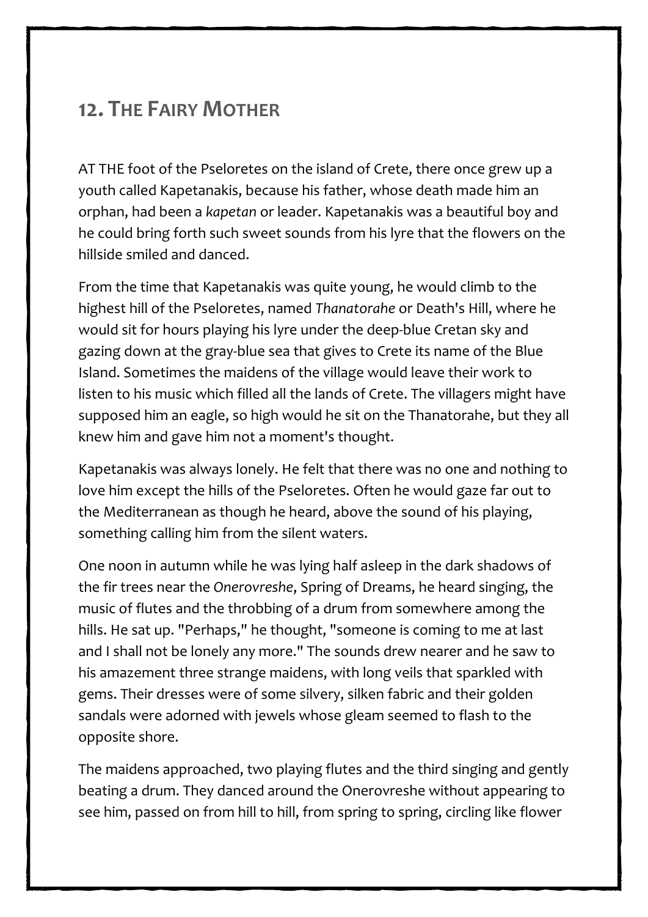## 12. The Fairy Mother

AT THE foot of the Pseloretes on the island of Crete, there once grew up a youth called Kapetanakis, because his father, whose death made him an orphan, had been a *kapetan* or leader. Kapetanakis was a beautiful boy and he could bring forth such sweet sounds from his lyre that the flowers on the hillside smiled and danced.

From the time that Kapetanakis was quite young, he would climb to the highest hill of the Pseloretes, named *Thanatorahe* or Death's Hill, where he would sit for hours playing his lyre under the deep-blue Cretan sky and gazing down at the gray-blue sea that gives to Crete its name of the Blue Island. Sometimes the maidens of the village would leave their work to listen to his music which filled all the lands of Crete. The villagers might have supposed him an eagle, so high would he sit on the Thanatorahe, but they all knew him and gave him not a moment's thought.

Kapetanakis was always lonely. He felt that there was no one and nothing to love him except the hills of the Pseloretes. Often he would gaze far out to the Mediterranean as though he heard, above the sound of his playing, something calling him from the silent waters.

One noon in autumn while he was lying half asleep in the dark shadows of the fir trees near the *Onerovreshe*, Spring of Dreams, he heard singing, the music of flutes and the throbbing of a drum from somewhere among the hills. He sat up. "Perhaps," he thought, "someone is coming to me at last and I shall not be lonely any more." The sounds drew nearer and he saw to his amazement three strange maidens, with long veils that sparkled with gems. Their dresses were of some silvery, silken fabric and their golden sandals were adorned with jewels whose gleam seemed to flash to the opposite shore.

The maidens approached, two playing flutes and the third singing and gently beating a drum. They danced around the Onerovreshe without appearing to see him, passed on from hill to hill, from spring to spring, circling like flower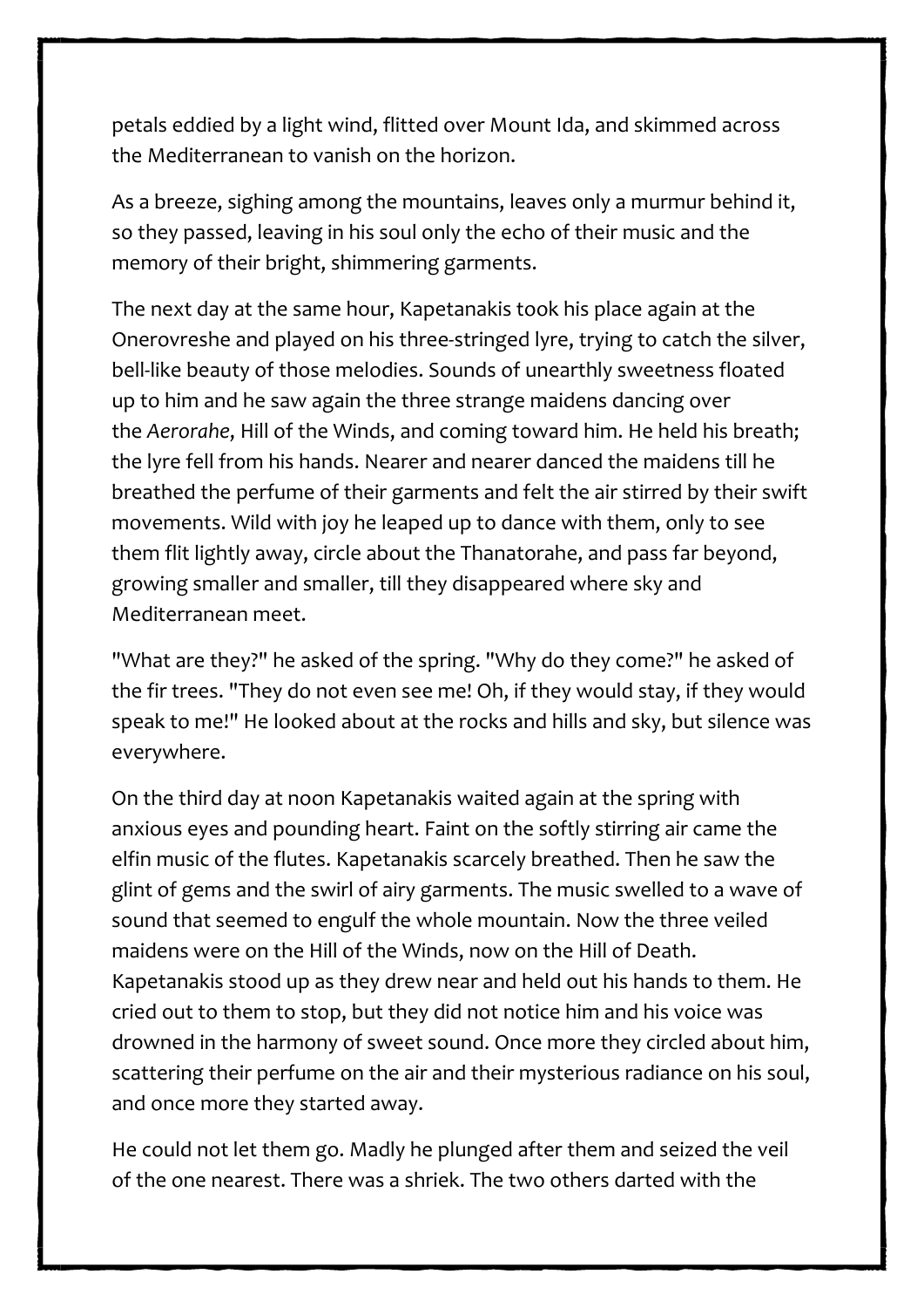petals eddied by a light wind, flitted over Mount Ida, and skimmed across the Mediterranean to vanish on the horizon.

As a breeze, sighing among the mountains, leaves only a murmur behind it, so they passed, leaving in his soul only the echo of their music and the memory of their bright, shimmering garments.

The next day at the same hour, Kapetanakis took his place again at the Onerovreshe and played on his three-stringed lyre, trying to catch the silver, bell-like beauty of those melodies. Sounds of unearthly sweetness floated up to him and he saw again the three strange maidens dancing over the *Aerorahe*, Hill of the Winds, and coming toward him. He held his breath; the lyre fell from his hands. Nearer and nearer danced the maidens till he breathed the perfume of their garments and felt the air stirred by their swift movements. Wild with joy he leaped up to dance with them, only to see them flit lightly away, circle about the Thanatorahe, and pass far beyond, growing smaller and smaller, till they disappeared where sky and Mediterranean meet.

"What are they?" he asked of the spring. "Why do they come?" he asked of the fir trees. "They do not even see me! Oh, if they would stay, if they would speak to me!" He looked about at the rocks and hills and sky, but silence was everywhere.

On the third day at noon Kapetanakis waited again at the spring with anxious eyes and pounding heart. Faint on the softly stirring air came the elfin music of the flutes. Kapetanakis scarcely breathed. Then he saw the glint of gems and the swirl of airy garments. The music swelled to a wave of sound that seemed to engulf the whole mountain. Now the three veiled maidens were on the Hill of the Winds, now on the Hill of Death. Kapetanakis stood up as they drew near and held out his hands to them. He cried out to them to stop, but they did not notice him and his voice was drowned in the harmony of sweet sound. Once more they circled about him, scattering their perfume on the air and their mysterious radiance on his soul, and once more they started away.

He could not let them go. Madly he plunged after them and seized the veil of the one nearest. There was a shriek. The two others darted with the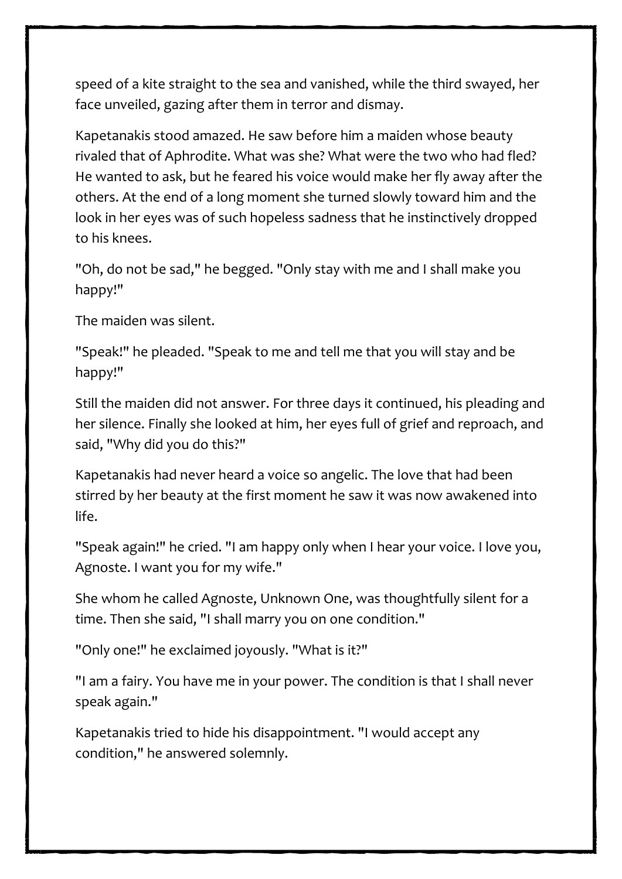speed of a kite straight to the sea and vanished, while the third swayed, her face unveiled, gazing after them in terror and dismay.

Kapetanakis stood amazed. He saw before him a maiden whose beauty rivaled that of Aphrodite. What was she? What were the two who had fled? He wanted to ask, but he feared his voice would make her fly away after the others. At the end of a long moment she turned slowly toward him and the look in her eyes was of such hopeless sadness that he instinctively dropped to his knees.

"Oh, do not be sad," he begged. "Only stay with me and I shall make you happy!"

The maiden was silent.

"Speak!" he pleaded. "Speak to me and tell me that you will stay and be happy!"

Still the maiden did not answer. For three days it continued, his pleading and her silence. Finally she looked at him, her eyes full of grief and reproach, and said, "Why did you do this?"

Kapetanakis had never heard a voice so angelic. The love that had been stirred by her beauty at the first moment he saw it was now awakened into life.

"Speak again!" he cried. "I am happy only when I hear your voice. I love you, Agnoste. I want you for my wife."

She whom he called Agnoste, Unknown One, was thoughtfully silent for a time. Then she said, "I shall marry you on one condition."

"Only one!" he exclaimed joyously. "What is it?"

"I am a fairy. You have me in your power. The condition is that I shall never speak again."

Kapetanakis tried to hide his disappointment. "I would accept any condition," he answered solemnly.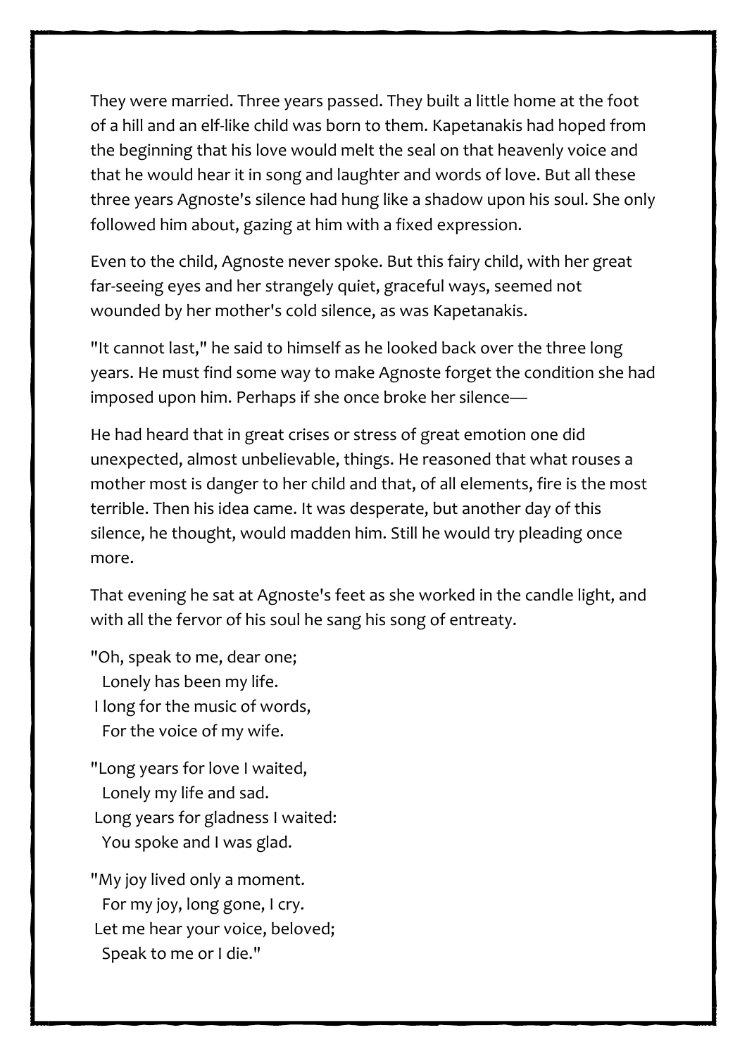They were married. Three years passed. They built a little home at the foot of a hill and an elf-like child was born to them. Kapetanakis had hoped from the beginning that his love would melt the seal on that heavenly voice and that he would hear it in song and laughter and words of love. But all these three years Agnoste's silence had hung like a shadow upon his soul. She only followed him about, gazing at him with a fixed expression.

Even to the child, Agnoste never spoke. But this fairy child, with her great far-seeing eyes and her strangely quiet, graceful ways, seemed not wounded by her mother's cold silence, as was Kapetanakis.

"It cannot last," he said to himself as he looked back over the three long years. He must find some way to make Agnoste forget the condition she had imposed upon him. Perhaps if she once broke her silence—

He had heard that in great crises or stress of great emotion one did unexpected, almost unbelievable, things. He reasoned that what rouses a mother most is danger to her child and that, of all elements, fire is the most terrible. Then his idea came. It was desperate, but another day of this silence, he thought, would madden him. Still he would try pleading once more.

That evening he sat at Agnoste's feet as she worked in the candle light, and with all the fervor of his soul he sang his song of entreaty.

"Oh, speak to me, dear one;  
  Lonely has been my life.  
 I long for the music of words,  
  For the voice of my wife.

"Long years for love I waited,  
  Lonely my life and sad.  
 Long years for gladness I waited:  
  You spoke and I was glad.

"My joy lived only a moment.  
  For my joy, long gone, I cry.  
 Let me hear your voice, beloved;  
  Speak to me or I die."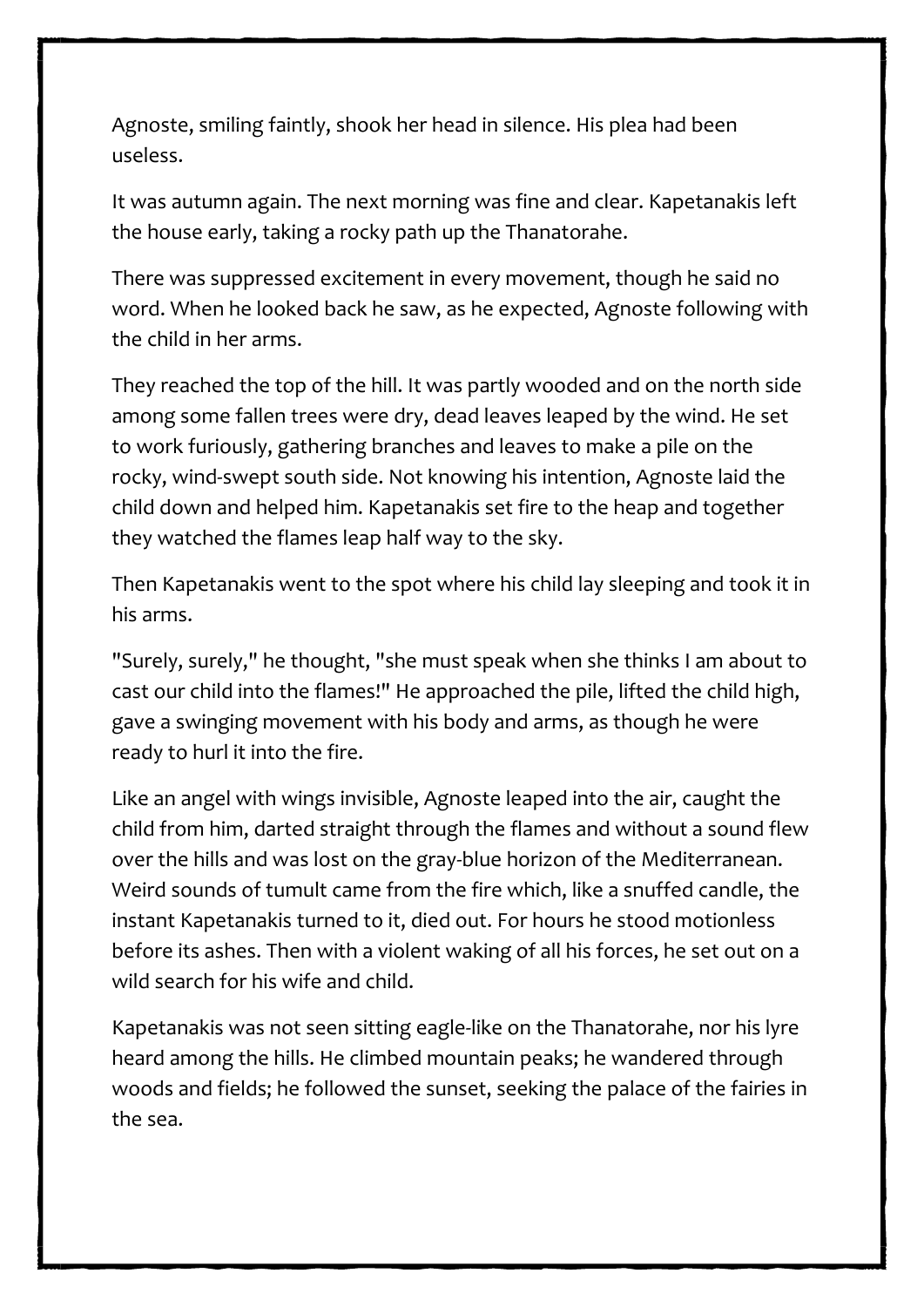Agnoste, smiling faintly, shook her head in silence. His plea had been useless.

It was autumn again. The next morning was fine and clear. Kapetanakis left the house early, taking a rocky path up the Thanatorahe.

There was suppressed excitement in every movement, though he said no word. When he looked back he saw, as he expected, Agnoste following with the child in her arms.

They reached the top of the hill. It was partly wooded and on the north side among some fallen trees were dry, dead leaves leaped by the wind. He set to work furiously, gathering branches and leaves to make a pile on the rocky, wind-swept south side. Not knowing his intention, Agnoste laid the child down and helped him. Kapetanakis set fire to the heap and together they watched the flames leap half way to the sky.

Then Kapetanakis went to the spot where his child lay sleeping and took it in his arms.

"Surely, surely," he thought, "she must speak when she thinks I am about to cast our child into the flames!" He approached the pile, lifted the child high, gave a swinging movement with his body and arms, as though he were ready to hurl it into the fire.

Like an angel with wings invisible, Agnoste leaped into the air, caught the child from him, darted straight through the flames and without a sound flew over the hills and was lost on the gray-blue horizon of the Mediterranean. Weird sounds of tumult came from the fire which, like a snuffed candle, the instant Kapetanakis turned to it, died out. For hours he stood motionless before its ashes. Then with a violent waking of all his forces, he set out on a wild search for his wife and child.

Kapetanakis was not seen sitting eagle-like on the Thanatorahe, nor his lyre heard among the hills. He climbed mountain peaks; he wandered through woods and fields; he followed the sunset, seeking the palace of the fairies in the sea.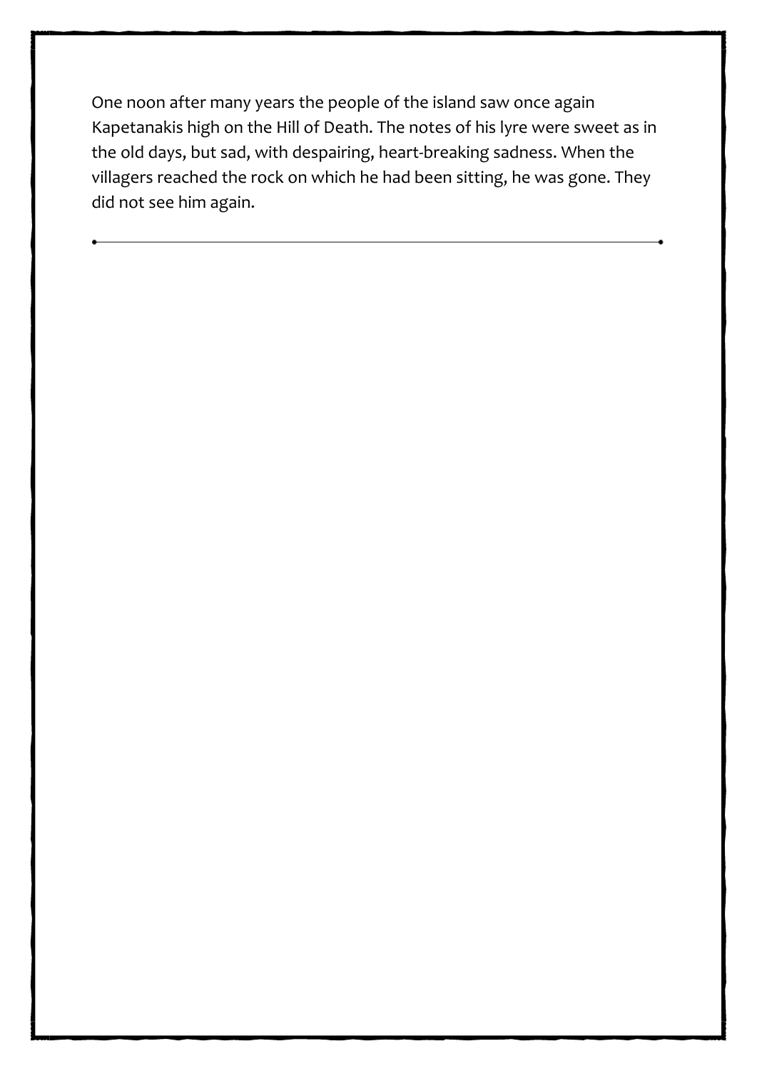One noon after many years the people of the island saw once again Kapetanakis high on the Hill of Death. The notes of his lyre were sweet as in the old days, but sad, with despairing, heart-breaking sadness. When the villagers reached the rock on which he had been sitting, he was gone. They did not see him again.

---